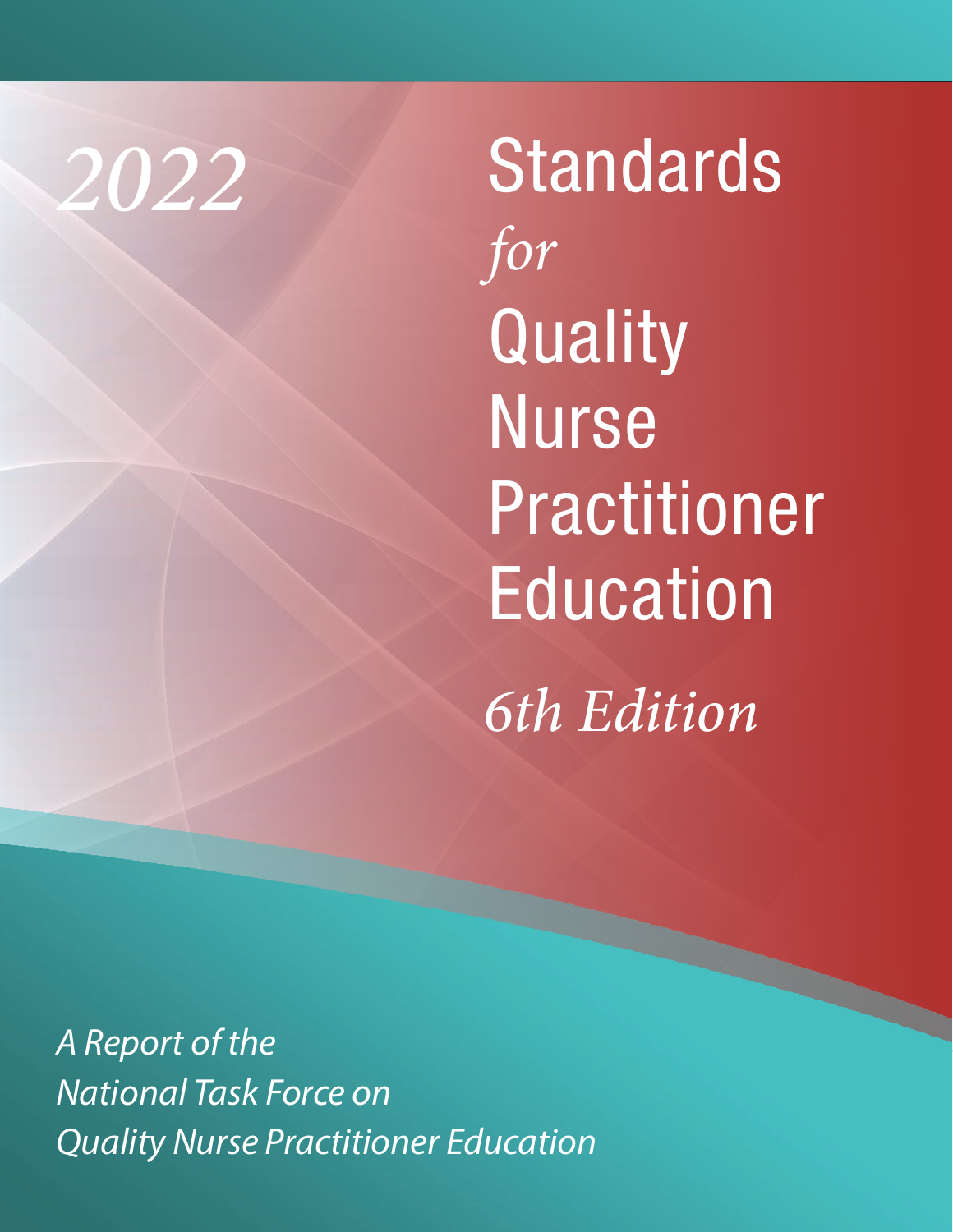*2022*

# Standards *for* Quality Nurse Practitioner Education

*6th Edition*

*A Report of the National Task Force on Quality Nurse Practitioner Education*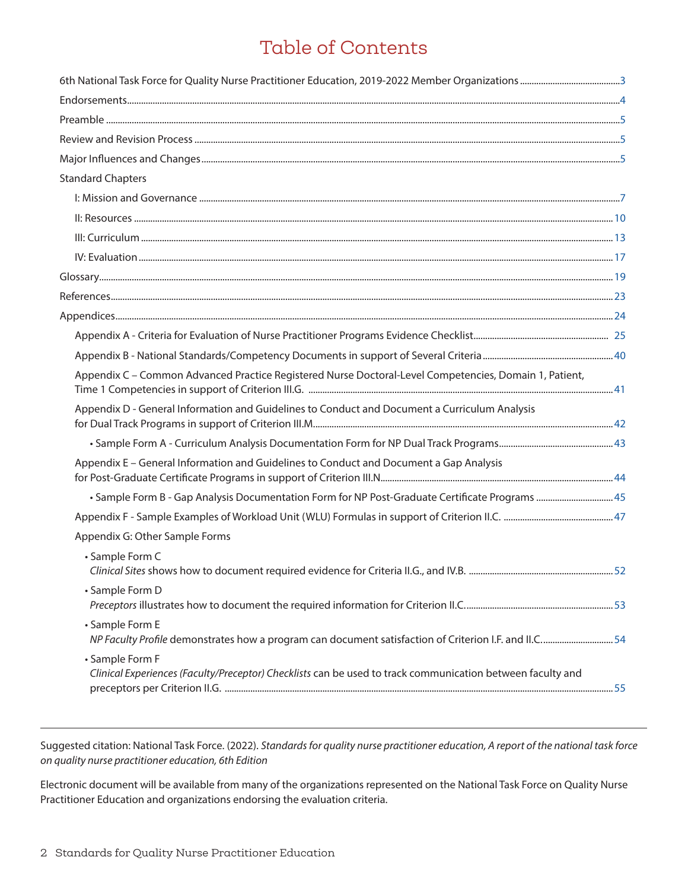# Table of Contents

6th National Task Force for Quality Nurse Practitioner Education, 2019-2022 Member Organizations ..... 3

Endorsements ..... 4

Preamble ..... 5

Review and Revision Process ..... 5

Major Influences and Changes ..... 5

Standard Chapters

- I: Mission and Governance ..... 7
- II: Resources ..... 10
- III: Curriculum ..... 13
- IV: Evaluation ..... 17

Glossary ..... 19

References ..... 23

Appendices ..... 24

- Appendix A - Criteria for Evaluation of Nurse Practitioner Programs Evidence Checklist ..... 25
- Appendix B - National Standards/Competency Documents in support of Several Criteria ..... 40
- Appendix C – Common Advanced Practice Registered Nurse Doctoral-Level Competencies, Domain 1, Patient, Time 1 Competencies in support of Criterion III.G. ..... 41
- Appendix D - General Information and Guidelines to Conduct and Document a Curriculum Analysis for Dual Track Programs in support of Criterion III.M. ..... 42
    - Sample Form A - Curriculum Analysis Documentation Form for NP Dual Track Programs ..... 43
- Appendix E – General Information and Guidelines to Conduct and Document a Gap Analysis for Post-Graduate Certificate Programs in support of Criterion III.N. ..... 44
    - Sample Form B - Gap Analysis Documentation Form for NP Post-Graduate Certificate Programs ..... 45
- Appendix F - Sample Examples of Workload Unit (WLU) Formulas in support of Criterion II.C. ..... 47
- Appendix G: Other Sample Forms
    - Sample Form C
      *Clinical Sites* shows how to document required evidence for Criteria II.G., and IV.B. ..... 52
    - Sample Form D
      *Preceptors* illustrates how to document the required information for Criterion II.C. ..... 53
    - Sample Form E
      *NP Faculty Profile* demonstrates how a program can document satisfaction of Criterion I.F. and II.C. ..... 54
    - Sample Form F
      *Clinical Experiences (Faculty/Preceptor) Checklists* can be used to track communication between faculty and preceptors per Criterion II.G. ..... 55

---

Suggested citation: National Task Force. (2022). *Standards for quality nurse practitioner education, A report of the national task force on quality nurse practitioner education, 6th Edition*

Electronic document will be available from many of the organizations represented on the National Task Force on Quality Nurse Practitioner Education and organizations endorsing the evaluation criteria.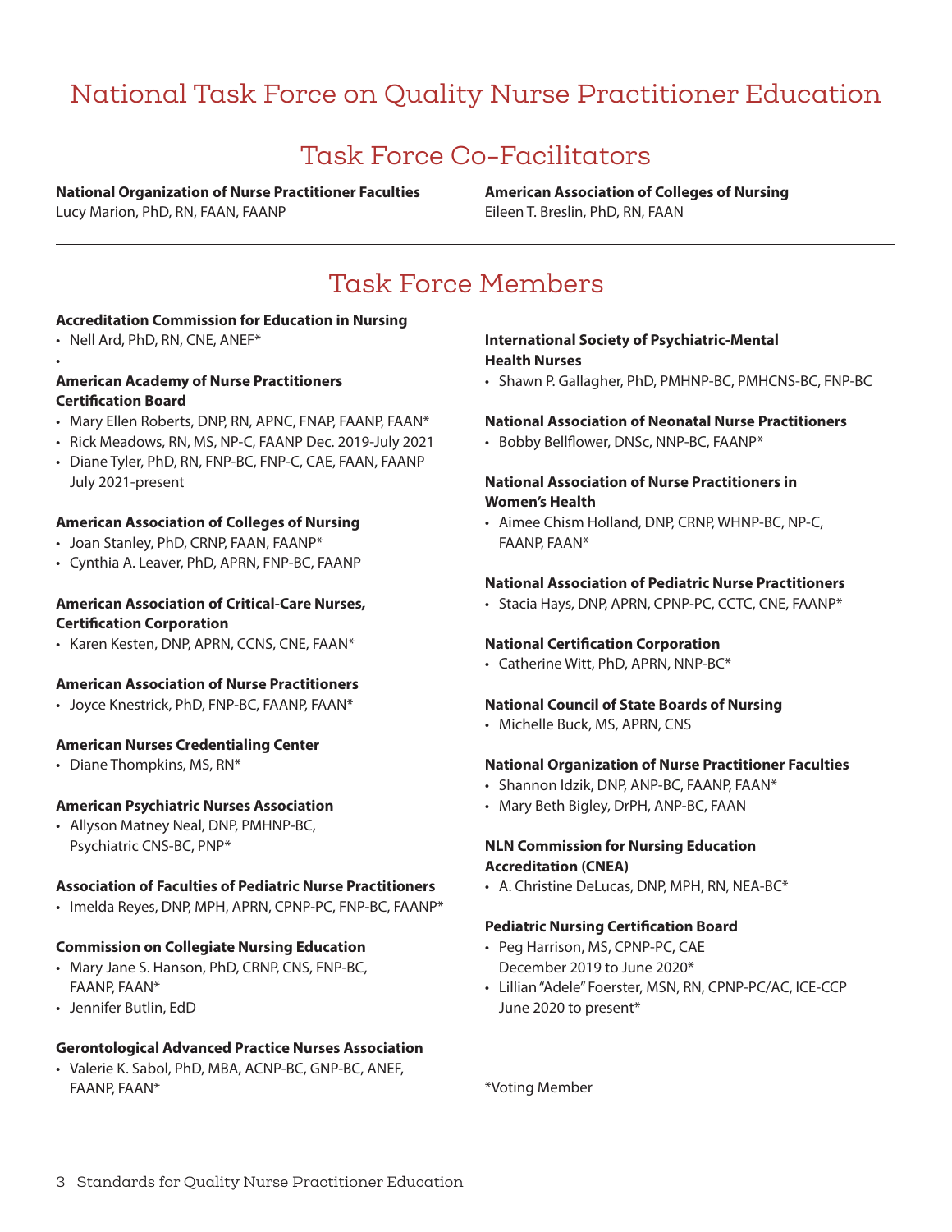# National Task Force on Quality Nurse Practitioner Education

## Task Force Co-Facilitators

**National Organization of Nurse Practitioner Faculties**
Lucy Marion, PhD, RN, FAAN, FAANP

**American Association of Colleges of Nursing**
Eileen T. Breslin, PhD, RN, FAAN

---

## Task Force Members

**Accreditation Commission for Education in Nursing**
- Nell Ard, PhD, RN, CNE, ANEF*

**American Academy of Nurse Practitioners Certification Board**
- Mary Ellen Roberts, DNP, RN, APNC, FNAP, FAANP, FAAN*
- Rick Meadows, RN, MS, NP-C, FAANP Dec. 2019-July 2021
- Diane Tyler, PhD, RN, FNP-BC, FNP-C, CAE, FAAN, FAANP July 2021-present

**American Association of Colleges of Nursing**
- Joan Stanley, PhD, CRNP, FAAN, FAANP*
- Cynthia A. Leaver, PhD, APRN, FNP-BC, FAANP

**American Association of Critical-Care Nurses, Certification Corporation**
- Karen Kesten, DNP, APRN, CCNS, CNE, FAAN*

**American Association of Nurse Practitioners**
- Joyce Knestrick, PhD, FNP-BC, FAANP, FAAN*

**American Nurses Credentialing Center**
- Diane Thompkins, MS, RN*

**American Psychiatric Nurses Association**
- Allyson Matney Neal, DNP, PMHNP-BC, Psychiatric CNS-BC, PNP*

**Association of Faculties of Pediatric Nurse Practitioners**
- Imelda Reyes, DNP, MPH, APRN, CPNP-PC, FNP-BC, FAANP*

**Commission on Collegiate Nursing Education**
- Mary Jane S. Hanson, PhD, CRNP, CNS, FNP-BC, FAANP, FAAN*
- Jennifer Butlin, EdD

**Gerontological Advanced Practice Nurses Association**
- Valerie K. Sabol, PhD, MBA, ACNP-BC, GNP-BC, ANEF, FAANP, FAAN*

**International Society of Psychiatric-Mental Health Nurses**
- Shawn P. Gallagher, PhD, PMHNP-BC, PMHCNS-BC, FNP-BC

**National Association of Neonatal Nurse Practitioners**
- Bobby Bellflower, DNSc, NNP-BC, FAANP*

**National Association of Nurse Practitioners in Women's Health**
- Aimee Chism Holland, DNP, CRNP, WHNP-BC, NP-C, FAANP, FAAN*

**National Association of Pediatric Nurse Practitioners**
- Stacia Hays, DNP, APRN, CPNP-PC, CCTC, CNE, FAANP*

**National Certification Corporation**
- Catherine Witt, PhD, APRN, NNP-BC*

**National Council of State Boards of Nursing**
- Michelle Buck, MS, APRN, CNS

**National Organization of Nurse Practitioner Faculties**
- Shannon Idzik, DNP, ANP-BC, FAANP, FAAN*
- Mary Beth Bigley, DrPH, ANP-BC, FAAN

**NLN Commission for Nursing Education Accreditation (CNEA)**
- A. Christine DeLucas, DNP, MPH, RN, NEA-BC*

**Pediatric Nursing Certification Board**
- Peg Harrison, MS, CPNP-PC, CAE December 2019 to June 2020*
- Lillian "Adele" Foerster, MSN, RN, CPNP-PC/AC, ICE-CCP June 2020 to present*

*Voting Member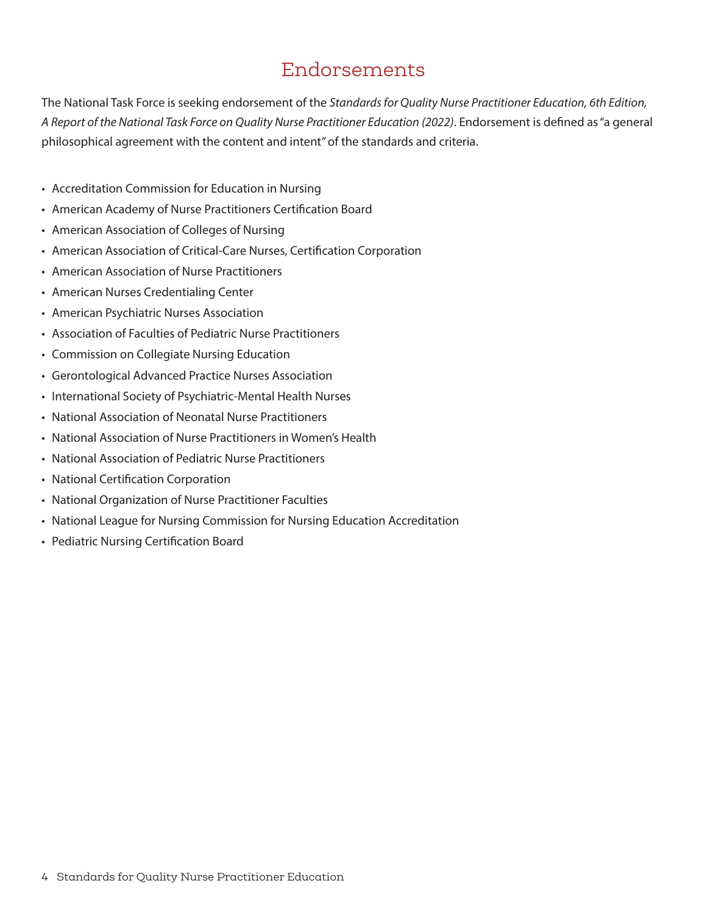# Endorsements

The National Task Force is seeking endorsement of the *Standards for Quality Nurse Practitioner Education, 6th Edition, A Report of the National Task Force on Quality Nurse Practitioner Education (2022)*. Endorsement is defined as "a general philosophical agreement with the content and intent" of the standards and criteria.

- Accreditation Commission for Education in Nursing
- American Academy of Nurse Practitioners Certification Board
- American Association of Colleges of Nursing
- American Association of Critical-Care Nurses, Certification Corporation
- American Association of Nurse Practitioners
- American Nurses Credentialing Center
- American Psychiatric Nurses Association
- Association of Faculties of Pediatric Nurse Practitioners
- Commission on Collegiate Nursing Education
- Gerontological Advanced Practice Nurses Association
- International Society of Psychiatric-Mental Health Nurses
- National Association of Neonatal Nurse Practitioners
- National Association of Nurse Practitioners in Women's Health
- National Association of Pediatric Nurse Practitioners
- National Certification Corporation
- National Organization of Nurse Practitioner Faculties
- National League for Nursing Commission for Nursing Education Accreditation
- Pediatric Nursing Certification Board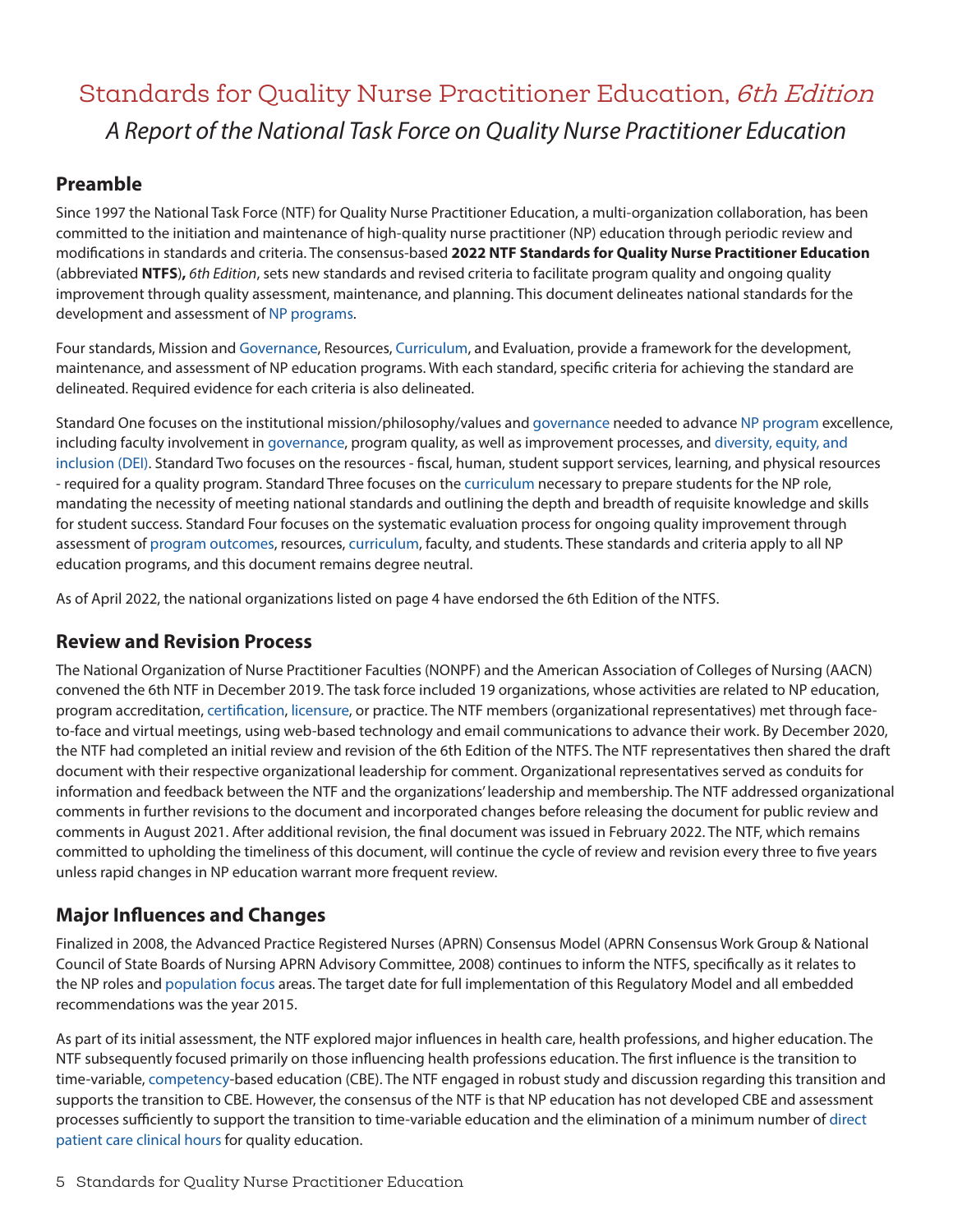# Standards for Quality Nurse Practitioner Education, *6th Edition*

*A Report of the National Task Force on Quality Nurse Practitioner Education*

## Preamble

Since 1997 the National Task Force (NTF) for Quality Nurse Practitioner Education, a multi-organization collaboration, has been committed to the initiation and maintenance of high-quality nurse practitioner (NP) education through periodic review and modifications in standards and criteria. The consensus-based **2022 NTF Standards for Quality Nurse Practitioner Education** (abbreviated **NTFS**)**,** *6th Edition*, sets new standards and revised criteria to facilitate program quality and ongoing quality improvement through quality assessment, maintenance, and planning. This document delineates national standards for the development and assessment of NP programs.

Four standards, Mission and Governance, Resources, Curriculum, and Evaluation, provide a framework for the development, maintenance, and assessment of NP education programs. With each standard, specific criteria for achieving the standard are delineated. Required evidence for each criteria is also delineated.

Standard One focuses on the institutional mission/philosophy/values and governance needed to advance NP program excellence, including faculty involvement in governance, program quality, as well as improvement processes, and diversity, equity, and inclusion (DEI). Standard Two focuses on the resources - fiscal, human, student support services, learning, and physical resources - required for a quality program. Standard Three focuses on the curriculum necessary to prepare students for the NP role, mandating the necessity of meeting national standards and outlining the depth and breadth of requisite knowledge and skills for student success. Standard Four focuses on the systematic evaluation process for ongoing quality improvement through assessment of program outcomes, resources, curriculum, faculty, and students. These standards and criteria apply to all NP education programs, and this document remains degree neutral.

As of April 2022, the national organizations listed on page 4 have endorsed the 6th Edition of the NTFS.

## Review and Revision Process

The National Organization of Nurse Practitioner Faculties (NONPF) and the American Association of Colleges of Nursing (AACN) convened the 6th NTF in December 2019. The task force included 19 organizations, whose activities are related to NP education, program accreditation, certification, licensure, or practice. The NTF members (organizational representatives) met through face-to-face and virtual meetings, using web-based technology and email communications to advance their work. By December 2020, the NTF had completed an initial review and revision of the 6th Edition of the NTFS. The NTF representatives then shared the draft document with their respective organizational leadership for comment. Organizational representatives served as conduits for information and feedback between the NTF and the organizations' leadership and membership. The NTF addressed organizational comments in further revisions to the document and incorporated changes before releasing the document for public review and comments in August 2021. After additional revision, the final document was issued in February 2022. The NTF, which remains committed to upholding the timeliness of this document, will continue the cycle of review and revision every three to five years unless rapid changes in NP education warrant more frequent review.

## Major Influences and Changes

Finalized in 2008, the Advanced Practice Registered Nurses (APRN) Consensus Model (APRN Consensus Work Group & National Council of State Boards of Nursing APRN Advisory Committee, 2008) continues to inform the NTFS, specifically as it relates to the NP roles and population focus areas. The target date for full implementation of this Regulatory Model and all embedded recommendations was the year 2015.

As part of its initial assessment, the NTF explored major influences in health care, health professions, and higher education. The NTF subsequently focused primarily on those influencing health professions education. The first influence is the transition to time-variable, competency-based education (CBE). The NTF engaged in robust study and discussion regarding this transition and supports the transition to CBE. However, the consensus of the NTF is that NP education has not developed CBE and assessment processes sufficiently to support the transition to time-variable education and the elimination of a minimum number of direct patient care clinical hours for quality education.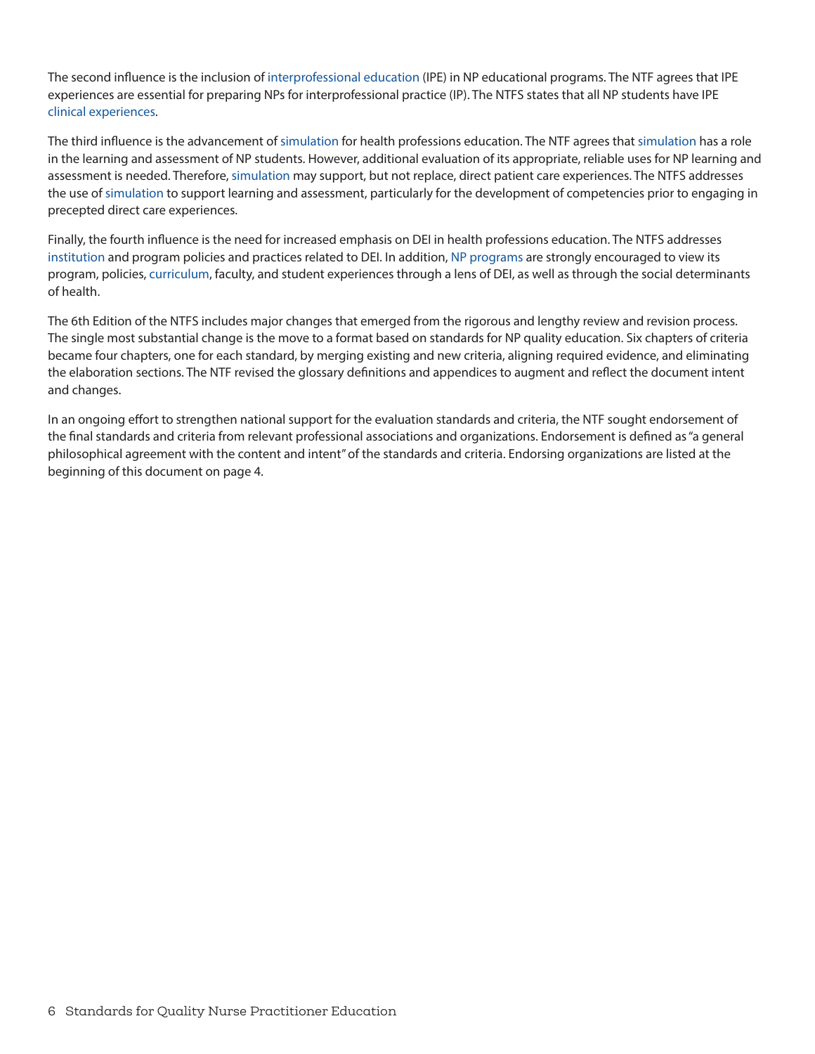The second influence is the inclusion of interprofessional education (IPE) in NP educational programs. The NTF agrees that IPE experiences are essential for preparing NPs for interprofessional practice (IP). The NTFS states that all NP students have IPE clinical experiences.

The third influence is the advancement of simulation for health professions education. The NTF agrees that simulation has a role in the learning and assessment of NP students. However, additional evaluation of its appropriate, reliable uses for NP learning and assessment is needed. Therefore, simulation may support, but not replace, direct patient care experiences. The NTFS addresses the use of simulation to support learning and assessment, particularly for the development of competencies prior to engaging in precepted direct care experiences.

Finally, the fourth influence is the need for increased emphasis on DEI in health professions education. The NTFS addresses institution and program policies and practices related to DEI. In addition, NP programs are strongly encouraged to view its program, policies, curriculum, faculty, and student experiences through a lens of DEI, as well as through the social determinants of health.

The 6th Edition of the NTFS includes major changes that emerged from the rigorous and lengthy review and revision process. The single most substantial change is the move to a format based on standards for NP quality education. Six chapters of criteria became four chapters, one for each standard, by merging existing and new criteria, aligning required evidence, and eliminating the elaboration sections. The NTF revised the glossary definitions and appendices to augment and reflect the document intent and changes.

In an ongoing effort to strengthen national support for the evaluation standards and criteria, the NTF sought endorsement of the final standards and criteria from relevant professional associations and organizations. Endorsement is defined as "a general philosophical agreement with the content and intent" of the standards and criteria. Endorsing organizations are listed at the beginning of this document on page 4.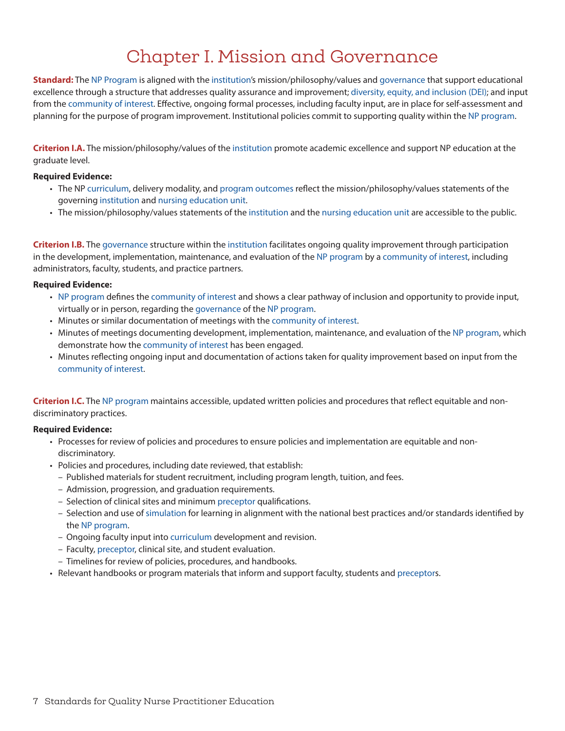# Chapter I. Mission and Governance

**Standard:** The NP Program is aligned with the institution's mission/philosophy/values and governance that support educational excellence through a structure that addresses quality assurance and improvement; diversity, equity, and inclusion (DEI); and input from the community of interest. Effective, ongoing formal processes, including faculty input, are in place for self-assessment and planning for the purpose of program improvement. Institutional policies commit to supporting quality within the NP program.

**Criterion I.A.** The mission/philosophy/values of the institution promote academic excellence and support NP education at the graduate level.

**Required Evidence:**

- The NP curriculum, delivery modality, and program outcomes reflect the mission/philosophy/values statements of the governing institution and nursing education unit.
- The mission/philosophy/values statements of the institution and the nursing education unit are accessible to the public.

**Criterion I.B.** The governance structure within the institution facilitates ongoing quality improvement through participation in the development, implementation, maintenance, and evaluation of the NP program by a community of interest, including administrators, faculty, students, and practice partners.

**Required Evidence:**

- NP program defines the community of interest and shows a clear pathway of inclusion and opportunity to provide input, virtually or in person, regarding the governance of the NP program.
- Minutes or similar documentation of meetings with the community of interest.
- Minutes of meetings documenting development, implementation, maintenance, and evaluation of the NP program, which demonstrate how the community of interest has been engaged.
- Minutes reflecting ongoing input and documentation of actions taken for quality improvement based on input from the community of interest.

**Criterion I.C.** The NP program maintains accessible, updated written policies and procedures that reflect equitable and non-discriminatory practices.

**Required Evidence:**

- Processes for review of policies and procedures to ensure policies and implementation are equitable and non-discriminatory.
- Policies and procedures, including date reviewed, that establish:
  - Published materials for student recruitment, including program length, tuition, and fees.
  - Admission, progression, and graduation requirements.
  - Selection of clinical sites and minimum preceptor qualifications.
  - Selection and use of simulation for learning in alignment with the national best practices and/or standards identified by the NP program.
  - Ongoing faculty input into curriculum development and revision.
  - Faculty, preceptor, clinical site, and student evaluation.
  - Timelines for review of policies, procedures, and handbooks.
- Relevant handbooks or program materials that inform and support faculty, students and preceptors.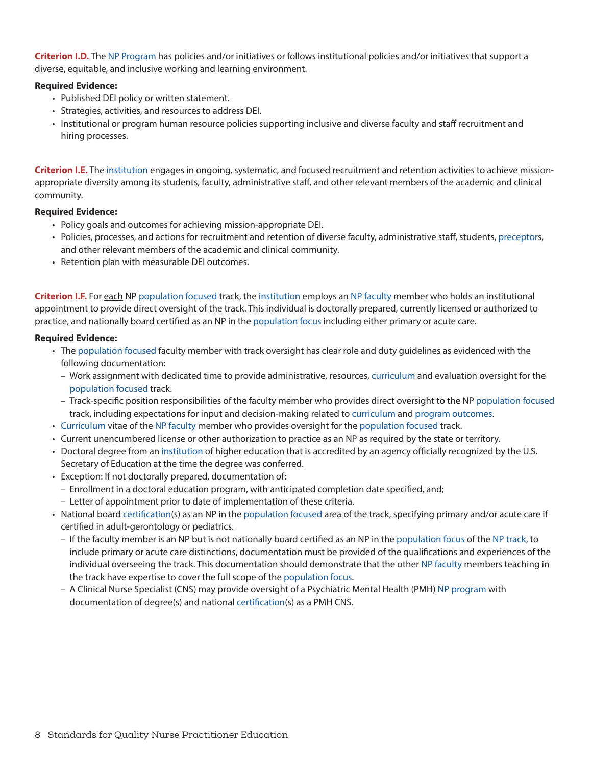**Criterion I.D.** The NP Program has policies and/or initiatives or follows institutional policies and/or initiatives that support a diverse, equitable, and inclusive working and learning environment.

**Required Evidence:**

- Published DEI policy or written statement.
- Strategies, activities, and resources to address DEI.
- Institutional or program human resource policies supporting inclusive and diverse faculty and staff recruitment and hiring processes.

**Criterion I.E.** The institution engages in ongoing, systematic, and focused recruitment and retention activities to achieve mission-appropriate diversity among its students, faculty, administrative staff, and other relevant members of the academic and clinical community.

**Required Evidence:**

- Policy goals and outcomes for achieving mission-appropriate DEI.
- Policies, processes, and actions for recruitment and retention of diverse faculty, administrative staff, students, preceptors, and other relevant members of the academic and clinical community.
- Retention plan with measurable DEI outcomes.

**Criterion I.F.** For each NP population focused track, the institution employs an NP faculty member who holds an institutional appointment to provide direct oversight of the track. This individual is doctorally prepared, currently licensed or authorized to practice, and nationally board certified as an NP in the population focus including either primary or acute care.

**Required Evidence:**

- The population focused faculty member with track oversight has clear role and duty guidelines as evidenced with the following documentation:
  - Work assignment with dedicated time to provide administrative, resources, curriculum and evaluation oversight for the population focused track.
  - Track-specific position responsibilities of the faculty member who provides direct oversight to the NP population focused track, including expectations for input and decision-making related to curriculum and program outcomes.
- Curriculum vitae of the NP faculty member who provides oversight for the population focused track.
- Current unencumbered license or other authorization to practice as an NP as required by the state or territory.
- Doctoral degree from an institution of higher education that is accredited by an agency officially recognized by the U.S. Secretary of Education at the time the degree was conferred.
- Exception: If not doctorally prepared, documentation of:
  - Enrollment in a doctoral education program, with anticipated completion date specified, and;
  - Letter of appointment prior to date of implementation of these criteria.
- National board certification(s) as an NP in the population focused area of the track, specifying primary and/or acute care if certified in adult-gerontology or pediatrics.
  - If the faculty member is an NP but is not nationally board certified as an NP in the population focus of the NP track, to include primary or acute care distinctions, documentation must be provided of the qualifications and experiences of the individual overseeing the track. This documentation should demonstrate that the other NP faculty members teaching in the track have expertise to cover the full scope of the population focus.
  - A Clinical Nurse Specialist (CNS) may provide oversight of a Psychiatric Mental Health (PMH) NP program with documentation of degree(s) and national certification(s) as a PMH CNS.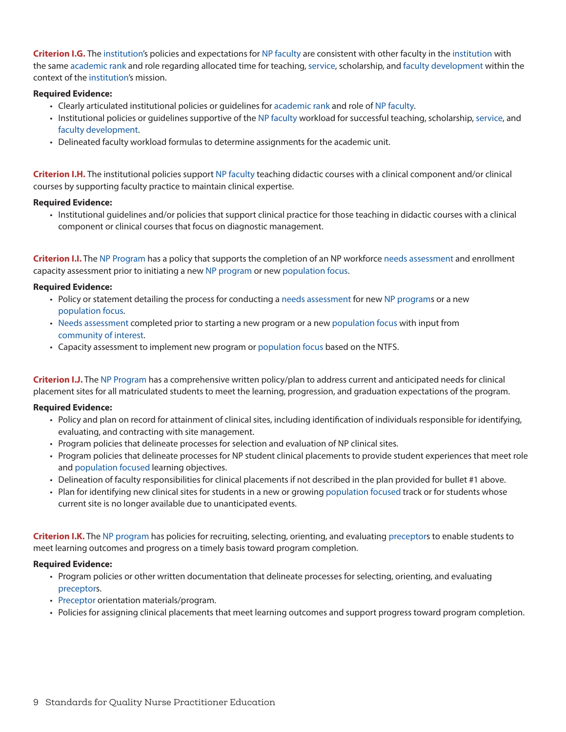**Criterion I.G.** The institution's policies and expectations for NP faculty are consistent with other faculty in the institution with the same academic rank and role regarding allocated time for teaching, service, scholarship, and faculty development within the context of the institution's mission.

**Required Evidence:**

- Clearly articulated institutional policies or guidelines for academic rank and role of NP faculty.
- Institutional policies or guidelines supportive of the NP faculty workload for successful teaching, scholarship, service, and faculty development.
- Delineated faculty workload formulas to determine assignments for the academic unit.

**Criterion I.H.** The institutional policies support NP faculty teaching didactic courses with a clinical component and/or clinical courses by supporting faculty practice to maintain clinical expertise.

**Required Evidence:**

- Institutional guidelines and/or policies that support clinical practice for those teaching in didactic courses with a clinical component or clinical courses that focus on diagnostic management.

**Criterion I.I.** The NP Program has a policy that supports the completion of an NP workforce needs assessment and enrollment capacity assessment prior to initiating a new NP program or new population focus.

**Required Evidence:**

- Policy or statement detailing the process for conducting a needs assessment for new NP programs or a new population focus.
- Needs assessment completed prior to starting a new program or a new population focus with input from community of interest.
- Capacity assessment to implement new program or population focus based on the NTFS.

**Criterion I.J.** The NP Program has a comprehensive written policy/plan to address current and anticipated needs for clinical placement sites for all matriculated students to meet the learning, progression, and graduation expectations of the program.

**Required Evidence:**

- Policy and plan on record for attainment of clinical sites, including identification of individuals responsible for identifying, evaluating, and contracting with site management.
- Program policies that delineate processes for selection and evaluation of NP clinical sites.
- Program policies that delineate processes for NP student clinical placements to provide student experiences that meet role and population focused learning objectives.
- Delineation of faculty responsibilities for clinical placements if not described in the plan provided for bullet #1 above.
- Plan for identifying new clinical sites for students in a new or growing population focused track or for students whose current site is no longer available due to unanticipated events.

**Criterion I.K.** The NP program has policies for recruiting, selecting, orienting, and evaluating preceptors to enable students to meet learning outcomes and progress on a timely basis toward program completion.

**Required Evidence:**

- Program policies or other written documentation that delineate processes for selecting, orienting, and evaluating preceptors.
- Preceptor orientation materials/program.
- Policies for assigning clinical placements that meet learning outcomes and support progress toward program completion.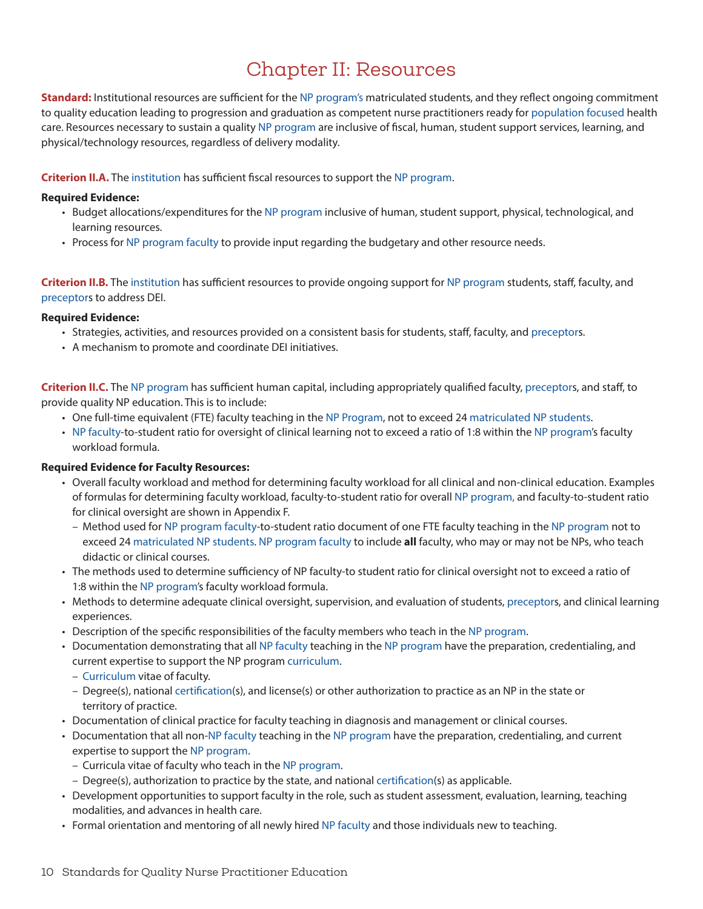# Chapter II: Resources

**Standard:** Institutional resources are sufficient for the NP program's matriculated students, and they reflect ongoing commitment to quality education leading to progression and graduation as competent nurse practitioners ready for population focused health care. Resources necessary to sustain a quality NP program are inclusive of fiscal, human, student support services, learning, and physical/technology resources, regardless of delivery modality.

**Criterion II.A.** The institution has sufficient fiscal resources to support the NP program.

**Required Evidence:**

- Budget allocations/expenditures for the NP program inclusive of human, student support, physical, technological, and learning resources.
- Process for NP program faculty to provide input regarding the budgetary and other resource needs.

**Criterion II.B.** The institution has sufficient resources to provide ongoing support for NP program students, staff, faculty, and preceptors to address DEI.

**Required Evidence:**

- Strategies, activities, and resources provided on a consistent basis for students, staff, faculty, and preceptors.
- A mechanism to promote and coordinate DEI initiatives.

**Criterion II.C.** The NP program has sufficient human capital, including appropriately qualified faculty, preceptors, and staff, to provide quality NP education. This is to include:

- One full-time equivalent (FTE) faculty teaching in the NP Program, not to exceed 24 matriculated NP students.
- NP faculty-to-student ratio for oversight of clinical learning not to exceed a ratio of 1:8 within the NP program's faculty workload formula.

**Required Evidence for Faculty Resources:**

- Overall faculty workload and method for determining faculty workload for all clinical and non-clinical education. Examples of formulas for determining faculty workload, faculty-to-student ratio for overall NP program, and faculty-to-student ratio for clinical oversight are shown in Appendix F.
  - Method used for NP program faculty-to-student ratio document of one FTE faculty teaching in the NP program not to exceed 24 matriculated NP students. NP program faculty to include **all** faculty, who may or may not be NPs, who teach didactic or clinical courses.
- The methods used to determine sufficiency of NP faculty-to student ratio for clinical oversight not to exceed a ratio of 1:8 within the NP program's faculty workload formula.
- Methods to determine adequate clinical oversight, supervision, and evaluation of students, preceptors, and clinical learning experiences.
- Description of the specific responsibilities of the faculty members who teach in the NP program.
- Documentation demonstrating that all NP faculty teaching in the NP program have the preparation, credentialing, and current expertise to support the NP program curriculum.
  - Curriculum vitae of faculty.
  - Degree(s), national certification(s), and license(s) or other authorization to practice as an NP in the state or territory of practice.
- Documentation of clinical practice for faculty teaching in diagnosis and management or clinical courses.
- Documentation that all non-NP faculty teaching in the NP program have the preparation, credentialing, and current expertise to support the NP program.
  - Curricula vitae of faculty who teach in the NP program.
  - Degree(s), authorization to practice by the state, and national certification(s) as applicable.
- Development opportunities to support faculty in the role, such as student assessment, evaluation, learning, teaching modalities, and advances in health care.
- Formal orientation and mentoring of all newly hired NP faculty and those individuals new to teaching.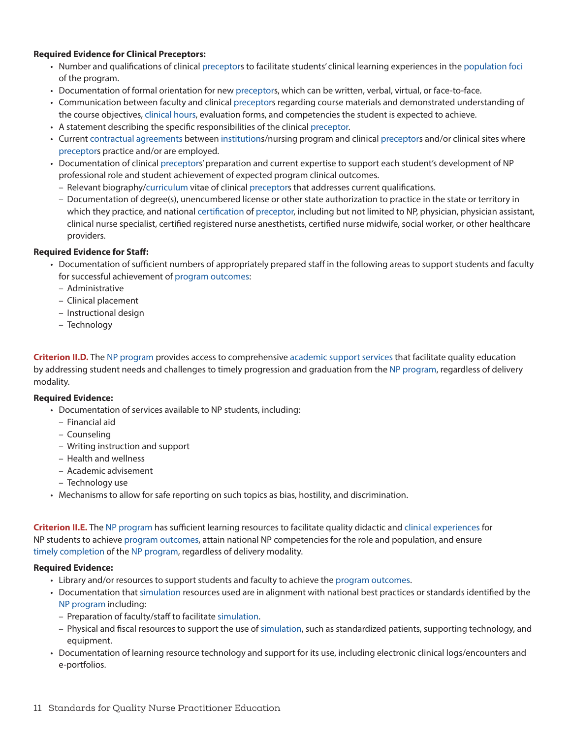**Required Evidence for Clinical Preceptors:**

- Number and qualifications of clinical preceptors to facilitate students' clinical learning experiences in the population foci of the program.
- Documentation of formal orientation for new preceptors, which can be written, verbal, virtual, or face-to-face.
- Communication between faculty and clinical preceptors regarding course materials and demonstrated understanding of the course objectives, clinical hours, evaluation forms, and competencies the student is expected to achieve.
- A statement describing the specific responsibilities of the clinical preceptor.
- Current contractual agreements between institutions/nursing program and clinical preceptors and/or clinical sites where preceptors practice and/or are employed.
- Documentation of clinical preceptors' preparation and current expertise to support each student's development of NP professional role and student achievement of expected program clinical outcomes.
  - Relevant biography/curriculum vitae of clinical preceptors that addresses current qualifications.
  - Documentation of degree(s), unencumbered license or other state authorization to practice in the state or territory in which they practice, and national certification of preceptor, including but not limited to NP, physician, physician assistant, clinical nurse specialist, certified registered nurse anesthetists, certified nurse midwife, social worker, or other healthcare providers.

**Required Evidence for Staff:**

- Documentation of sufficient numbers of appropriately prepared staff in the following areas to support students and faculty for successful achievement of program outcomes:
  - Administrative
  - Clinical placement
  - Instructional design
  - Technology

**Criterion II.D.** The NP program provides access to comprehensive academic support services that facilitate quality education by addressing student needs and challenges to timely progression and graduation from the NP program, regardless of delivery modality.

**Required Evidence:**

- Documentation of services available to NP students, including:
  - Financial aid
  - Counseling
  - Writing instruction and support
  - Health and wellness
  - Academic advisement
  - Technology use
- Mechanisms to allow for safe reporting on such topics as bias, hostility, and discrimination.

**Criterion II.E.** The NP program has sufficient learning resources to facilitate quality didactic and clinical experiences for NP students to achieve program outcomes, attain national NP competencies for the role and population, and ensure timely completion of the NP program, regardless of delivery modality.

**Required Evidence:**

- Library and/or resources to support students and faculty to achieve the program outcomes.
- Documentation that simulation resources used are in alignment with national best practices or standards identified by the NP program including:
  - Preparation of faculty/staff to facilitate simulation.
  - Physical and fiscal resources to support the use of simulation, such as standardized patients, supporting technology, and equipment.
- Documentation of learning resource technology and support for its use, including electronic clinical logs/encounters and e-portfolios.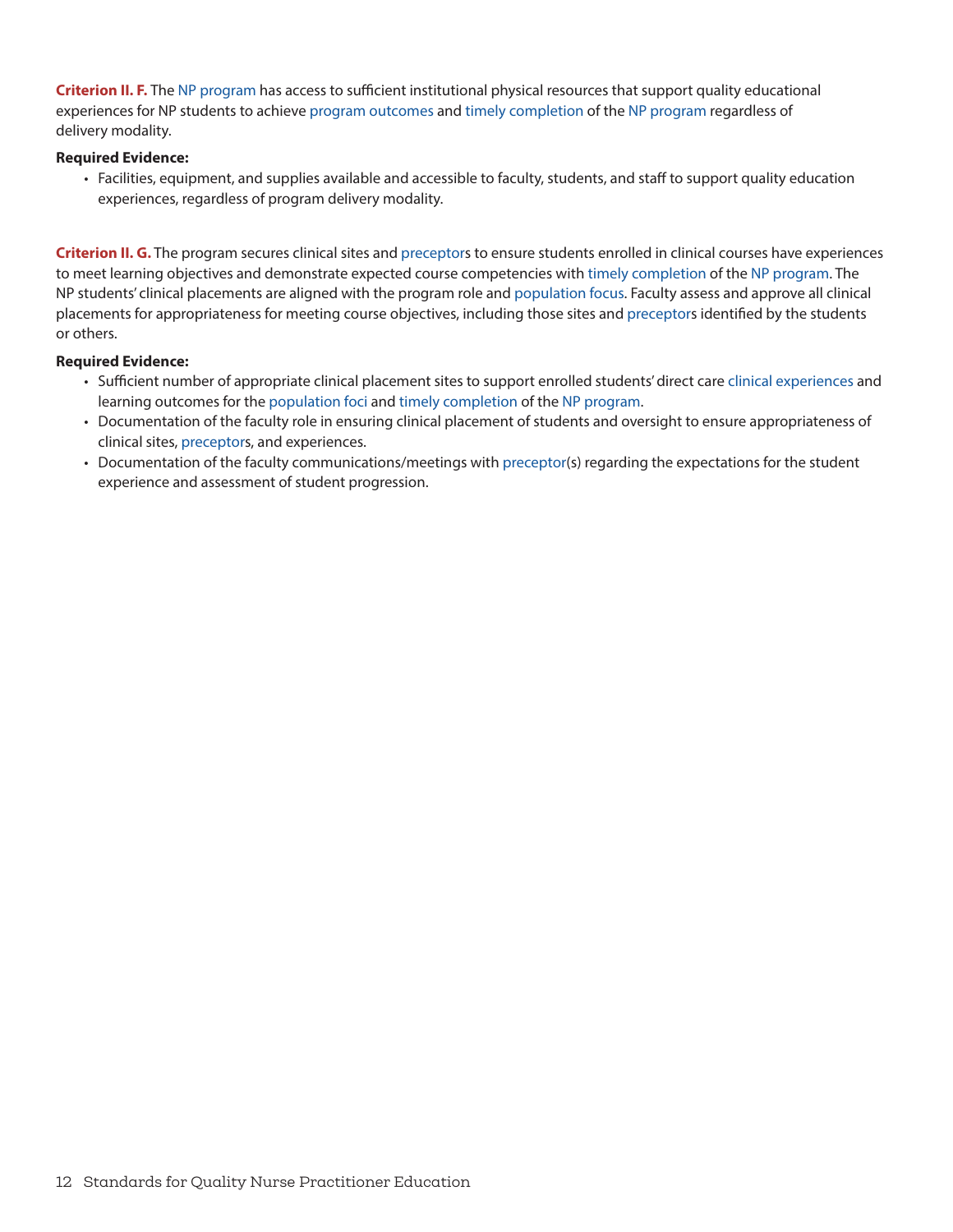**Criterion II. F.** The NP program has access to sufficient institutional physical resources that support quality educational experiences for NP students to achieve program outcomes and timely completion of the NP program regardless of delivery modality.

**Required Evidence:**

- Facilities, equipment, and supplies available and accessible to faculty, students, and staff to support quality education experiences, regardless of program delivery modality.

**Criterion II. G.** The program secures clinical sites and preceptors to ensure students enrolled in clinical courses have experiences to meet learning objectives and demonstrate expected course competencies with timely completion of the NP program. The NP students' clinical placements are aligned with the program role and population focus. Faculty assess and approve all clinical placements for appropriateness for meeting course objectives, including those sites and preceptors identified by the students or others.

**Required Evidence:**

- Sufficient number of appropriate clinical placement sites to support enrolled students' direct care clinical experiences and learning outcomes for the population foci and timely completion of the NP program.
- Documentation of the faculty role in ensuring clinical placement of students and oversight to ensure appropriateness of clinical sites, preceptors, and experiences.
- Documentation of the faculty communications/meetings with preceptor(s) regarding the expectations for the student experience and assessment of student progression.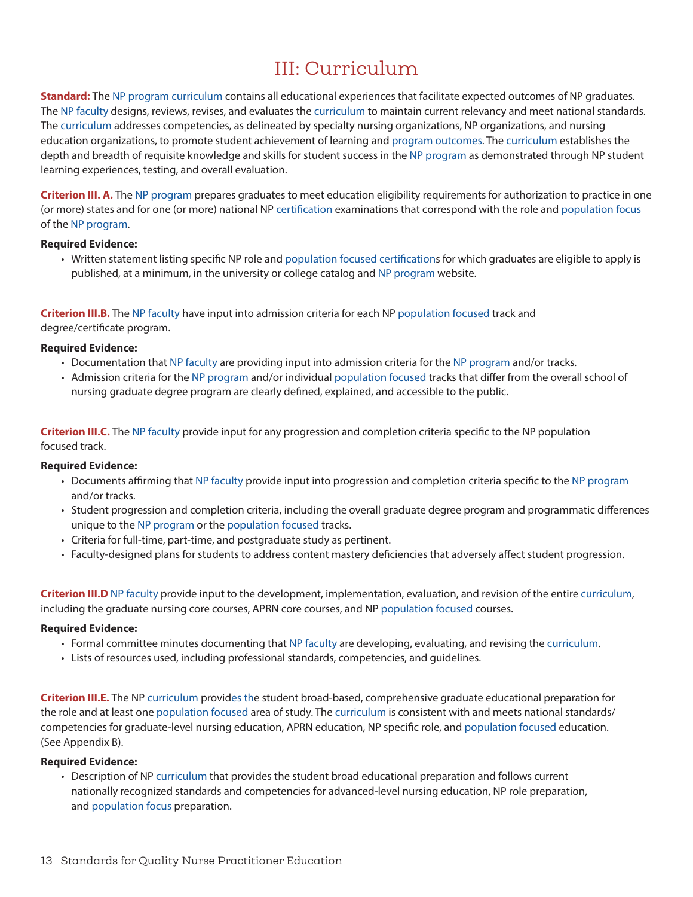# III: Curriculum

**Standard:** The NP program curriculum contains all educational experiences that facilitate expected outcomes of NP graduates. The NP faculty designs, reviews, revises, and evaluates the curriculum to maintain current relevancy and meet national standards. The curriculum addresses competencies, as delineated by specialty nursing organizations, NP organizations, and nursing education organizations, to promote student achievement of learning and program outcomes. The curriculum establishes the depth and breadth of requisite knowledge and skills for student success in the NP program as demonstrated through NP student learning experiences, testing, and overall evaluation.

**Criterion III. A.** The NP program prepares graduates to meet education eligibility requirements for authorization to practice in one (or more) states and for one (or more) national NP certification examinations that correspond with the role and population focus of the NP program.

**Required Evidence:**

- Written statement listing specific NP role and population focused certifications for which graduates are eligible to apply is published, at a minimum, in the university or college catalog and NP program website.

**Criterion III.B.** The NP faculty have input into admission criteria for each NP population focused track and degree/certificate program.

**Required Evidence:**

- Documentation that NP faculty are providing input into admission criteria for the NP program and/or tracks.
- Admission criteria for the NP program and/or individual population focused tracks that differ from the overall school of nursing graduate degree program are clearly defined, explained, and accessible to the public.

**Criterion III.C.** The NP faculty provide input for any progression and completion criteria specific to the NP population focused track.

**Required Evidence:**

- Documents affirming that NP faculty provide input into progression and completion criteria specific to the NP program and/or tracks.
- Student progression and completion criteria, including the overall graduate degree program and programmatic differences unique to the NP program or the population focused tracks.
- Criteria for full-time, part-time, and postgraduate study as pertinent.
- Faculty-designed plans for students to address content mastery deficiencies that adversely affect student progression.

**Criterion III.D** NP faculty provide input to the development, implementation, evaluation, and revision of the entire curriculum, including the graduate nursing core courses, APRN core courses, and NP population focused courses.

**Required Evidence:**

- Formal committee minutes documenting that NP faculty are developing, evaluating, and revising the curriculum.
- Lists of resources used, including professional standards, competencies, and guidelines.

**Criterion III.E.** The NP curriculum provides the student broad-based, comprehensive graduate educational preparation for the role and at least one population focused area of study. The curriculum is consistent with and meets national standards/competencies for graduate-level nursing education, APRN education, NP specific role, and population focused education. (See Appendix B).

**Required Evidence:**

- Description of NP curriculum that provides the student broad educational preparation and follows current nationally recognized standards and competencies for advanced-level nursing education, NP role preparation, and population focus preparation.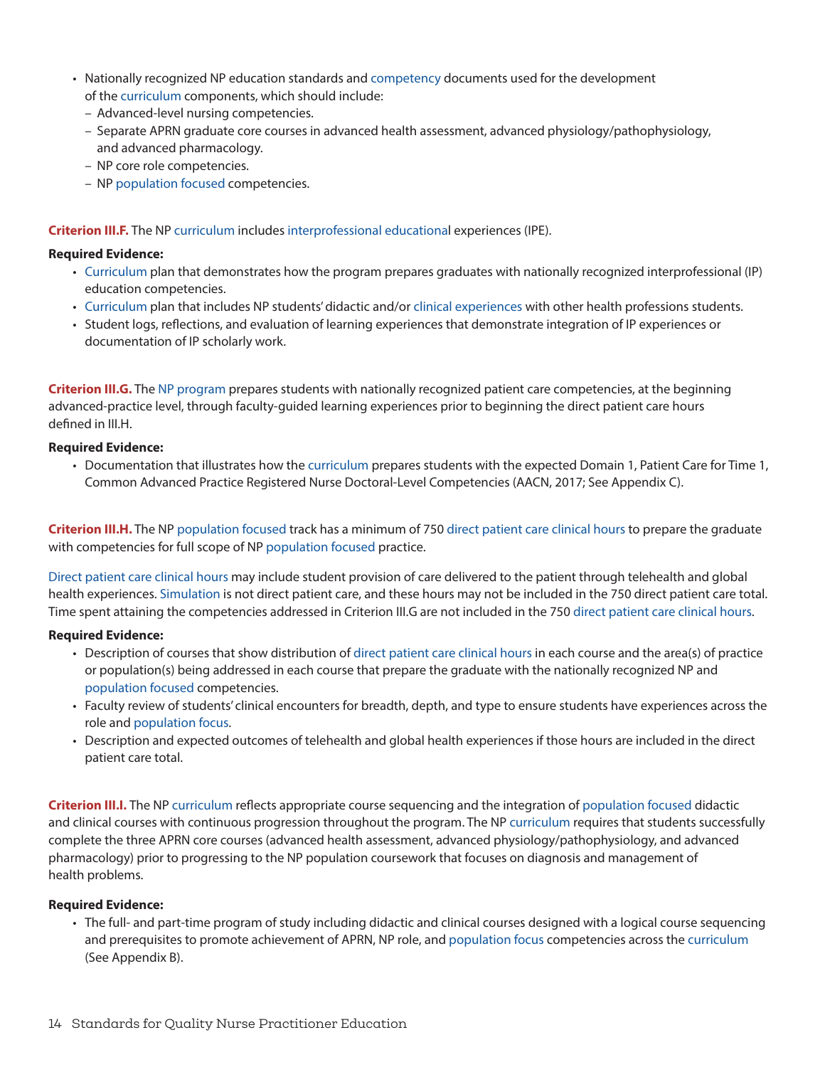- Nationally recognized NP education standards and competency documents used for the development of the curriculum components, which should include:
  - Advanced-level nursing competencies.
  - Separate APRN graduate core courses in advanced health assessment, advanced physiology/pathophysiology, and advanced pharmacology.
  - NP core role competencies.
  - NP population focused competencies.

**Criterion III.F.** The NP curriculum includes interprofessional educational experiences (IPE).

**Required Evidence:**

- Curriculum plan that demonstrates how the program prepares graduates with nationally recognized interprofessional (IP) education competencies.
- Curriculum plan that includes NP students' didactic and/or clinical experiences with other health professions students.
- Student logs, reflections, and evaluation of learning experiences that demonstrate integration of IP experiences or documentation of IP scholarly work.

**Criterion III.G.** The NP program prepares students with nationally recognized patient care competencies, at the beginning advanced-practice level, through faculty-guided learning experiences prior to beginning the direct patient care hours defined in III.H.

**Required Evidence:**

- Documentation that illustrates how the curriculum prepares students with the expected Domain 1, Patient Care for Time 1, Common Advanced Practice Registered Nurse Doctoral-Level Competencies (AACN, 2017; See Appendix C).

**Criterion III.H.** The NP population focused track has a minimum of 750 direct patient care clinical hours to prepare the graduate with competencies for full scope of NP population focused practice.

Direct patient care clinical hours may include student provision of care delivered to the patient through telehealth and global health experiences. Simulation is not direct patient care, and these hours may not be included in the 750 direct patient care total. Time spent attaining the competencies addressed in Criterion III.G are not included in the 750 direct patient care clinical hours.

**Required Evidence:**

- Description of courses that show distribution of direct patient care clinical hours in each course and the area(s) of practice or population(s) being addressed in each course that prepare the graduate with the nationally recognized NP and population focused competencies.
- Faculty review of students' clinical encounters for breadth, depth, and type to ensure students have experiences across the role and population focus.
- Description and expected outcomes of telehealth and global health experiences if those hours are included in the direct patient care total.

**Criterion III.I.** The NP curriculum reflects appropriate course sequencing and the integration of population focused didactic and clinical courses with continuous progression throughout the program. The NP curriculum requires that students successfully complete the three APRN core courses (advanced health assessment, advanced physiology/pathophysiology, and advanced pharmacology) prior to progressing to the NP population coursework that focuses on diagnosis and management of health problems.

**Required Evidence:**

- The full- and part-time program of study including didactic and clinical courses designed with a logical course sequencing and prerequisites to promote achievement of APRN, NP role, and population focus competencies across the curriculum (See Appendix B).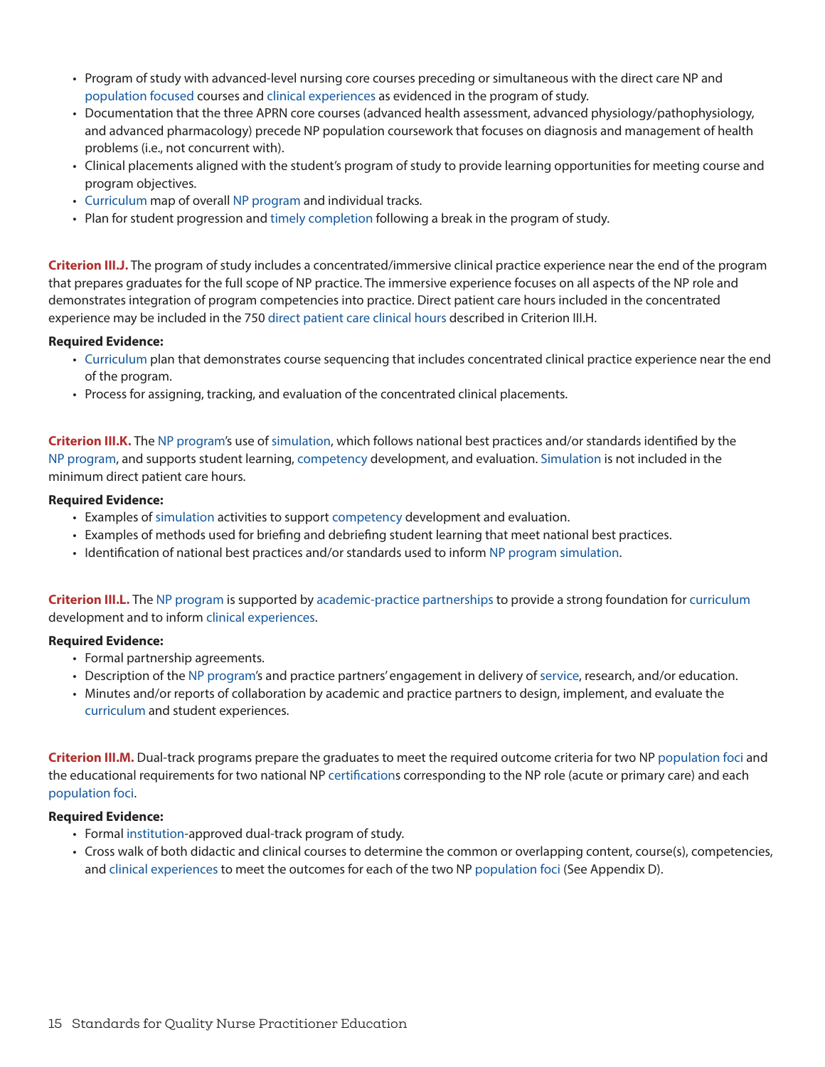- Program of study with advanced-level nursing core courses preceding or simultaneous with the direct care NP and population focused courses and clinical experiences as evidenced in the program of study.
- Documentation that the three APRN core courses (advanced health assessment, advanced physiology/pathophysiology, and advanced pharmacology) precede NP population coursework that focuses on diagnosis and management of health problems (i.e., not concurrent with).
- Clinical placements aligned with the student's program of study to provide learning opportunities for meeting course and program objectives.
- Curriculum map of overall NP program and individual tracks.
- Plan for student progression and timely completion following a break in the program of study.

**Criterion III.J.** The program of study includes a concentrated/immersive clinical practice experience near the end of the program that prepares graduates for the full scope of NP practice. The immersive experience focuses on all aspects of the NP role and demonstrates integration of program competencies into practice. Direct patient care hours included in the concentrated experience may be included in the 750 direct patient care clinical hours described in Criterion III.H.

**Required Evidence:**

- Curriculum plan that demonstrates course sequencing that includes concentrated clinical practice experience near the end of the program.
- Process for assigning, tracking, and evaluation of the concentrated clinical placements.

**Criterion III.K.** The NP program's use of simulation, which follows national best practices and/or standards identified by the NP program, and supports student learning, competency development, and evaluation. Simulation is not included in the minimum direct patient care hours.

**Required Evidence:**

- Examples of simulation activities to support competency development and evaluation.
- Examples of methods used for briefing and debriefing student learning that meet national best practices.
- Identification of national best practices and/or standards used to inform NP program simulation.

**Criterion III.L.** The NP program is supported by academic-practice partnerships to provide a strong foundation for curriculum development and to inform clinical experiences.

**Required Evidence:**

- Formal partnership agreements.
- Description of the NP program's and practice partners' engagement in delivery of service, research, and/or education.
- Minutes and/or reports of collaboration by academic and practice partners to design, implement, and evaluate the curriculum and student experiences.

**Criterion III.M.** Dual-track programs prepare the graduates to meet the required outcome criteria for two NP population foci and the educational requirements for two national NP certifications corresponding to the NP role (acute or primary care) and each population foci.

**Required Evidence:**

- Formal institution-approved dual-track program of study.
- Cross walk of both didactic and clinical courses to determine the common or overlapping content, course(s), competencies, and clinical experiences to meet the outcomes for each of the two NP population foci (See Appendix D).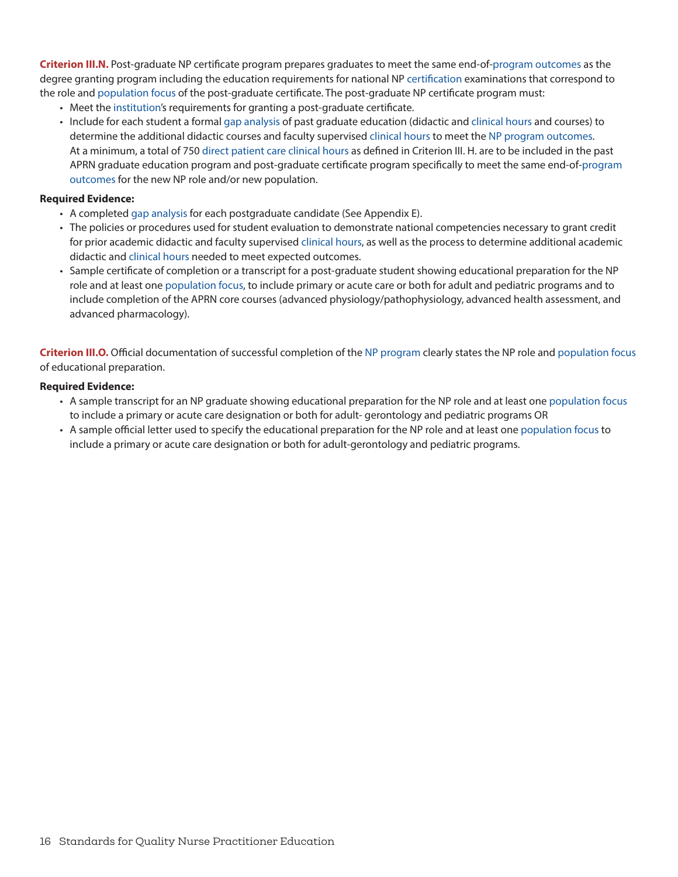**Criterion III.N.** Post-graduate NP certificate program prepares graduates to meet the same end-of-program outcomes as the degree granting program including the education requirements for national NP certification examinations that correspond to the role and population focus of the post-graduate certificate. The post-graduate NP certificate program must:

- Meet the institution's requirements for granting a post-graduate certificate.
- Include for each student a formal gap analysis of past graduate education (didactic and clinical hours and courses) to determine the additional didactic courses and faculty supervised clinical hours to meet the NP program outcomes. At a minimum, a total of 750 direct patient care clinical hours as defined in Criterion III. H. are to be included in the past APRN graduate education program and post-graduate certificate program specifically to meet the same end-of-program outcomes for the new NP role and/or new population.

**Required Evidence:**

- A completed gap analysis for each postgraduate candidate (See Appendix E).
- The policies or procedures used for student evaluation to demonstrate national competencies necessary to grant credit for prior academic didactic and faculty supervised clinical hours, as well as the process to determine additional academic didactic and clinical hours needed to meet expected outcomes.
- Sample certificate of completion or a transcript for a post-graduate student showing educational preparation for the NP role and at least one population focus, to include primary or acute care or both for adult and pediatric programs and to include completion of the APRN core courses (advanced physiology/pathophysiology, advanced health assessment, and advanced pharmacology).

**Criterion III.O.** Official documentation of successful completion of the NP program clearly states the NP role and population focus of educational preparation.

**Required Evidence:**

- A sample transcript for an NP graduate showing educational preparation for the NP role and at least one population focus to include a primary or acute care designation or both for adult- gerontology and pediatric programs OR
- A sample official letter used to specify the educational preparation for the NP role and at least one population focus to include a primary or acute care designation or both for adult-gerontology and pediatric programs.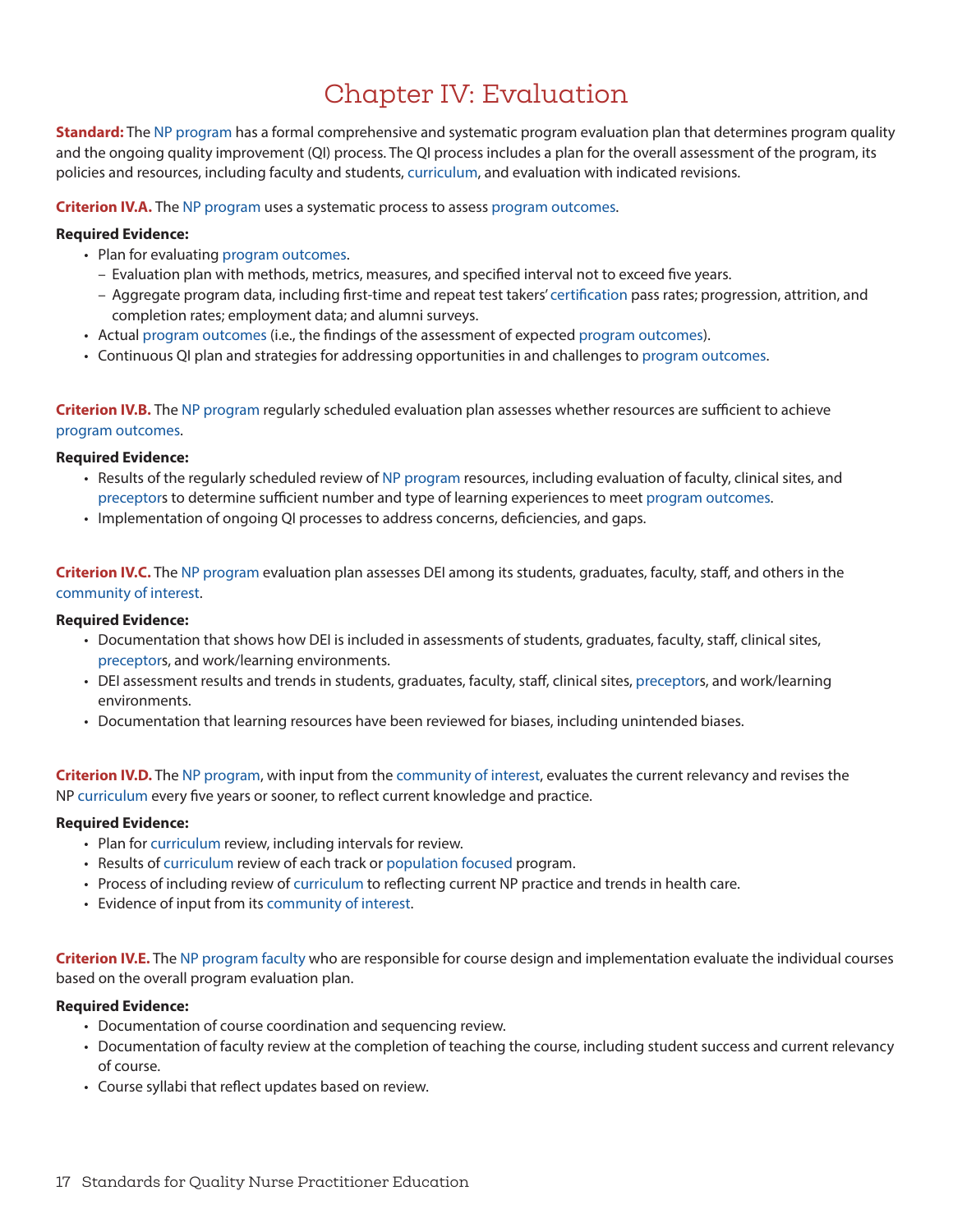# Chapter IV: Evaluation

**Standard:** The NP program has a formal comprehensive and systematic program evaluation plan that determines program quality and the ongoing quality improvement (QI) process. The QI process includes a plan for the overall assessment of the program, its policies and resources, including faculty and students, curriculum, and evaluation with indicated revisions.

**Criterion IV.A.** The NP program uses a systematic process to assess program outcomes.

**Required Evidence:**

- Plan for evaluating program outcomes.
  - Evaluation plan with methods, metrics, measures, and specified interval not to exceed five years.
  - Aggregate program data, including first-time and repeat test takers' certification pass rates; progression, attrition, and completion rates; employment data; and alumni surveys.
- Actual program outcomes (i.e., the findings of the assessment of expected program outcomes).
- Continuous QI plan and strategies for addressing opportunities in and challenges to program outcomes.

**Criterion IV.B.** The NP program regularly scheduled evaluation plan assesses whether resources are sufficient to achieve program outcomes.

**Required Evidence:**

- Results of the regularly scheduled review of NP program resources, including evaluation of faculty, clinical sites, and preceptors to determine sufficient number and type of learning experiences to meet program outcomes.
- Implementation of ongoing QI processes to address concerns, deficiencies, and gaps.

**Criterion IV.C.** The NP program evaluation plan assesses DEI among its students, graduates, faculty, staff, and others in the community of interest.

**Required Evidence:**

- Documentation that shows how DEI is included in assessments of students, graduates, faculty, staff, clinical sites, preceptors, and work/learning environments.
- DEI assessment results and trends in students, graduates, faculty, staff, clinical sites, preceptors, and work/learning environments.
- Documentation that learning resources have been reviewed for biases, including unintended biases.

**Criterion IV.D.** The NP program, with input from the community of interest, evaluates the current relevancy and revises the NP curriculum every five years or sooner, to reflect current knowledge and practice.

**Required Evidence:**

- Plan for curriculum review, including intervals for review.
- Results of curriculum review of each track or population focused program.
- Process of including review of curriculum to reflecting current NP practice and trends in health care.
- Evidence of input from its community of interest.

**Criterion IV.E.** The NP program faculty who are responsible for course design and implementation evaluate the individual courses based on the overall program evaluation plan.

**Required Evidence:**

- Documentation of course coordination and sequencing review.
- Documentation of faculty review at the completion of teaching the course, including student success and current relevancy of course.
- Course syllabi that reflect updates based on review.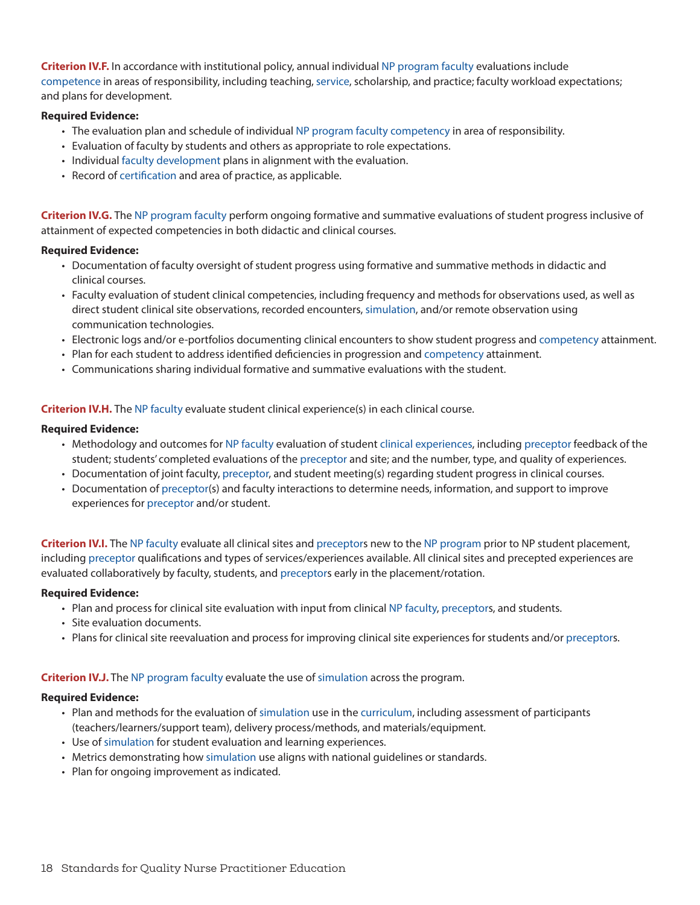**Criterion IV.F.** In accordance with institutional policy, annual individual NP program faculty evaluations include competence in areas of responsibility, including teaching, service, scholarship, and practice; faculty workload expectations; and plans for development.

**Required Evidence:**

- The evaluation plan and schedule of individual NP program faculty competency in area of responsibility.
- Evaluation of faculty by students and others as appropriate to role expectations.
- Individual faculty development plans in alignment with the evaluation.
- Record of certification and area of practice, as applicable.

**Criterion IV.G.** The NP program faculty perform ongoing formative and summative evaluations of student progress inclusive of attainment of expected competencies in both didactic and clinical courses.

**Required Evidence:**

- Documentation of faculty oversight of student progress using formative and summative methods in didactic and clinical courses.
- Faculty evaluation of student clinical competencies, including frequency and methods for observations used, as well as direct student clinical site observations, recorded encounters, simulation, and/or remote observation using communication technologies.
- Electronic logs and/or e-portfolios documenting clinical encounters to show student progress and competency attainment.
- Plan for each student to address identified deficiencies in progression and competency attainment.
- Communications sharing individual formative and summative evaluations with the student.

**Criterion IV.H.** The NP faculty evaluate student clinical experience(s) in each clinical course.

**Required Evidence:**

- Methodology and outcomes for NP faculty evaluation of student clinical experiences, including preceptor feedback of the student; students' completed evaluations of the preceptor and site; and the number, type, and quality of experiences.
- Documentation of joint faculty, preceptor, and student meeting(s) regarding student progress in clinical courses.
- Documentation of preceptor(s) and faculty interactions to determine needs, information, and support to improve experiences for preceptor and/or student.

**Criterion IV.I.** The NP faculty evaluate all clinical sites and preceptors new to the NP program prior to NP student placement, including preceptor qualifications and types of services/experiences available. All clinical sites and precepted experiences are evaluated collaboratively by faculty, students, and preceptors early in the placement/rotation.

**Required Evidence:**

- Plan and process for clinical site evaluation with input from clinical NP faculty, preceptors, and students.
- Site evaluation documents.
- Plans for clinical site reevaluation and process for improving clinical site experiences for students and/or preceptors.

**Criterion IV.J.** The NP program faculty evaluate the use of simulation across the program.

**Required Evidence:**

- Plan and methods for the evaluation of simulation use in the curriculum, including assessment of participants (teachers/learners/support team), delivery process/methods, and materials/equipment.
- Use of simulation for student evaluation and learning experiences.
- Metrics demonstrating how simulation use aligns with national guidelines or standards.
- Plan for ongoing improvement as indicated.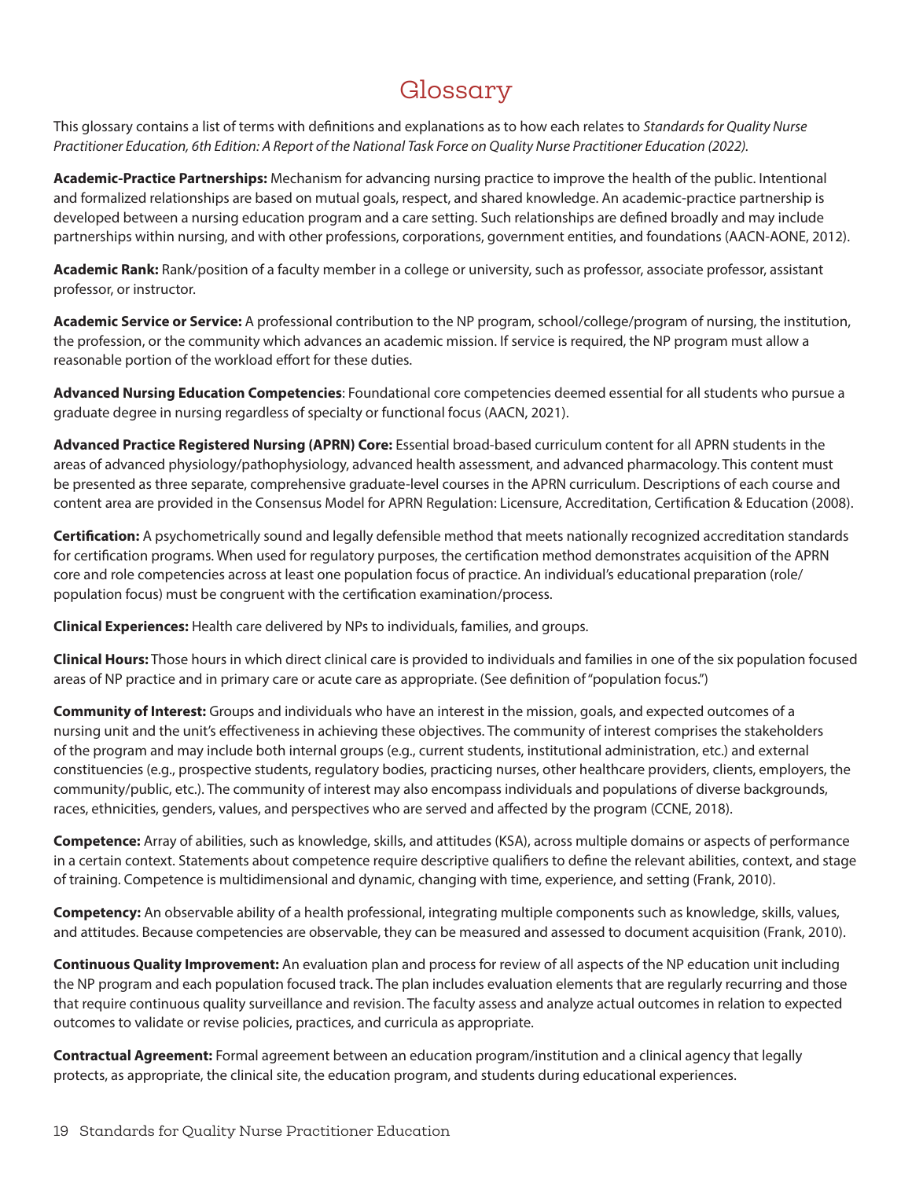# Glossary

This glossary contains a list of terms with definitions and explanations as to how each relates to *Standards for Quality Nurse Practitioner Education, 6th Edition: A Report of the National Task Force on Quality Nurse Practitioner Education (2022).*

**Academic-Practice Partnerships:** Mechanism for advancing nursing practice to improve the health of the public. Intentional and formalized relationships are based on mutual goals, respect, and shared knowledge. An academic-practice partnership is developed between a nursing education program and a care setting. Such relationships are defined broadly and may include partnerships within nursing, and with other professions, corporations, government entities, and foundations (AACN-AONE, 2012).

**Academic Rank:** Rank/position of a faculty member in a college or university, such as professor, associate professor, assistant professor, or instructor.

**Academic Service or Service:** A professional contribution to the NP program, school/college/program of nursing, the institution, the profession, or the community which advances an academic mission. If service is required, the NP program must allow a reasonable portion of the workload effort for these duties.

**Advanced Nursing Education Competencies**: Foundational core competencies deemed essential for all students who pursue a graduate degree in nursing regardless of specialty or functional focus (AACN, 2021).

**Advanced Practice Registered Nursing (APRN) Core:** Essential broad-based curriculum content for all APRN students in the areas of advanced physiology/pathophysiology, advanced health assessment, and advanced pharmacology. This content must be presented as three separate, comprehensive graduate-level courses in the APRN curriculum. Descriptions of each course and content area are provided in the Consensus Model for APRN Regulation: Licensure, Accreditation, Certification & Education (2008).

**Certification:** A psychometrically sound and legally defensible method that meets nationally recognized accreditation standards for certification programs. When used for regulatory purposes, the certification method demonstrates acquisition of the APRN core and role competencies across at least one population focus of practice. An individual's educational preparation (role/population focus) must be congruent with the certification examination/process.

**Clinical Experiences:** Health care delivered by NPs to individuals, families, and groups.

**Clinical Hours:** Those hours in which direct clinical care is provided to individuals and families in one of the six population focused areas of NP practice and in primary care or acute care as appropriate. (See definition of "population focus.")

**Community of Interest:** Groups and individuals who have an interest in the mission, goals, and expected outcomes of a nursing unit and the unit's effectiveness in achieving these objectives. The community of interest comprises the stakeholders of the program and may include both internal groups (e.g., current students, institutional administration, etc.) and external constituencies (e.g., prospective students, regulatory bodies, practicing nurses, other healthcare providers, clients, employers, the community/public, etc.). The community of interest may also encompass individuals and populations of diverse backgrounds, races, ethnicities, genders, values, and perspectives who are served and affected by the program (CCNE, 2018).

**Competence:** Array of abilities, such as knowledge, skills, and attitudes (KSA), across multiple domains or aspects of performance in a certain context. Statements about competence require descriptive qualifiers to define the relevant abilities, context, and stage of training. Competence is multidimensional and dynamic, changing with time, experience, and setting (Frank, 2010).

**Competency:** An observable ability of a health professional, integrating multiple components such as knowledge, skills, values, and attitudes. Because competencies are observable, they can be measured and assessed to document acquisition (Frank, 2010).

**Continuous Quality Improvement:** An evaluation plan and process for review of all aspects of the NP education unit including the NP program and each population focused track. The plan includes evaluation elements that are regularly recurring and those that require continuous quality surveillance and revision. The faculty assess and analyze actual outcomes in relation to expected outcomes to validate or revise policies, practices, and curricula as appropriate.

**Contractual Agreement:** Formal agreement between an education program/institution and a clinical agency that legally protects, as appropriate, the clinical site, the education program, and students during educational experiences.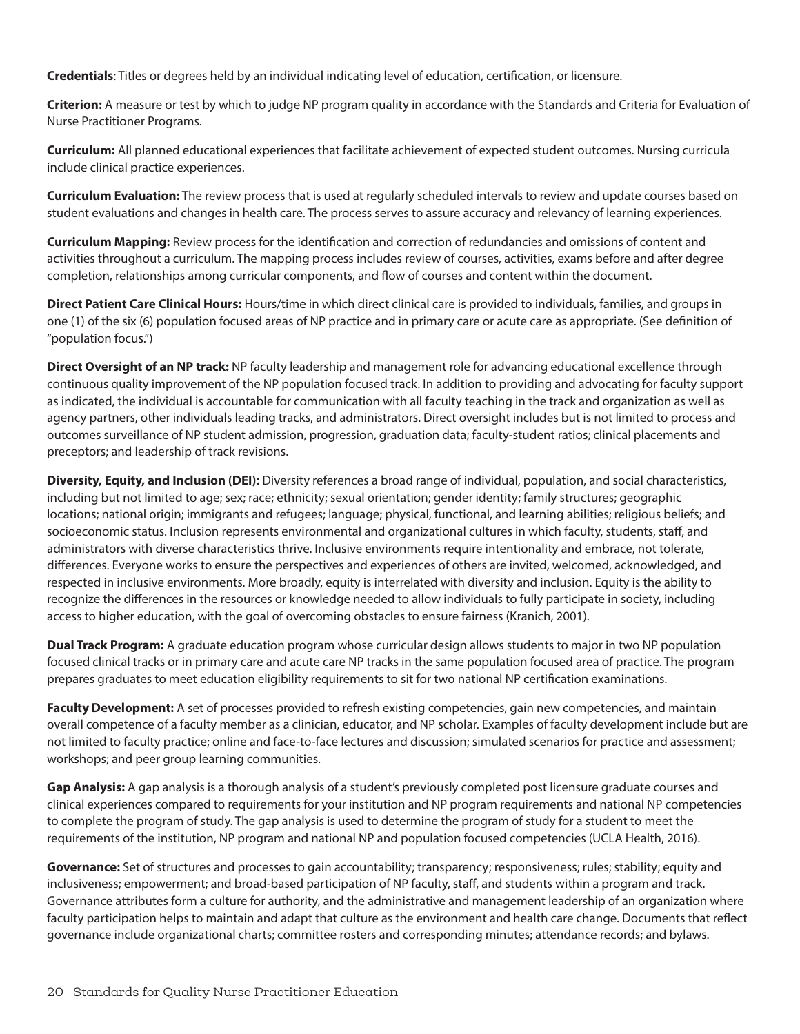**Credentials**: Titles or degrees held by an individual indicating level of education, certification, or licensure.

**Criterion:** A measure or test by which to judge NP program quality in accordance with the Standards and Criteria for Evaluation of Nurse Practitioner Programs.

**Curriculum:** All planned educational experiences that facilitate achievement of expected student outcomes. Nursing curricula include clinical practice experiences.

**Curriculum Evaluation:** The review process that is used at regularly scheduled intervals to review and update courses based on student evaluations and changes in health care. The process serves to assure accuracy and relevancy of learning experiences.

**Curriculum Mapping:** Review process for the identification and correction of redundancies and omissions of content and activities throughout a curriculum. The mapping process includes review of courses, activities, exams before and after degree completion, relationships among curricular components, and flow of courses and content within the document.

**Direct Patient Care Clinical Hours:** Hours/time in which direct clinical care is provided to individuals, families, and groups in one (1) of the six (6) population focused areas of NP practice and in primary care or acute care as appropriate. (See definition of "population focus.")

**Direct Oversight of an NP track:** NP faculty leadership and management role for advancing educational excellence through continuous quality improvement of the NP population focused track. In addition to providing and advocating for faculty support as indicated, the individual is accountable for communication with all faculty teaching in the track and organization as well as agency partners, other individuals leading tracks, and administrators. Direct oversight includes but is not limited to process and outcomes surveillance of NP student admission, progression, graduation data; faculty-student ratios; clinical placements and preceptors; and leadership of track revisions.

**Diversity, Equity, and Inclusion (DEI):** Diversity references a broad range of individual, population, and social characteristics, including but not limited to age; sex; race; ethnicity; sexual orientation; gender identity; family structures; geographic locations; national origin; immigrants and refugees; language; physical, functional, and learning abilities; religious beliefs; and socioeconomic status. Inclusion represents environmental and organizational cultures in which faculty, students, staff, and administrators with diverse characteristics thrive. Inclusive environments require intentionality and embrace, not tolerate, differences. Everyone works to ensure the perspectives and experiences of others are invited, welcomed, acknowledged, and respected in inclusive environments. More broadly, equity is interrelated with diversity and inclusion. Equity is the ability to recognize the differences in the resources or knowledge needed to allow individuals to fully participate in society, including access to higher education, with the goal of overcoming obstacles to ensure fairness (Kranich, 2001).

**Dual Track Program:** A graduate education program whose curricular design allows students to major in two NP population focused clinical tracks or in primary care and acute care NP tracks in the same population focused area of practice. The program prepares graduates to meet education eligibility requirements to sit for two national NP certification examinations.

**Faculty Development:** A set of processes provided to refresh existing competencies, gain new competencies, and maintain overall competence of a faculty member as a clinician, educator, and NP scholar. Examples of faculty development include but are not limited to faculty practice; online and face-to-face lectures and discussion; simulated scenarios for practice and assessment; workshops; and peer group learning communities.

**Gap Analysis:** A gap analysis is a thorough analysis of a student's previously completed post licensure graduate courses and clinical experiences compared to requirements for your institution and NP program requirements and national NP competencies to complete the program of study. The gap analysis is used to determine the program of study for a student to meet the requirements of the institution, NP program and national NP and population focused competencies (UCLA Health, 2016).

**Governance:** Set of structures and processes to gain accountability; transparency; responsiveness; rules; stability; equity and inclusiveness; empowerment; and broad-based participation of NP faculty, staff, and students within a program and track. Governance attributes form a culture for authority, and the administrative and management leadership of an organization where faculty participation helps to maintain and adapt that culture as the environment and health care change. Documents that reflect governance include organizational charts; committee rosters and corresponding minutes; attendance records; and bylaws.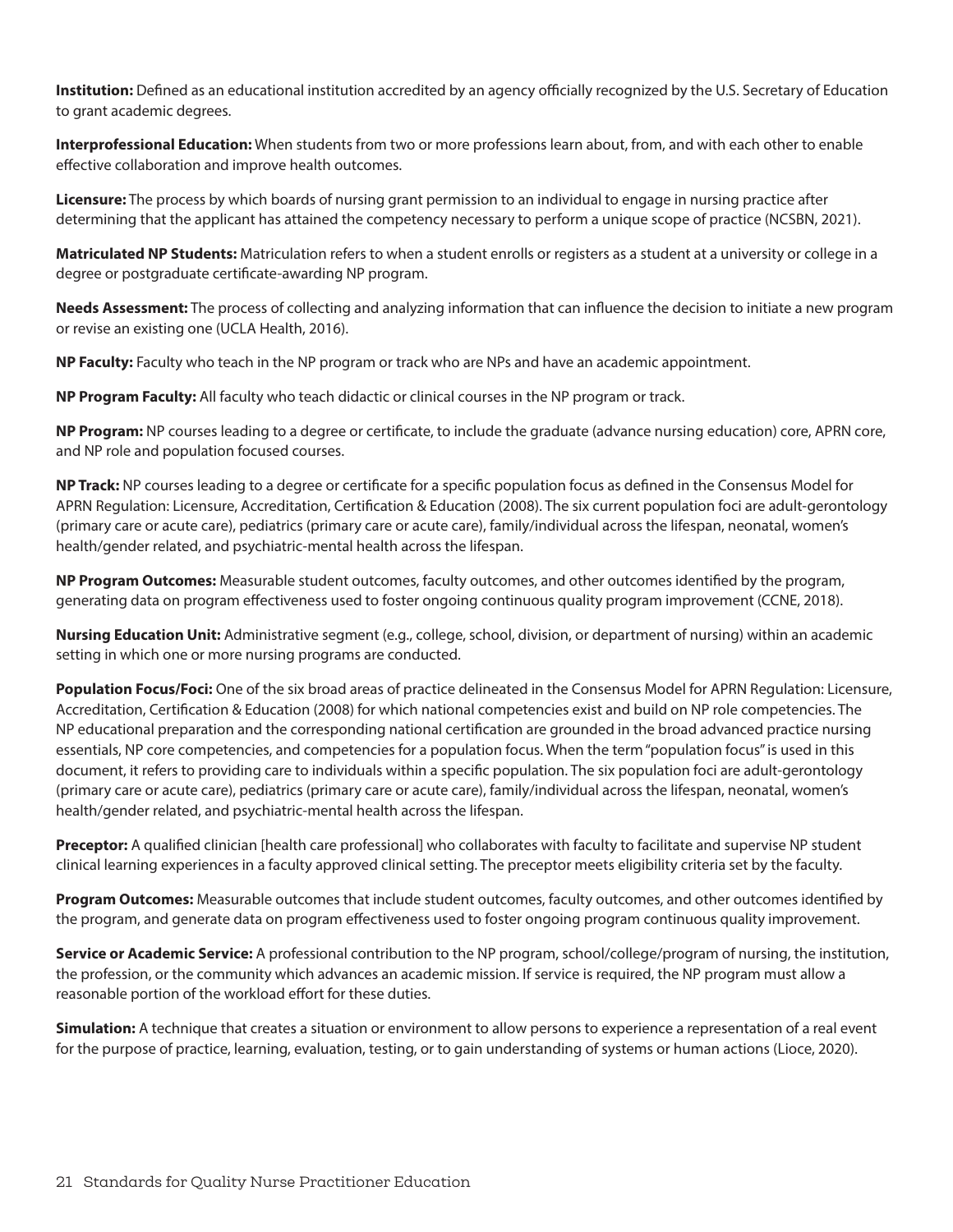**Institution:** Defined as an educational institution accredited by an agency officially recognized by the U.S. Secretary of Education to grant academic degrees.

**Interprofessional Education:** When students from two or more professions learn about, from, and with each other to enable effective collaboration and improve health outcomes.

**Licensure:** The process by which boards of nursing grant permission to an individual to engage in nursing practice after determining that the applicant has attained the competency necessary to perform a unique scope of practice (NCSBN, 2021).

**Matriculated NP Students:** Matriculation refers to when a student enrolls or registers as a student at a university or college in a degree or postgraduate certificate-awarding NP program.

**Needs Assessment:** The process of collecting and analyzing information that can influence the decision to initiate a new program or revise an existing one (UCLA Health, 2016).

**NP Faculty:** Faculty who teach in the NP program or track who are NPs and have an academic appointment.

**NP Program Faculty:** All faculty who teach didactic or clinical courses in the NP program or track.

**NP Program:** NP courses leading to a degree or certificate, to include the graduate (advance nursing education) core, APRN core, and NP role and population focused courses.

**NP Track:** NP courses leading to a degree or certificate for a specific population focus as defined in the Consensus Model for APRN Regulation: Licensure, Accreditation, Certification & Education (2008). The six current population foci are adult-gerontology (primary care or acute care), pediatrics (primary care or acute care), family/individual across the lifespan, neonatal, women's health/gender related, and psychiatric-mental health across the lifespan.

**NP Program Outcomes:** Measurable student outcomes, faculty outcomes, and other outcomes identified by the program, generating data on program effectiveness used to foster ongoing continuous quality program improvement (CCNE, 2018).

**Nursing Education Unit:** Administrative segment (e.g., college, school, division, or department of nursing) within an academic setting in which one or more nursing programs are conducted.

**Population Focus/Foci:** One of the six broad areas of practice delineated in the Consensus Model for APRN Regulation: Licensure, Accreditation, Certification & Education (2008) for which national competencies exist and build on NP role competencies. The NP educational preparation and the corresponding national certification are grounded in the broad advanced practice nursing essentials, NP core competencies, and competencies for a population focus. When the term "population focus" is used in this document, it refers to providing care to individuals within a specific population. The six population foci are adult-gerontology (primary care or acute care), pediatrics (primary care or acute care), family/individual across the lifespan, neonatal, women's health/gender related, and psychiatric-mental health across the lifespan.

**Preceptor:** A qualified clinician [health care professional] who collaborates with faculty to facilitate and supervise NP student clinical learning experiences in a faculty approved clinical setting. The preceptor meets eligibility criteria set by the faculty.

**Program Outcomes:** Measurable outcomes that include student outcomes, faculty outcomes, and other outcomes identified by the program, and generate data on program effectiveness used to foster ongoing program continuous quality improvement.

**Service or Academic Service:** A professional contribution to the NP program, school/college/program of nursing, the institution, the profession, or the community which advances an academic mission. If service is required, the NP program must allow a reasonable portion of the workload effort for these duties.

**Simulation:** A technique that creates a situation or environment to allow persons to experience a representation of a real event for the purpose of practice, learning, evaluation, testing, or to gain understanding of systems or human actions (Lioce, 2020).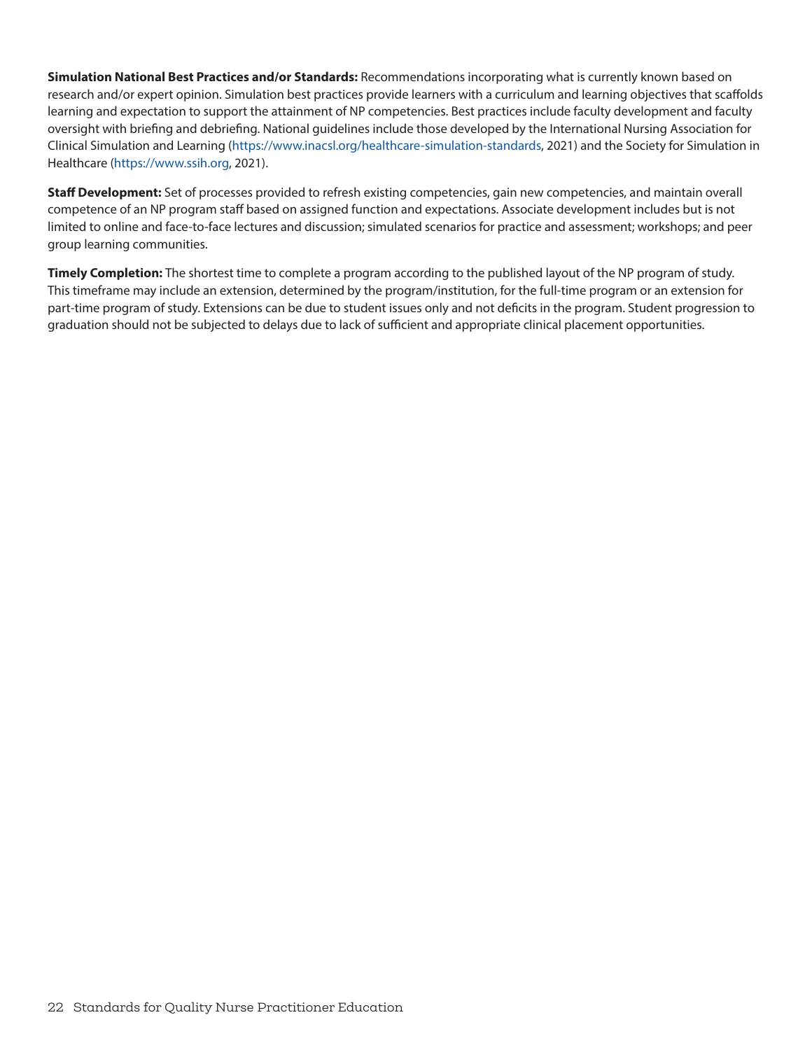**Simulation National Best Practices and/or Standards:** Recommendations incorporating what is currently known based on research and/or expert opinion. Simulation best practices provide learners with a curriculum and learning objectives that scaffolds learning and expectation to support the attainment of NP competencies. Best practices include faculty development and faculty oversight with briefing and debriefing. National guidelines include those developed by the International Nursing Association for Clinical Simulation and Learning (https://www.inacsl.org/healthcare-simulation-standards, 2021) and the Society for Simulation in Healthcare (https://www.ssih.org, 2021).

**Staff Development:** Set of processes provided to refresh existing competencies, gain new competencies, and maintain overall competence of an NP program staff based on assigned function and expectations. Associate development includes but is not limited to online and face-to-face lectures and discussion; simulated scenarios for practice and assessment; workshops; and peer group learning communities.

**Timely Completion:** The shortest time to complete a program according to the published layout of the NP program of study. This timeframe may include an extension, determined by the program/institution, for the full-time program or an extension for part-time program of study. Extensions can be due to student issues only and not deficits in the program. Student progression to graduation should not be subjected to delays due to lack of sufficient and appropriate clinical placement opportunities.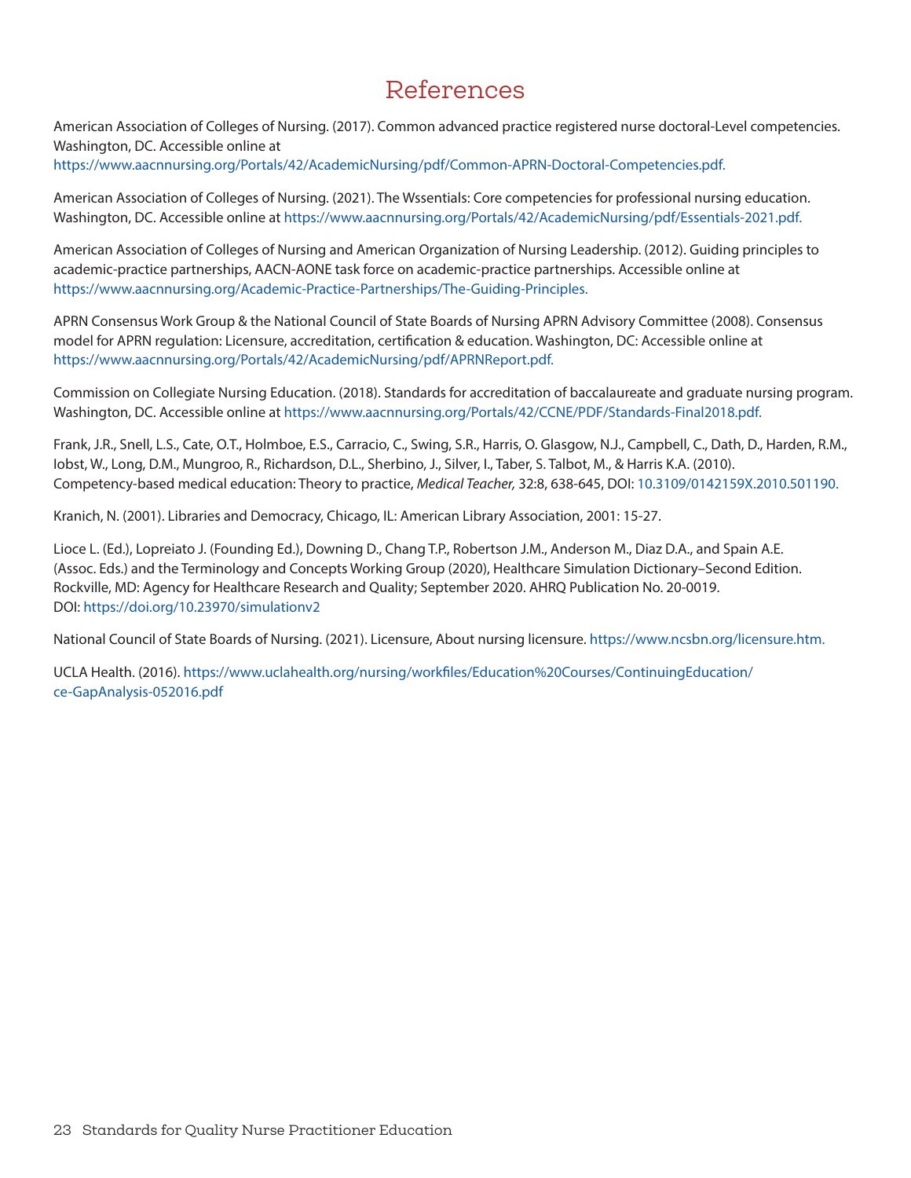# References

American Association of Colleges of Nursing. (2017). Common advanced practice registered nurse doctoral-Level competencies. Washington, DC. Accessible online at https://www.aacnnursing.org/Portals/42/AcademicNursing/pdf/Common-APRN-Doctoral-Competencies.pdf.

American Association of Colleges of Nursing. (2021). The Wssentials: Core competencies for professional nursing education. Washington, DC. Accessible online at https://www.aacnnursing.org/Portals/42/AcademicNursing/pdf/Essentials-2021.pdf.

American Association of Colleges of Nursing and American Organization of Nursing Leadership. (2012). Guiding principles to academic-practice partnerships, AACN-AONE task force on academic-practice partnerships. Accessible online at https://www.aacnnursing.org/Academic-Practice-Partnerships/The-Guiding-Principles.

APRN Consensus Work Group & the National Council of State Boards of Nursing APRN Advisory Committee (2008). Consensus model for APRN regulation: Licensure, accreditation, certification & education. Washington, DC: Accessible online at https://www.aacnnursing.org/Portals/42/AcademicNursing/pdf/APRNReport.pdf.

Commission on Collegiate Nursing Education. (2018). Standards for accreditation of baccalaureate and graduate nursing program. Washington, DC. Accessible online at https://www.aacnnursing.org/Portals/42/CCNE/PDF/Standards-Final2018.pdf.

Frank, J.R., Snell, L.S., Cate, O.T., Holmboe, E.S., Carracio, C., Swing, S.R., Harris, O. Glasgow, N.J., Campbell, C., Dath, D., Harden, R.M., Iobst, W., Long, D.M., Mungroo, R., Richardson, D.L., Sherbino, J., Silver, I., Taber, S. Talbot, M., & Harris K.A. (2010). Competency-based medical education: Theory to practice, *Medical Teacher,* 32:8, 638-645, DOI: 10.3109/0142159X.2010.501190.

Kranich, N. (2001). Libraries and Democracy, Chicago, IL: American Library Association, 2001: 15-27.

Lioce L. (Ed.), Lopreiato J. (Founding Ed.), Downing D., Chang T.P., Robertson J.M., Anderson M., Diaz D.A., and Spain A.E. (Assoc. Eds.) and the Terminology and Concepts Working Group (2020), Healthcare Simulation Dictionary–Second Edition. Rockville, MD: Agency for Healthcare Research and Quality; September 2020. AHRQ Publication No. 20-0019. DOI: https://doi.org/10.23970/simulationv2

National Council of State Boards of Nursing. (2021). Licensure, About nursing licensure. https://www.ncsbn.org/licensure.htm.

UCLA Health. (2016). https://www.uclahealth.org/nursing/workfiles/Education%20Courses/ContinuingEducation/ce-GapAnalysis-052016.pdf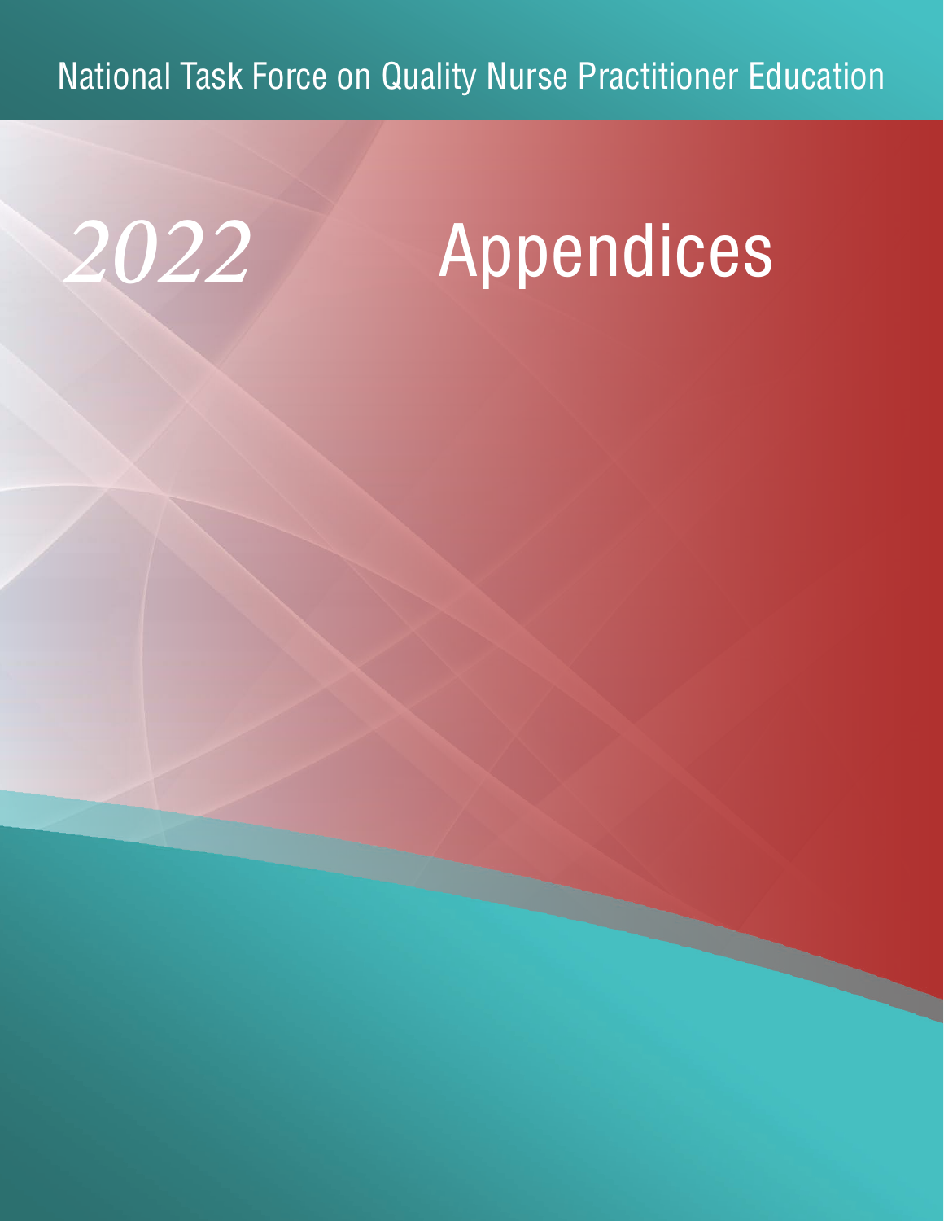National Task Force on Quality Nurse Practitioner Education

# *2022* Appendices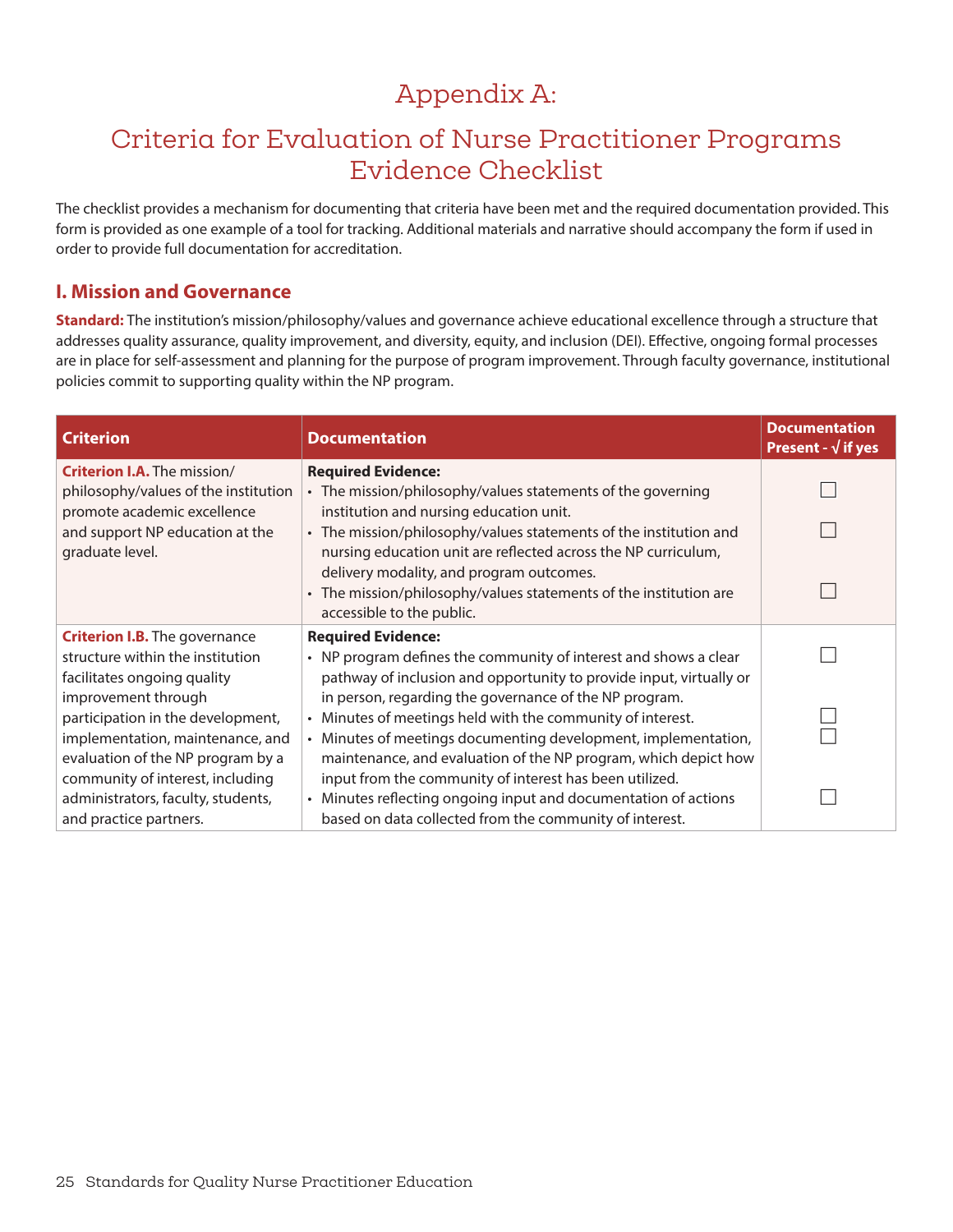# Appendix A:

## Criteria for Evaluation of Nurse Practitioner Programs Evidence Checklist

The checklist provides a mechanism for documenting that criteria have been met and the required documentation provided. This form is provided as one example of a tool for tracking. Additional materials and narrative should accompany the form if used in order to provide full documentation for accreditation.

### I. Mission and Governance

**Standard:** The institution's mission/philosophy/values and governance achieve educational excellence through a structure that addresses quality assurance, quality improvement, and diversity, equity, and inclusion (DEI). Effective, ongoing formal processes are in place for self-assessment and planning for the purpose of program improvement. Through faculty governance, institutional policies commit to supporting quality within the NP program.

| Criterion | Documentation | Documentation Present - √ if yes |
|---|---|---|
| **Criterion I.A.** The mission/philosophy/values of the institution promote academic excellence and support NP education at the graduate level. | **Required Evidence:**<br>• The mission/philosophy/values statements of the governing institution and nursing education unit.<br>• The mission/philosophy/values statements of the institution and nursing education unit are reflected across the NP curriculum, delivery modality, and program outcomes.<br>• The mission/philosophy/values statements of the institution are accessible to the public. | ☐<br>☐<br>☐ |
| **Criterion I.B.** The governance structure within the institution facilitates ongoing quality improvement through participation in the development, implementation, maintenance, and evaluation of the NP program by a community of interest, including administrators, faculty, students, and practice partners. | **Required Evidence:**<br>• NP program defines the community of interest and shows a clear pathway of inclusion and opportunity to provide input, virtually or in person, regarding the governance of the NP program.<br>• Minutes of meetings held with the community of interest.<br>• Minutes of meetings documenting development, implementation, maintenance, and evaluation of the NP program, which depict how input from the community of interest has been utilized.<br>• Minutes reflecting ongoing input and documentation of actions based on data collected from the community of interest. | ☐<br>☐<br>☐<br>☐ |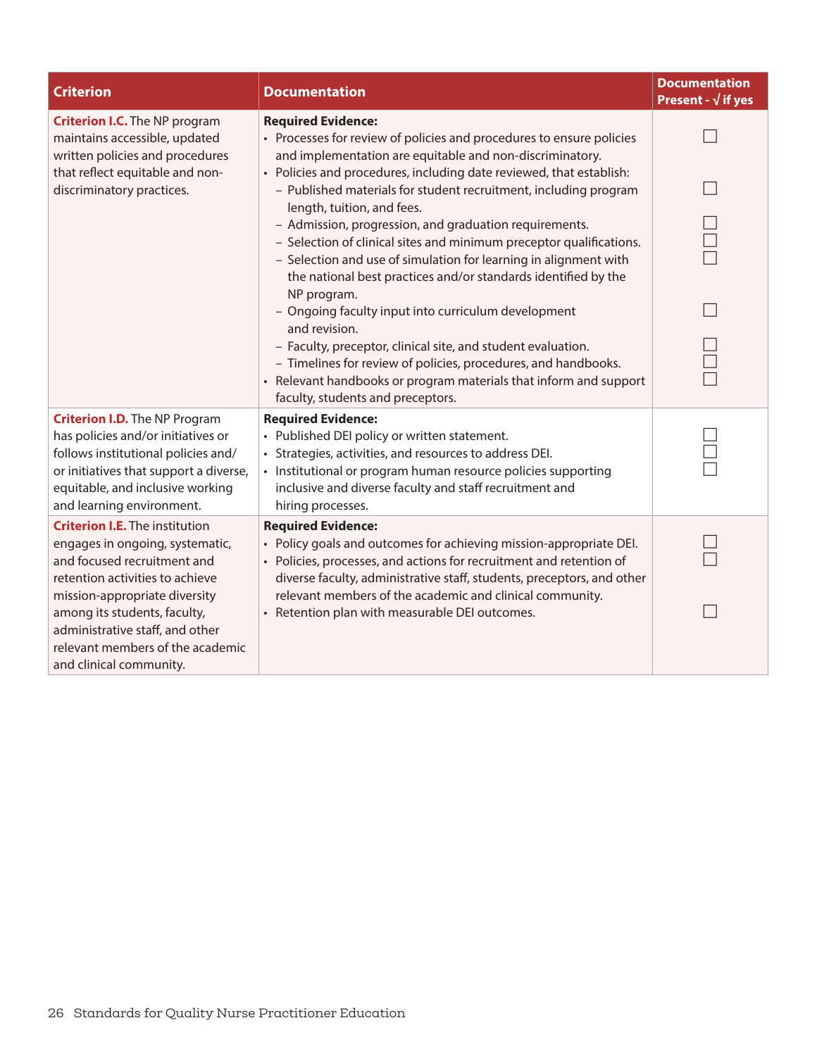| Criterion | Documentation | Documentation Present - √ if yes |
|---|---|---|
| **Criterion I.C.** The NP program maintains accessible, updated written policies and procedures that reflect equitable and non-discriminatory practices. | **Required Evidence:**<br>• Processes for review of policies and procedures to ensure policies and implementation are equitable and non-discriminatory.<br>• Policies and procedures, including date reviewed, that establish:<br>– Published materials for student recruitment, including program length, tuition, and fees.<br>– Admission, progression, and graduation requirements.<br>– Selection of clinical sites and minimum preceptor qualifications.<br>– Selection and use of simulation for learning in alignment with the national best practices and/or standards identified by the NP program.<br>– Ongoing faculty input into curriculum development and revision.<br>– Faculty, preceptor, clinical site, and student evaluation.<br>– Timelines for review of policies, procedures, and handbooks.<br>• Relevant handbooks or program materials that inform and support faculty, students and preceptors. | ☐<br>☐<br>☐<br>☐<br>☐<br>☐<br>☐<br>☐<br>☐ |
| **Criterion I.D.** The NP Program has policies and/or initiatives or follows institutional policies and/or initiatives that support a diverse, equitable, and inclusive working and learning environment. | **Required Evidence:**<br>• Published DEI policy or written statement.<br>• Strategies, activities, and resources to address DEI.<br>• Institutional or program human resource policies supporting inclusive and diverse faculty and staff recruitment and hiring processes. | ☐<br>☐<br>☐ |
| **Criterion I.E.** The institution engages in ongoing, systematic, and focused recruitment and retention activities to achieve mission-appropriate diversity among its students, faculty, administrative staff, and other relevant members of the academic and clinical community. | **Required Evidence:**<br>• Policy goals and outcomes for achieving mission-appropriate DEI.<br>• Policies, processes, and actions for recruitment and retention of diverse faculty, administrative staff, students, preceptors, and other relevant members of the academic and clinical community.<br>• Retention plan with measurable DEI outcomes. | ☐<br>☐<br>☐ |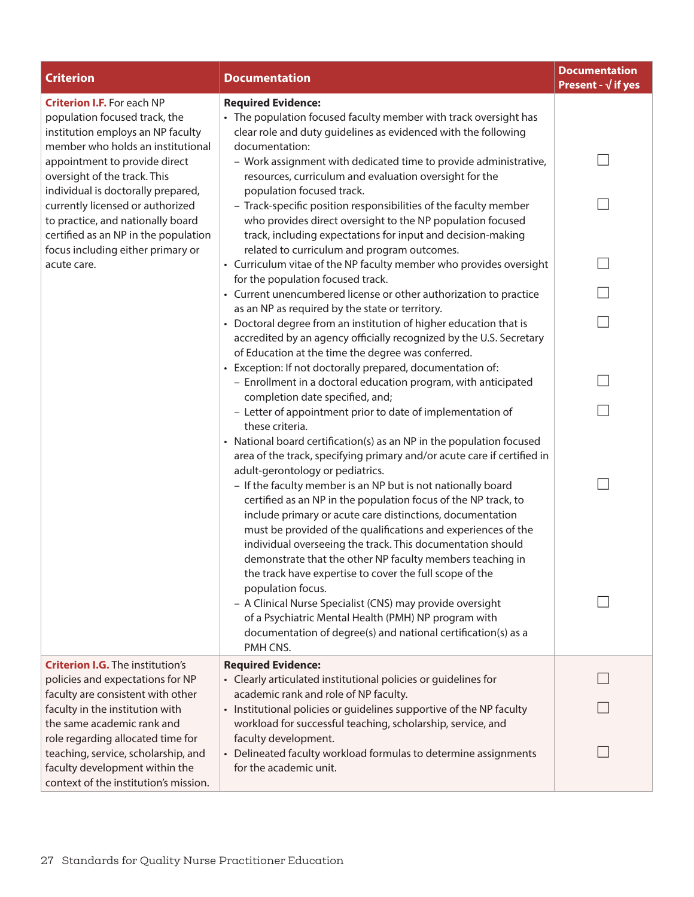| Criterion | Documentation | Documentation Present - √ if yes |
|---|---|---|
| **Criterion I.F.** For each NP population focused track, the institution employs an NP faculty member who holds an institutional appointment to provide direct oversight of the track. This individual is doctorally prepared, currently licensed or authorized to practice, and nationally board certified as an NP in the population focus including either primary or acute care. | **Required Evidence:**<br>• The population focused faculty member with track oversight has clear role and duty guidelines as evidenced with the following documentation: | |
| | – Work assignment with dedicated time to provide administrative, resources, curriculum and evaluation oversight for the population focused track. | ☐ |
| | – Track-specific position responsibilities of the faculty member who provides direct oversight to the NP population focused track, including expectations for input and decision-making related to curriculum and program outcomes. | ☐ |
| | • Curriculum vitae of the NP faculty member who provides oversight for the population focused track. | ☐ |
| | • Current unencumbered license or other authorization to practice as an NP as required by the state or territory. | ☐ |
| | • Doctoral degree from an institution of higher education that is accredited by an agency officially recognized by the U.S. Secretary of Education at the time the degree was conferred. | ☐ |
| | • Exception: If not doctorally prepared, documentation of:<br>– Enrollment in a doctoral education program, with anticipated completion date specified, and; | ☐ |
| | – Letter of appointment prior to date of implementation of these criteria. | ☐ |
| | • National board certification(s) as an NP in the population focused area of the track, specifying primary and/or acute care if certified in adult-gerontology or pediatrics.<br>– If the faculty member is an NP but is not nationally board certified as an NP in the population focus of the NP track, to include primary or acute care distinctions, documentation must be provided of the qualifications and experiences of the individual overseeing the track. This documentation should demonstrate that the other NP faculty members teaching in the track have expertise to cover the full scope of the population focus. | ☐ |
| | – A Clinical Nurse Specialist (CNS) may provide oversight of a Psychiatric Mental Health (PMH) NP program with documentation of degree(s) and national certification(s) as a PMH CNS. | ☐ |
| **Criterion I.G.** The institution's policies and expectations for NP faculty are consistent with other faculty in the institution with the same academic rank and role regarding allocated time for teaching, service, scholarship, and faculty development within the context of the institution's mission. | **Required Evidence:**<br>• Clearly articulated institutional policies or guidelines for academic rank and role of NP faculty. | ☐ |
| | • Institutional policies or guidelines supportive of the NP faculty workload for successful teaching, scholarship, service, and faculty development. | ☐ |
| | • Delineated faculty workload formulas to determine assignments for the academic unit. | ☐ |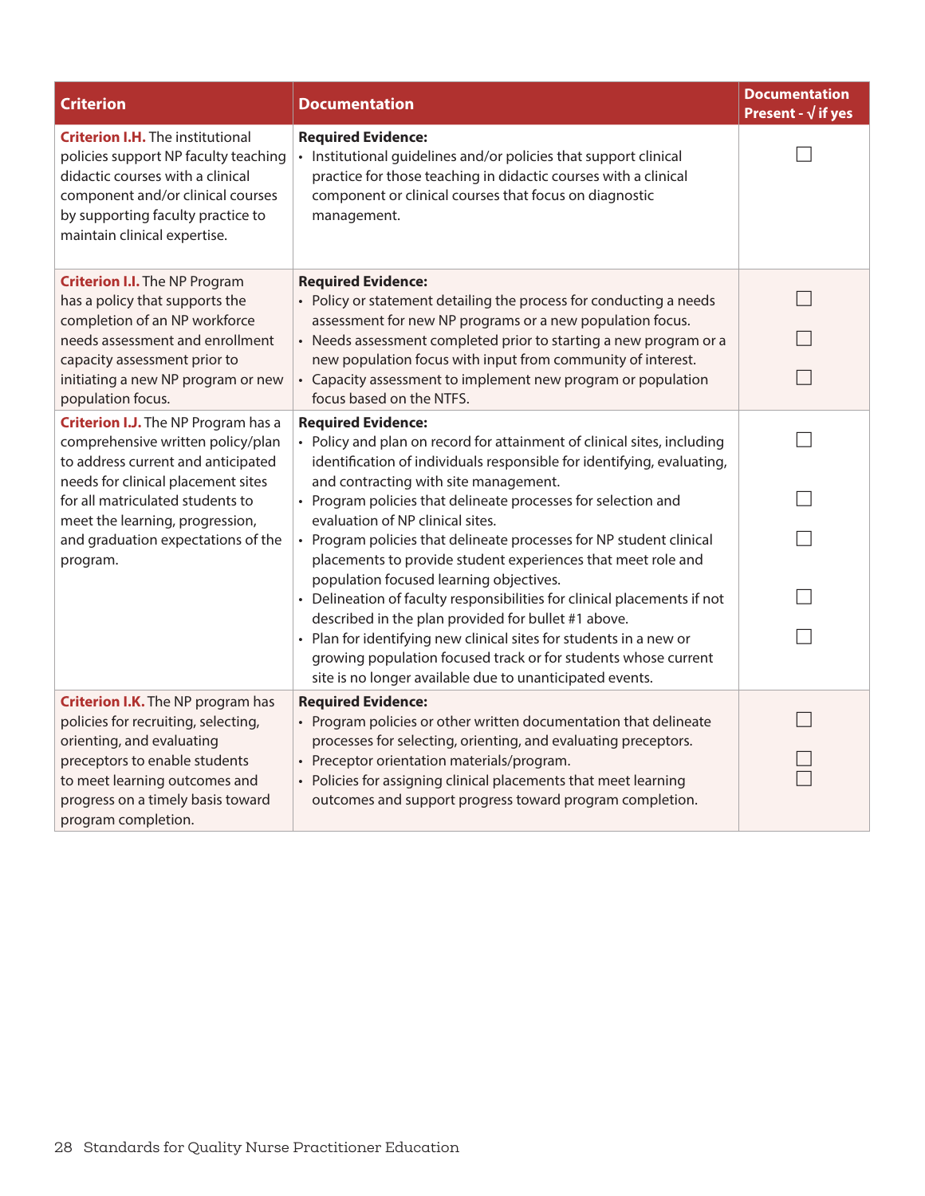| Criterion | Documentation | Documentation Present - √ if yes |
|---|---|---|
| **Criterion I.H.** The institutional policies support NP faculty teaching didactic courses with a clinical component and/or clinical courses by supporting faculty practice to maintain clinical expertise. | **Required Evidence:**<br>• Institutional guidelines and/or policies that support clinical practice for those teaching in didactic courses with a clinical component or clinical courses that focus on diagnostic management. | ☐ |
| **Criterion I.I.** The NP Program has a policy that supports the completion of an NP workforce needs assessment and enrollment capacity assessment prior to initiating a new NP program or new population focus. | **Required Evidence:**<br>• Policy or statement detailing the process for conducting a needs assessment for new NP programs or a new population focus.<br>• Needs assessment completed prior to starting a new program or a new population focus with input from community of interest.<br>• Capacity assessment to implement new program or population focus based on the NTFS. | ☐<br>☐<br>☐ |
| **Criterion I.J.** The NP Program has a comprehensive written policy/plan to address current and anticipated needs for clinical placement sites for all matriculated students to meet the learning, progression, and graduation expectations of the program. | **Required Evidence:**<br>• Policy and plan on record for attainment of clinical sites, including identification of individuals responsible for identifying, evaluating, and contracting with site management.<br>• Program policies that delineate processes for selection and evaluation of NP clinical sites.<br>• Program policies that delineate processes for NP student clinical placements to provide student experiences that meet role and population focused learning objectives.<br>• Delineation of faculty responsibilities for clinical placements if not described in the plan provided for bullet #1 above.<br>• Plan for identifying new clinical sites for students in a new or growing population focused track or for students whose current site is no longer available due to unanticipated events. | ☐<br>☐<br>☐<br>☐<br>☐ |
| **Criterion I.K.** The NP program has policies for recruiting, selecting, orienting, and evaluating preceptors to enable students to meet learning outcomes and progress on a timely basis toward program completion. | **Required Evidence:**<br>• Program policies or other written documentation that delineate processes for selecting, orienting, and evaluating preceptors.<br>• Preceptor orientation materials/program.<br>• Policies for assigning clinical placements that meet learning outcomes and support progress toward program completion. | ☐<br>☐<br>☐ |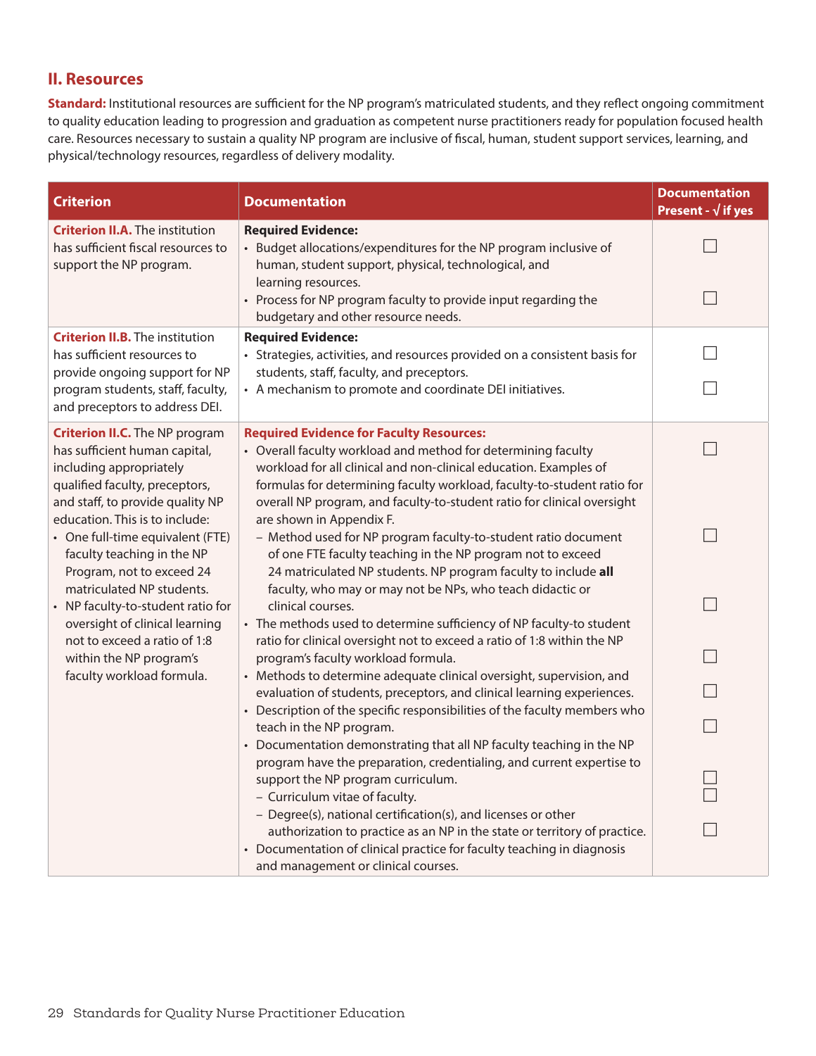## II. Resources

**Standard:** Institutional resources are sufficient for the NP program's matriculated students, and they reflect ongoing commitment to quality education leading to progression and graduation as competent nurse practitioners ready for population focused health care. Resources necessary to sustain a quality NP program are inclusive of fiscal, human, student support services, learning, and physical/technology resources, regardless of delivery modality.

| Criterion | Documentation | Documentation Present - √ if yes |
|---|---|---|
| **Criterion II.A.** The institution has sufficient fiscal resources to support the NP program. | **Required Evidence:**<br>• Budget allocations/expenditures for the NP program inclusive of human, student support, physical, technological, and learning resources.<br>• Process for NP program faculty to provide input regarding the budgetary and other resource needs. | ☐<br>☐ |
| **Criterion II.B.** The institution has sufficient resources to provide ongoing support for NP program students, staff, faculty, and preceptors to address DEI. | **Required Evidence:**<br>• Strategies, activities, and resources provided on a consistent basis for students, staff, faculty, and preceptors.<br>• A mechanism to promote and coordinate DEI initiatives. | ☐<br>☐ |
| **Criterion II.C.** The NP program has sufficient human capital, including appropriately qualified faculty, preceptors, and staff, to provide quality NP education. This is to include:<br>• One full-time equivalent (FTE) faculty teaching in the NP Program, not to exceed 24 matriculated NP students.<br>• NP faculty-to-student ratio for oversight of clinical learning not to exceed a ratio of 1:8 within the NP program's faculty workload formula. | **Required Evidence for Faculty Resources:**<br>• Overall faculty workload and method for determining faculty workload for all clinical and non-clinical education. Examples of formulas for determining faculty workload, faculty-to-student ratio for overall NP program, and faculty-to-student ratio for clinical oversight are shown in Appendix F.<br>  – Method used for NP program faculty-to-student ratio document of one FTE faculty teaching in the NP program not to exceed 24 matriculated NP students. NP program faculty to include **all** faculty, who may or may not be NPs, who teach didactic or clinical courses.<br>• The methods used to determine sufficiency of NP faculty-to student ratio for clinical oversight not to exceed a ratio of 1:8 within the NP program's faculty workload formula.<br>• Methods to determine adequate clinical oversight, supervision, and evaluation of students, preceptors, and clinical learning experiences.<br>• Description of the specific responsibilities of the faculty members who teach in the NP program.<br>• Documentation demonstrating that all NP faculty teaching in the NP program have the preparation, credentialing, and current expertise to support the NP program curriculum.<br>  – Curriculum vitae of faculty.<br>  – Degree(s), national certification(s), and licenses or other authorization to practice as an NP in the state or territory of practice.<br>• Documentation of clinical practice for faculty teaching in diagnosis and management or clinical courses. | ☐<br>☐<br>☐<br>☐<br>☐<br>☐<br>☐<br>☐<br>☐ |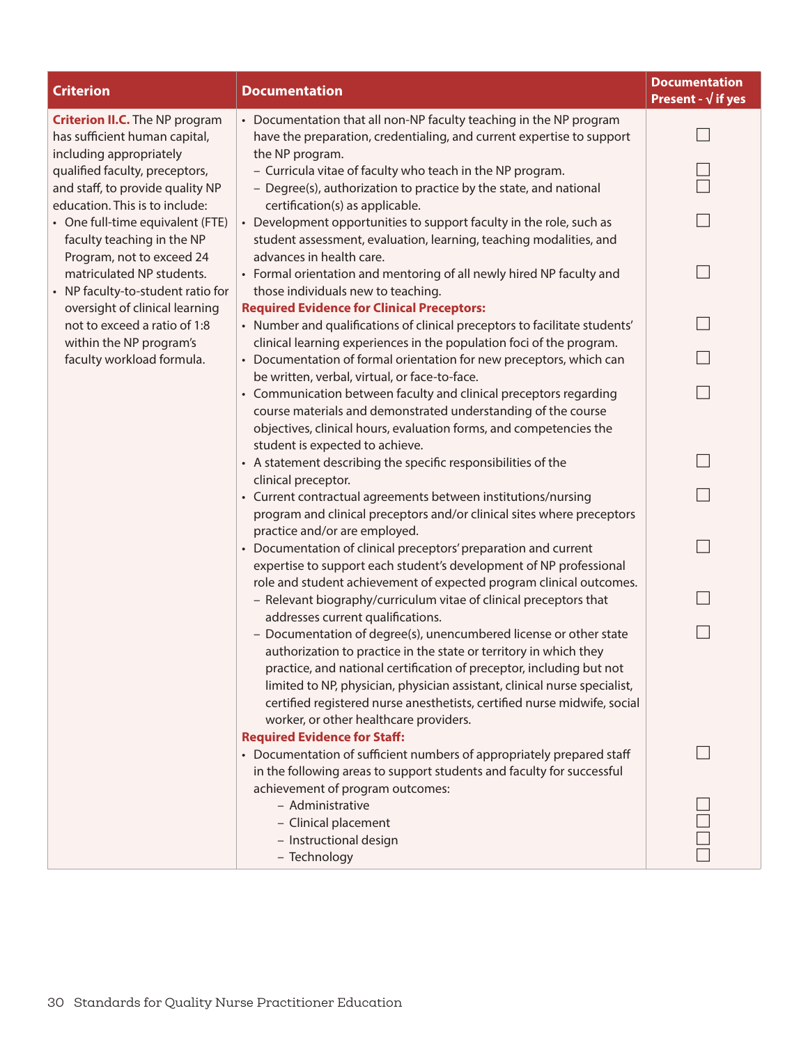| Criterion | Documentation | Documentation Present - √ if yes |
|---|---|---|
| **Criterion II.C.** The NP program has sufficient human capital, including appropriately qualified faculty, preceptors, and staff, to provide quality NP education. This is to include:<br>• One full-time equivalent (FTE) faculty teaching in the NP Program, not to exceed 24 matriculated NP students.<br>• NP faculty-to-student ratio for oversight of clinical learning not to exceed a ratio of 1:8 within the NP program's faculty workload formula. | • Documentation that all non-NP faculty teaching in the NP program have the preparation, credentialing, and current expertise to support the NP program. | ☐ |
| | – Curricula vitae of faculty who teach in the NP program. | ☐ |
| | – Degree(s), authorization to practice by the state, and national certification(s) as applicable. | ☐ |
| | • Development opportunities to support faculty in the role, such as student assessment, evaluation, learning, teaching modalities, and advances in health care. | ☐ |
| | • Formal orientation and mentoring of all newly hired NP faculty and those individuals new to teaching. | ☐ |
| | **Required Evidence for Clinical Preceptors:** | |
| | • Number and qualifications of clinical preceptors to facilitate students' clinical learning experiences in the population foci of the program. | ☐ |
| | • Documentation of formal orientation for new preceptors, which can be written, verbal, virtual, or face-to-face. | ☐ |
| | • Communication between faculty and clinical preceptors regarding course materials and demonstrated understanding of the course objectives, clinical hours, evaluation forms, and competencies the student is expected to achieve. | ☐ |
| | • A statement describing the specific responsibilities of the clinical preceptor. | ☐ |
| | • Current contractual agreements between institutions/nursing program and clinical preceptors and/or clinical sites where preceptors practice and/or are employed. | ☐ |
| | • Documentation of clinical preceptors' preparation and current expertise to support each student's development of NP professional role and student achievement of expected program clinical outcomes. | ☐ |
| | – Relevant biography/curriculum vitae of clinical preceptors that addresses current qualifications. | ☐ |
| | – Documentation of degree(s), unencumbered license or other state authorization to practice in the state or territory in which they practice, and national certification of preceptor, including but not limited to NP, physician, physician assistant, clinical nurse specialist, certified registered nurse anesthetists, certified nurse midwife, social worker, or other healthcare providers. | ☐ |
| | **Required Evidence for Staff:** | |
| | • Documentation of sufficient numbers of appropriately prepared staff in the following areas to support students and faculty for successful achievement of program outcomes: | ☐ |
| | – Administrative | ☐ |
| | – Clinical placement | ☐ |
| | – Instructional design | ☐ |
| | – Technology | ☐ |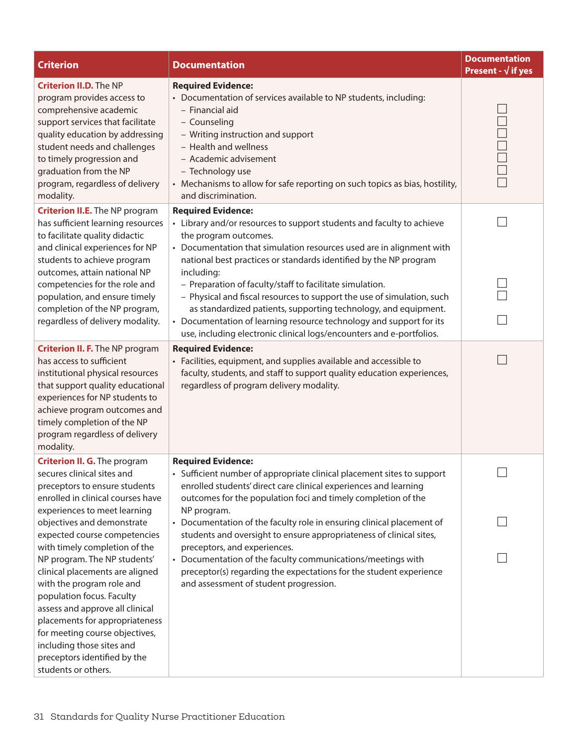| Criterion | Documentation | Documentation Present - √ if yes |
|---|---|---|
| **Criterion II.D.** The NP program provides access to comprehensive academic support services that facilitate quality education by addressing student needs and challenges to timely progression and graduation from the NP program, regardless of delivery modality. | **Required Evidence:**<br>• Documentation of services available to NP students, including:<br>– Financial aid<br>– Counseling<br>– Writing instruction and support<br>– Health and wellness<br>– Academic advisement<br>– Technology use<br>• Mechanisms to allow for safe reporting on such topics as bias, hostility, and discrimination. | ☐<br>☐<br>☐<br>☐<br>☐<br>☐<br>☐ |
| **Criterion II.E.** The NP program has sufficient learning resources to facilitate quality didactic and clinical experiences for NP students to achieve program outcomes, attain national NP competencies for the role and population, and ensure timely completion of the NP program, regardless of delivery modality. | **Required Evidence:**<br>• Library and/or resources to support students and faculty to achieve the program outcomes.<br>• Documentation that simulation resources used are in alignment with national best practices or standards identified by the NP program including:<br>– Preparation of faculty/staff to facilitate simulation.<br>– Physical and fiscal resources to support the use of simulation, such as standardized patients, supporting technology, and equipment.<br>• Documentation of learning resource technology and support for its use, including electronic clinical logs/encounters and e-portfolios. | ☐<br>☐<br>☐<br>☐ |
| **Criterion II. F.** The NP program has access to sufficient institutional physical resources that support quality educational experiences for NP students to achieve program outcomes and timely completion of the NP program regardless of delivery modality. | **Required Evidence:**<br>• Facilities, equipment, and supplies available and accessible to faculty, students, and staff to support quality education experiences, regardless of program delivery modality. | ☐ |
| **Criterion II. G.** The program secures clinical sites and preceptors to ensure students enrolled in clinical courses have experiences to meet learning objectives and demonstrate expected course competencies with timely completion of the NP program. The NP students' clinical placements are aligned with the program role and population focus. Faculty assess and approve all clinical placements for appropriateness for meeting course objectives, including those sites and preceptors identified by the students or others. | **Required Evidence:**<br>• Sufficient number of appropriate clinical placement sites to support enrolled students' direct care clinical experiences and learning outcomes for the population foci and timely completion of the NP program.<br>• Documentation of the faculty role in ensuring clinical placement of students and oversight to ensure appropriateness of clinical sites, preceptors, and experiences.<br>• Documentation of the faculty communications/meetings with preceptor(s) regarding the expectations for the student experience and assessment of student progression. | ☐<br>☐<br>☐ |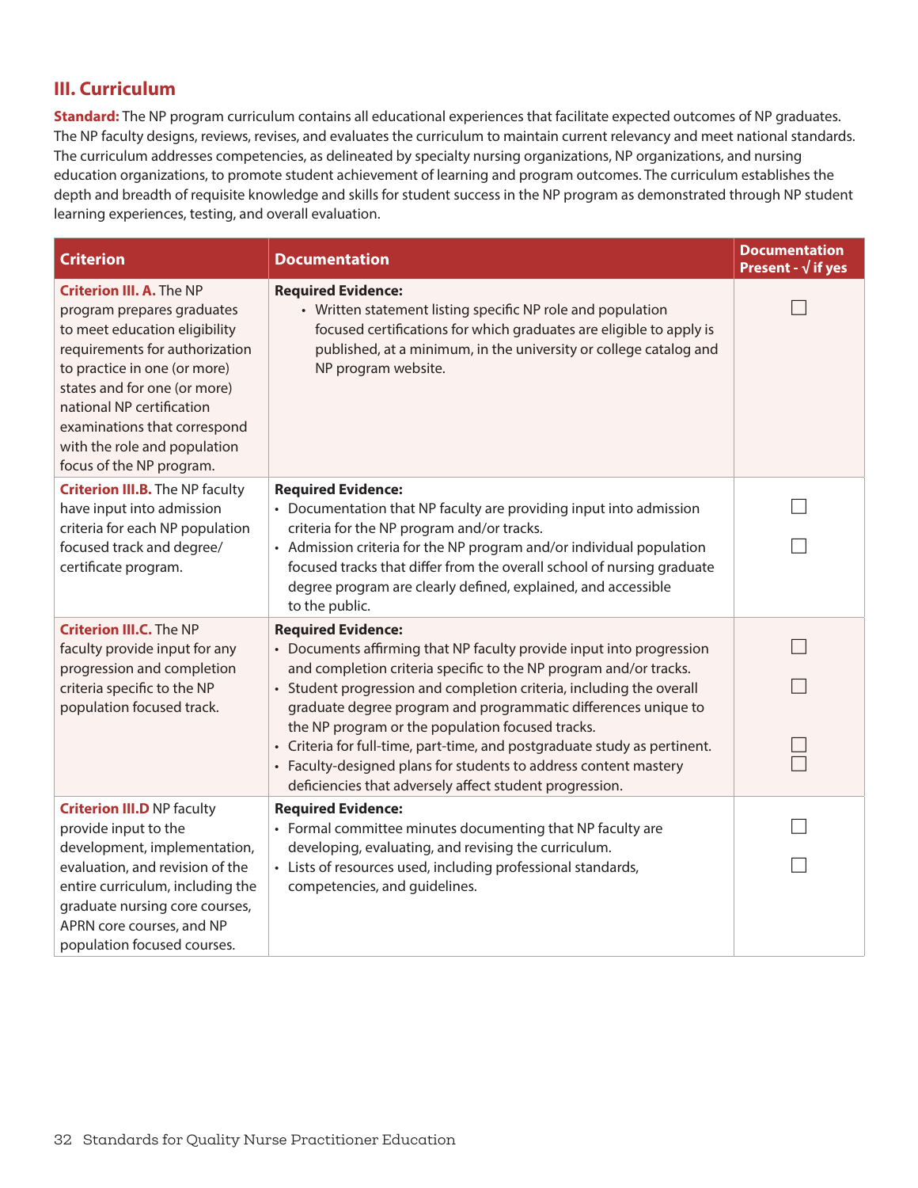## III. Curriculum

**Standard:** The NP program curriculum contains all educational experiences that facilitate expected outcomes of NP graduates. The NP faculty designs, reviews, revises, and evaluates the curriculum to maintain current relevancy and meet national standards. The curriculum addresses competencies, as delineated by specialty nursing organizations, NP organizations, and nursing education organizations, to promote student achievement of learning and program outcomes. The curriculum establishes the depth and breadth of requisite knowledge and skills for student success in the NP program as demonstrated through NP student learning experiences, testing, and overall evaluation.

| Criterion | Documentation | Documentation Present - √ if yes |
|---|---|---|
| **Criterion III. A.** The NP program prepares graduates to meet education eligibility requirements for authorization to practice in one (or more) states and for one (or more) national NP certification examinations that correspond with the role and population focus of the NP program. | **Required Evidence:**<br>• Written statement listing specific NP role and population focused certifications for which graduates are eligible to apply is published, at a minimum, in the university or college catalog and NP program website. | ☐ |
| **Criterion III.B.** The NP faculty have input into admission criteria for each NP population focused track and degree/ certificate program. | **Required Evidence:**<br>• Documentation that NP faculty are providing input into admission criteria for the NP program and/or tracks.<br>• Admission criteria for the NP program and/or individual population focused tracks that differ from the overall school of nursing graduate degree program are clearly defined, explained, and accessible to the public. | ☐<br>☐ |
| **Criterion III.C.** The NP faculty provide input for any progression and completion criteria specific to the NP population focused track. | **Required Evidence:**<br>• Documents affirming that NP faculty provide input into progression and completion criteria specific to the NP program and/or tracks.<br>• Student progression and completion criteria, including the overall graduate degree program and programmatic differences unique to the NP program or the population focused tracks.<br>• Criteria for full-time, part-time, and postgraduate study as pertinent.<br>• Faculty-designed plans for students to address content mastery deficiencies that adversely affect student progression. | ☐<br>☐<br>☐<br>☐ |
| **Criterion III.D** NP faculty provide input to the development, implementation, evaluation, and revision of the entire curriculum, including the graduate nursing core courses, APRN core courses, and NP population focused courses. | **Required Evidence:**<br>• Formal committee minutes documenting that NP faculty are developing, evaluating, and revising the curriculum.<br>• Lists of resources used, including professional standards, competencies, and guidelines. | ☐<br>☐ |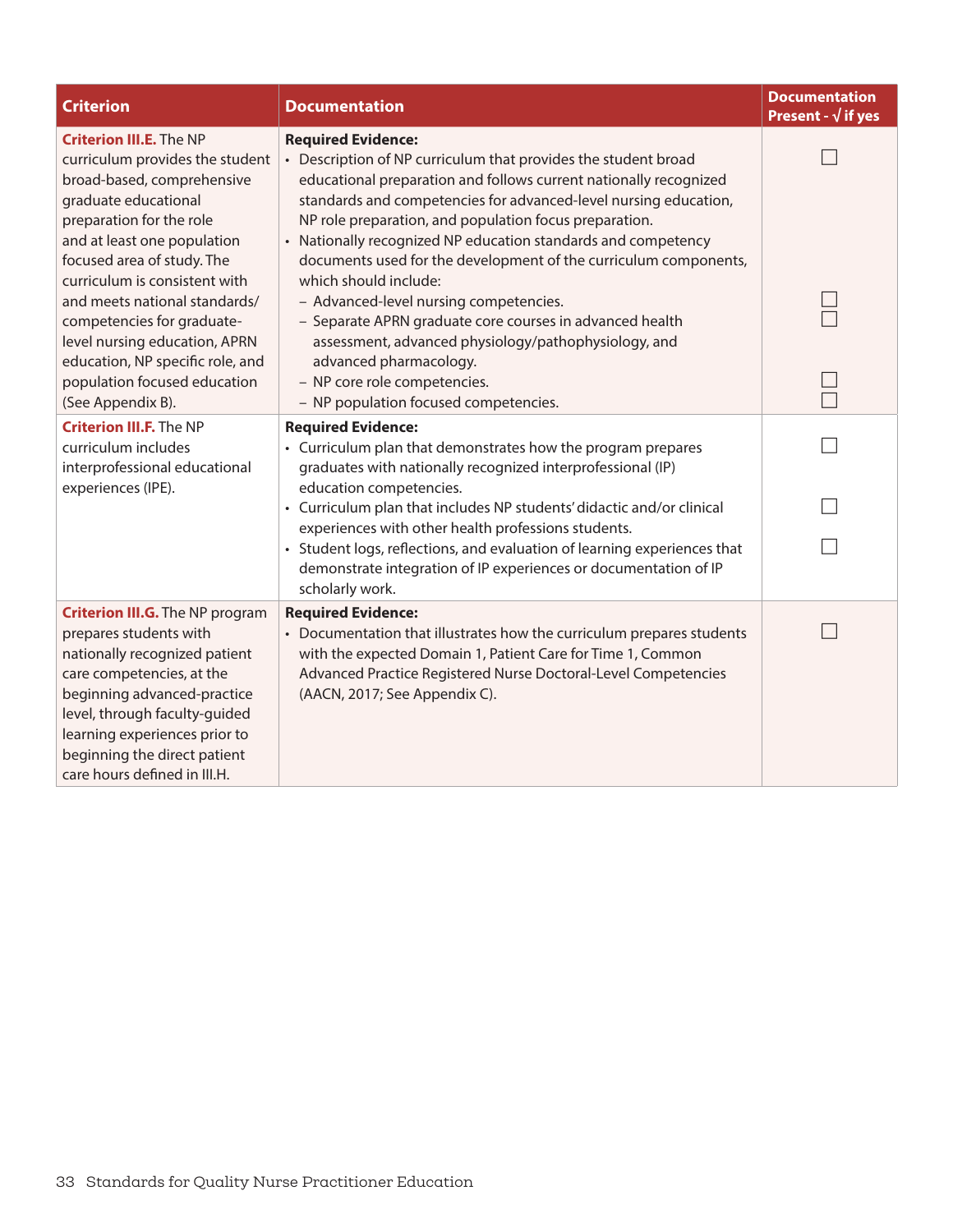| Criterion | Documentation | Documentation Present - √ if yes |
|---|---|---|
| **Criterion III.E.** The NP curriculum provides the student broad-based, comprehensive graduate educational preparation for the role and at least one population focused area of study. The curriculum is consistent with and meets national standards/competencies for graduate-level nursing education, APRN education, NP specific role, and population focused education (See Appendix B). | **Required Evidence:**<br>• Description of NP curriculum that provides the student broad educational preparation and follows current nationally recognized standards and competencies for advanced-level nursing education, NP role preparation, and population focus preparation.<br>• Nationally recognized NP education standards and competency documents used for the development of the curriculum components, which should include:<br>– Advanced-level nursing competencies.<br>– Separate APRN graduate core courses in advanced health assessment, advanced physiology/pathophysiology, and advanced pharmacology.<br>– NP core role competencies.<br>– NP population focused competencies. | ☐<br>☐<br>☐<br>☐<br>☐ |
| **Criterion III.F.** The NP curriculum includes interprofessional educational experiences (IPE). | **Required Evidence:**<br>• Curriculum plan that demonstrates how the program prepares graduates with nationally recognized interprofessional (IP) education competencies.<br>• Curriculum plan that includes NP students' didactic and/or clinical experiences with other health professions students.<br>• Student logs, reflections, and evaluation of learning experiences that demonstrate integration of IP experiences or documentation of IP scholarly work. | ☐<br>☐<br>☐ |
| **Criterion III.G.** The NP program prepares students with nationally recognized patient care competencies, at the beginning advanced-practice level, through faculty-guided learning experiences prior to beginning the direct patient care hours defined in III.H. | **Required Evidence:**<br>• Documentation that illustrates how the curriculum prepares students with the expected Domain 1, Patient Care for Time 1, Common Advanced Practice Registered Nurse Doctoral-Level Competencies (AACN, 2017; See Appendix C). | ☐ |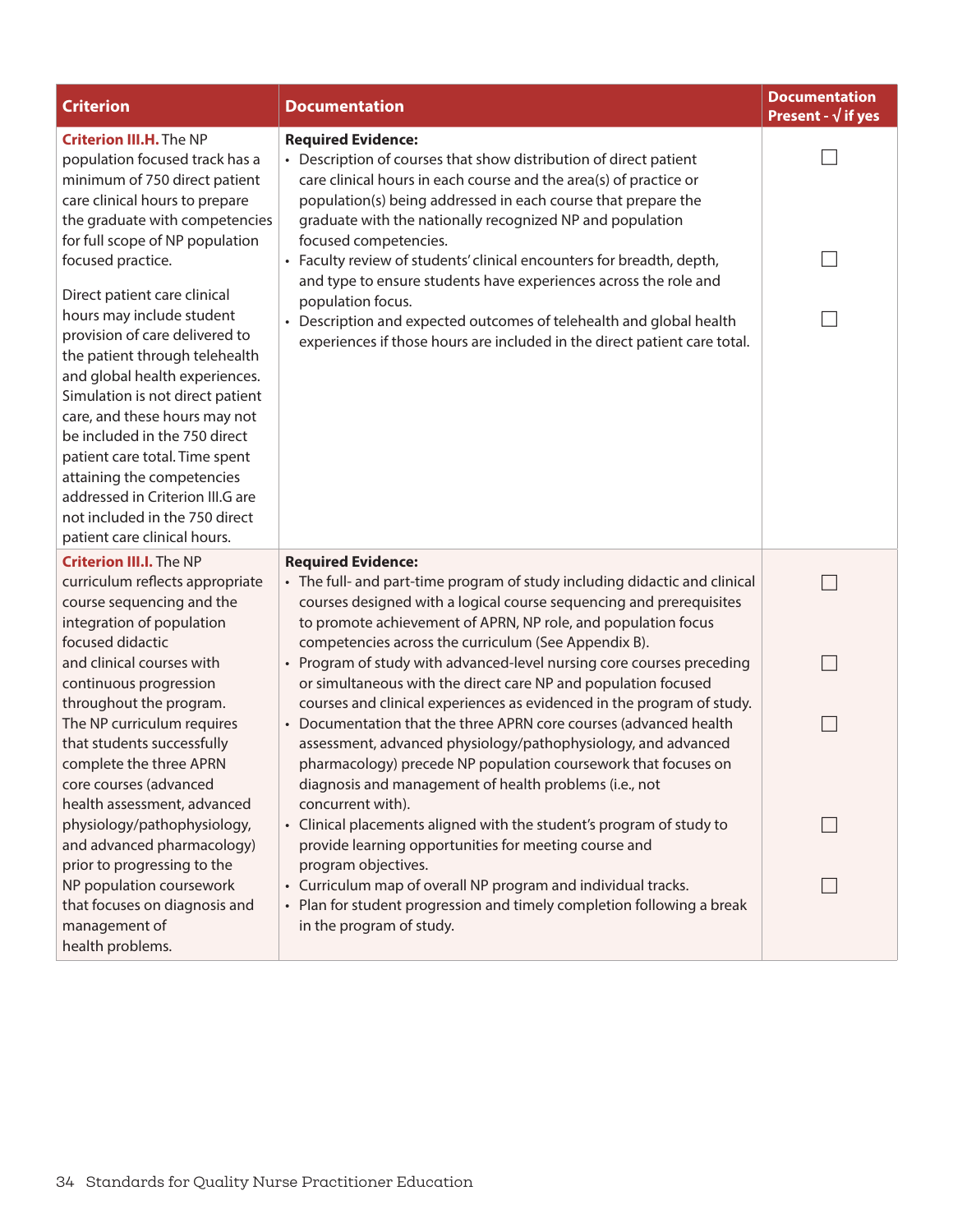| Criterion | Documentation | Documentation Present - √ if yes |
|---|---|---|
| **Criterion III.H.** The NP population focused track has a minimum of 750 direct patient care clinical hours to prepare the graduate with competencies for full scope of NP population focused practice.<br><br>Direct patient care clinical hours may include student provision of care delivered to the patient through telehealth and global health experiences. Simulation is not direct patient care, and these hours may not be included in the 750 direct patient care total. Time spent attaining the competencies addressed in Criterion III.G are not included in the 750 direct patient care clinical hours. | **Required Evidence:**<br>• Description of courses that show distribution of direct patient care clinical hours in each course and the area(s) of practice or population(s) being addressed in each course that prepare the graduate with the nationally recognized NP and population focused competencies.<br>• Faculty review of students' clinical encounters for breadth, depth, and type to ensure students have experiences across the role and population focus.<br>• Description and expected outcomes of telehealth and global health experiences if those hours are included in the direct patient care total. | ☐<br><br>☐<br><br>☐ |
| **Criterion III.I.** The NP curriculum reflects appropriate course sequencing and the integration of population focused didactic and clinical courses with continuous progression throughout the program. The NP curriculum requires that students successfully complete the three APRN core courses (advanced health assessment, advanced physiology/pathophysiology, and advanced pharmacology) prior to progressing to the NP population coursework that focuses on diagnosis and management of health problems. | **Required Evidence:**<br>• The full- and part-time program of study including didactic and clinical courses designed with a logical course sequencing and prerequisites to promote achievement of APRN, NP role, and population focus competencies across the curriculum (See Appendix B).<br>• Program of study with advanced-level nursing core courses preceding or simultaneous with the direct care NP and population focused courses and clinical experiences as evidenced in the program of study.<br>• Documentation that the three APRN core courses (advanced health assessment, advanced physiology/pathophysiology, and advanced pharmacology) precede NP population coursework that focuses on diagnosis and management of health problems (i.e., not concurrent with).<br>• Clinical placements aligned with the student's program of study to provide learning opportunities for meeting course and program objectives.<br>• Curriculum map of overall NP program and individual tracks.<br>• Plan for student progression and timely completion following a break in the program of study. | ☐<br><br>☐<br><br>☐<br><br>☐<br><br>☐ |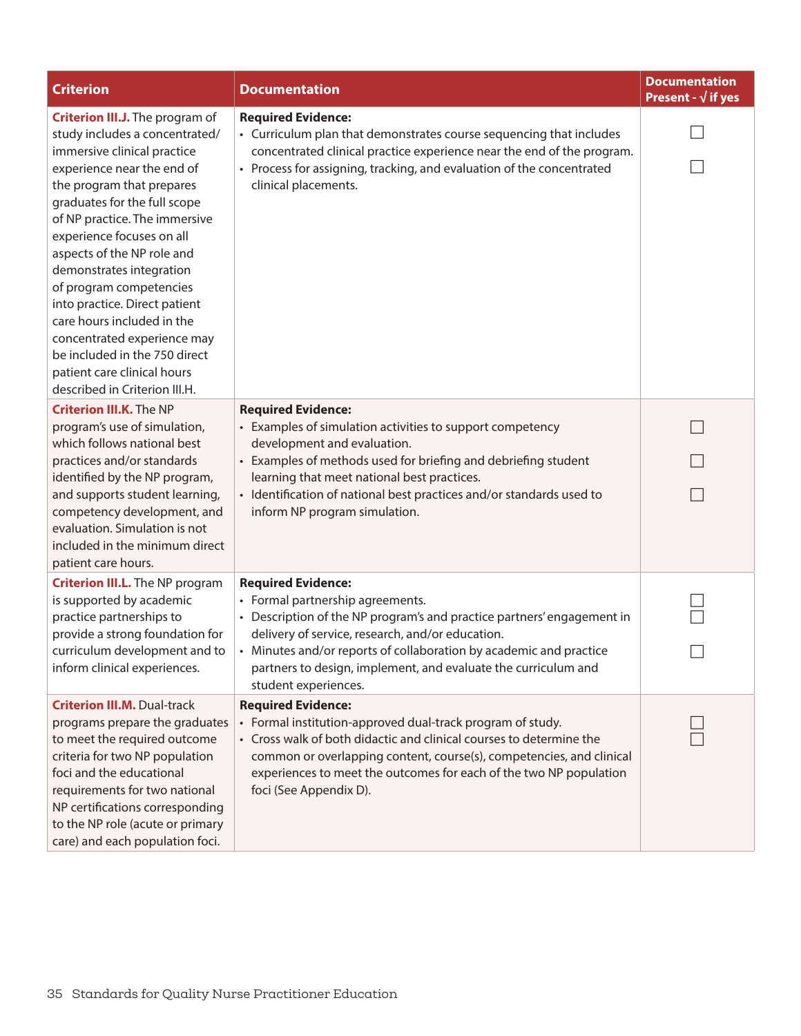| Criterion | Documentation | Documentation Present - √ if yes |
|---|---|---|
| **Criterion III.J.** The program of study includes a concentrated/immersive clinical practice experience near the end of the program that prepares graduates for the full scope of NP practice. The immersive experience focuses on all aspects of the NP role and demonstrates integration of program competencies into practice. Direct patient care hours included in the concentrated experience may be included in the 750 direct patient care clinical hours described in Criterion III.H. | **Required Evidence:**<br>• Curriculum plan that demonstrates course sequencing that includes concentrated clinical practice experience near the end of the program.<br>• Process for assigning, tracking, and evaluation of the concentrated clinical placements. | ☐<br>☐ |
| **Criterion III.K.** The NP program's use of simulation, which follows national best practices and/or standards identified by the NP program, and supports student learning, competency development, and evaluation. Simulation is not included in the minimum direct patient care hours. | **Required Evidence:**<br>• Examples of simulation activities to support competency development and evaluation.<br>• Examples of methods used for briefing and debriefing student learning that meet national best practices.<br>• Identification of national best practices and/or standards used to inform NP program simulation. | ☐<br>☐<br>☐ |
| **Criterion III.L.** The NP program is supported by academic practice partnerships to provide a strong foundation for curriculum development and to inform clinical experiences. | **Required Evidence:**<br>• Formal partnership agreements.<br>• Description of the NP program's and practice partners' engagement in delivery of service, research, and/or education.<br>• Minutes and/or reports of collaboration by academic and practice partners to design, implement, and evaluate the curriculum and student experiences. | ☐<br>☐<br>☐ |
| **Criterion III.M.** Dual-track programs prepare the graduates to meet the required outcome criteria for two NP population foci and the educational requirements for two national NP certifications corresponding to the NP role (acute or primary care) and each population foci. | **Required Evidence:**<br>• Formal institution-approved dual-track program of study.<br>• Cross walk of both didactic and clinical courses to determine the common or overlapping content, course(s), competencies, and clinical experiences to meet the outcomes for each of the two NP population foci (See Appendix D). | ☐<br>☐ |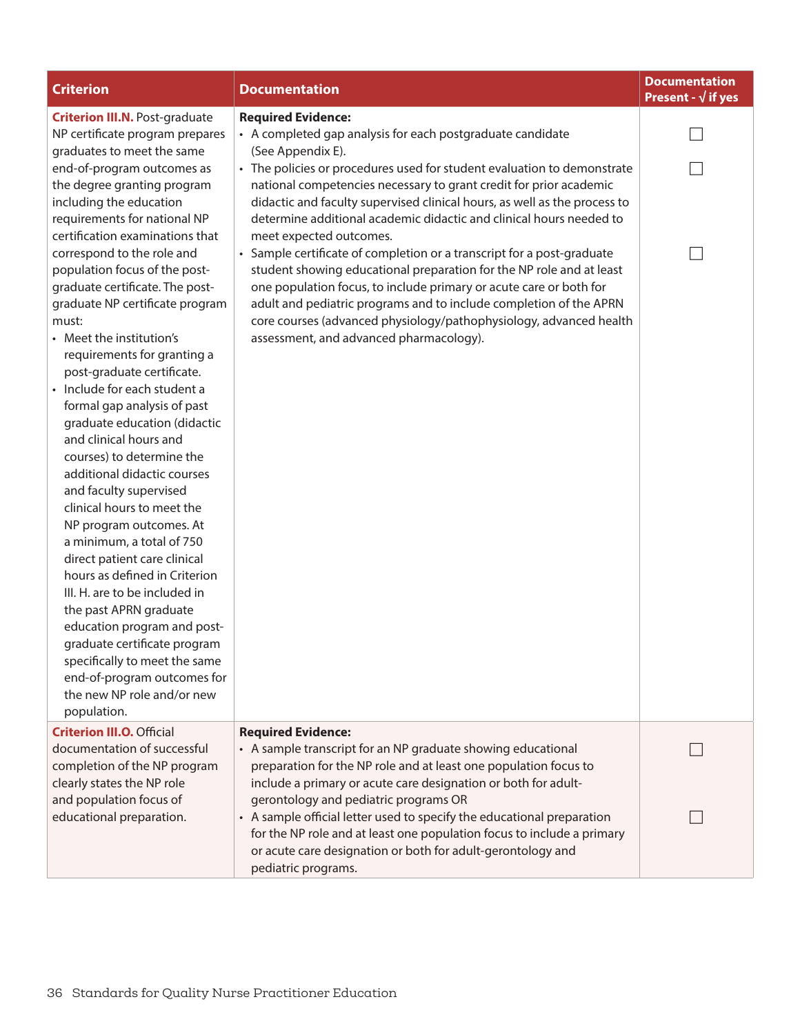| Criterion | Documentation | Documentation Present - √ if yes |
|---|---|---|
| **Criterion III.N.** Post-graduate NP certificate program prepares graduates to meet the same end-of-program outcomes as the degree granting program including the education requirements for national NP certification examinations that correspond to the role and population focus of the post-graduate certificate. The post-graduate NP certificate program must:<br>• Meet the institution's requirements for granting a post-graduate certificate.<br>• Include for each student a formal gap analysis of past graduate education (didactic and clinical hours and courses) to determine the additional didactic courses and faculty supervised clinical hours to meet the NP program outcomes. At a minimum, a total of 750 direct patient care clinical hours as defined in Criterion III. H. are to be included in the past APRN graduate education program and post-graduate certificate program specifically to meet the same end-of-program outcomes for the new NP role and/or new population. | **Required Evidence:**<br>• A completed gap analysis for each postgraduate candidate (See Appendix E).<br>• The policies or procedures used for student evaluation to demonstrate national competencies necessary to grant credit for prior academic didactic and faculty supervised clinical hours, as well as the process to determine additional academic didactic and clinical hours needed to meet expected outcomes.<br>• Sample certificate of completion or a transcript for a post-graduate student showing educational preparation for the NP role and at least one population focus, to include primary or acute care or both for adult and pediatric programs and to include completion of the APRN core courses (advanced physiology/pathophysiology, advanced health assessment, and advanced pharmacology). | ☐<br>☐<br>☐ |
| **Criterion III.O.** Official documentation of successful completion of the NP program clearly states the NP role and population focus of educational preparation. | **Required Evidence:**<br>• A sample transcript for an NP graduate showing educational preparation for the NP role and at least one population focus to include a primary or acute care designation or both for adult-gerontology and pediatric programs OR<br>• A sample official letter used to specify the educational preparation for the NP role and at least one population focus to include a primary or acute care designation or both for adult-gerontology and pediatric programs. | ☐<br>☐ |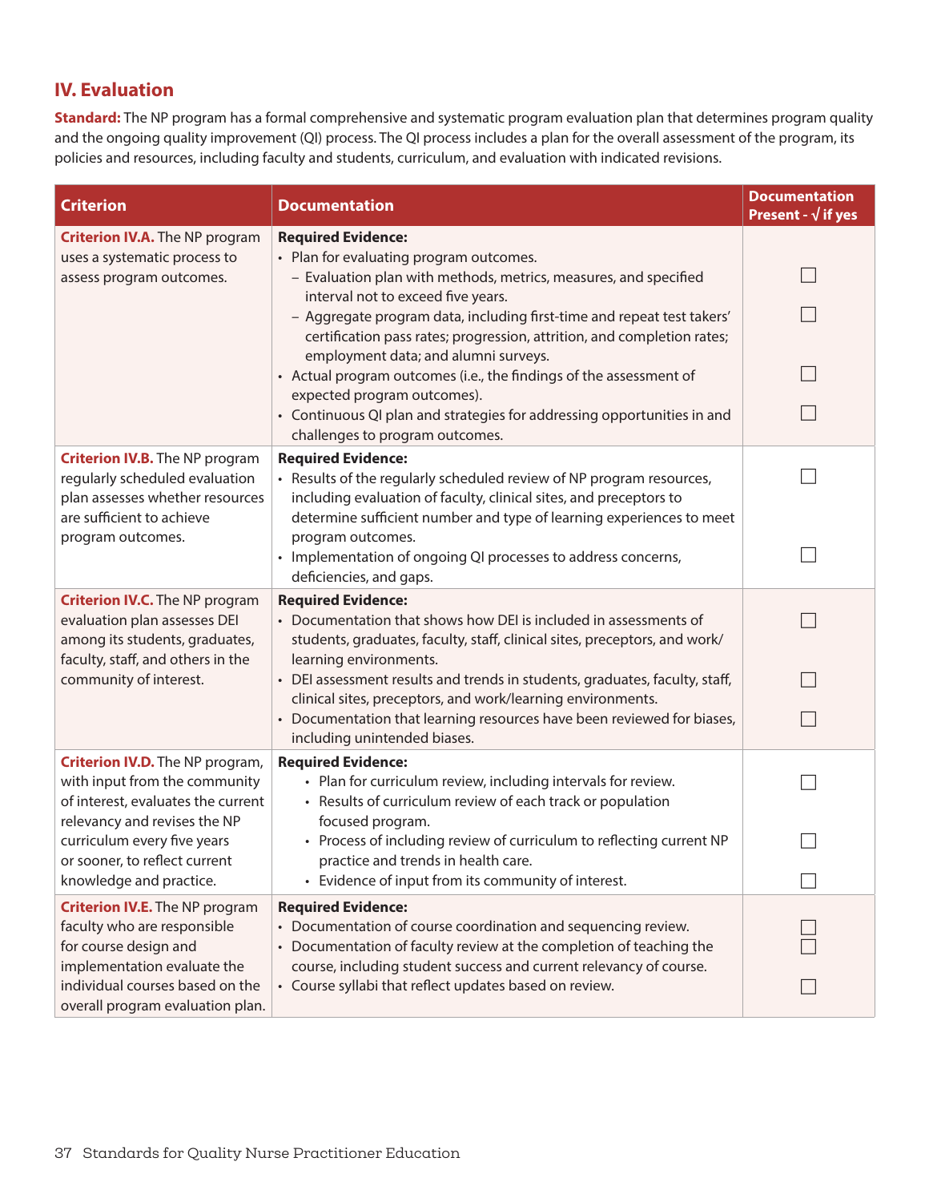## IV. Evaluation

**Standard:** The NP program has a formal comprehensive and systematic program evaluation plan that determines program quality and the ongoing quality improvement (QI) process. The QI process includes a plan for the overall assessment of the program, its policies and resources, including faculty and students, curriculum, and evaluation with indicated revisions.

| Criterion | Documentation | Documentation Present - √ if yes |
|---|---|---|
| **Criterion IV.A.** The NP program uses a systematic process to assess program outcomes. | **Required Evidence:**<br>• Plan for evaluating program outcomes.<br>– Evaluation plan with methods, metrics, measures, and specified interval not to exceed five years.<br>– Aggregate program data, including first-time and repeat test takers' certification pass rates; progression, attrition, and completion rates; employment data; and alumni surveys.<br>• Actual program outcomes (i.e., the findings of the assessment of expected program outcomes).<br>• Continuous QI plan and strategies for addressing opportunities in and challenges to program outcomes. | ☐<br>☐<br>☐<br>☐ |
| **Criterion IV.B.** The NP program regularly scheduled evaluation plan assesses whether resources are sufficient to achieve program outcomes. | **Required Evidence:**<br>• Results of the regularly scheduled review of NP program resources, including evaluation of faculty, clinical sites, and preceptors to determine sufficient number and type of learning experiences to meet program outcomes.<br>• Implementation of ongoing QI processes to address concerns, deficiencies, and gaps. | ☐<br>☐ |
| **Criterion IV.C.** The NP program evaluation plan assesses DEI among its students, graduates, faculty, staff, and others in the community of interest. | **Required Evidence:**<br>• Documentation that shows how DEI is included in assessments of students, graduates, faculty, staff, clinical sites, preceptors, and work/learning environments.<br>• DEI assessment results and trends in students, graduates, faculty, staff, clinical sites, preceptors, and work/learning environments.<br>• Documentation that learning resources have been reviewed for biases, including unintended biases. | ☐<br>☐<br>☐ |
| **Criterion IV.D.** The NP program, with input from the community of interest, evaluates the current relevancy and revises the NP curriculum every five years or sooner, to reflect current knowledge and practice. | **Required Evidence:**<br>• Plan for curriculum review, including intervals for review.<br>• Results of curriculum review of each track or population focused program.<br>• Process of including review of curriculum to reflecting current NP practice and trends in health care.<br>• Evidence of input from its community of interest. | ☐<br>☐<br>☐ |
| **Criterion IV.E.** The NP program faculty who are responsible for course design and implementation evaluate the individual courses based on the overall program evaluation plan. | **Required Evidence:**<br>• Documentation of course coordination and sequencing review.<br>• Documentation of faculty review at the completion of teaching the course, including student success and current relevancy of course.<br>• Course syllabi that reflect updates based on review. | ☐<br>☐<br>☐ |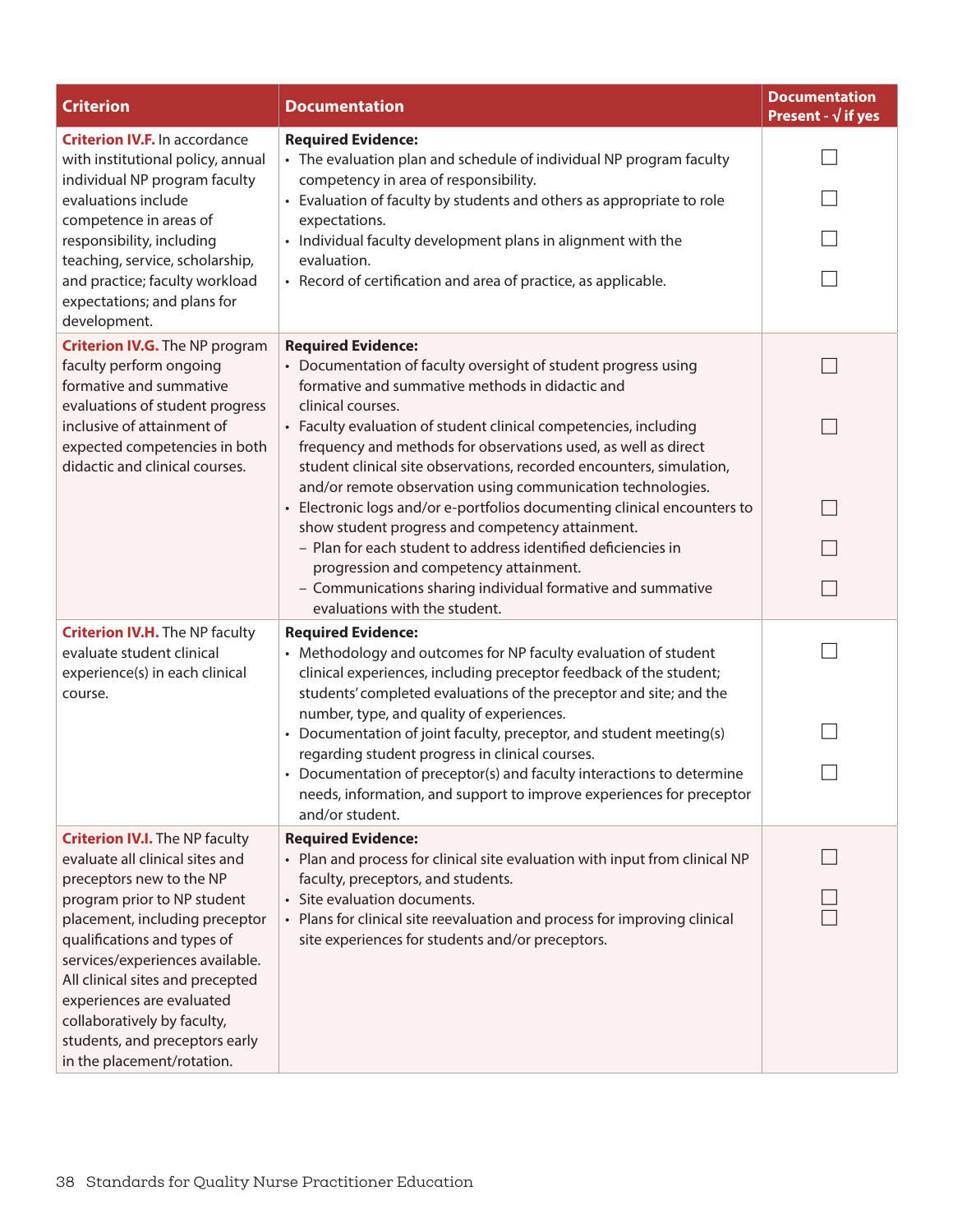| Criterion | Documentation | Documentation Present - √ if yes |
|---|---|---|
| **Criterion IV.F.** In accordance with institutional policy, annual individual NP program faculty evaluations include competence in areas of responsibility, including teaching, service, scholarship, and practice; faculty workload expectations; and plans for development. | **Required Evidence:**<br>• The evaluation plan and schedule of individual NP program faculty competency in area of responsibility.<br>• Evaluation of faculty by students and others as appropriate to role expectations.<br>• Individual faculty development plans in alignment with the evaluation.<br>• Record of certification and area of practice, as applicable. | ☐<br>☐<br>☐<br>☐ |
| **Criterion IV.G.** The NP program faculty perform ongoing formative and summative evaluations of student progress inclusive of attainment of expected competencies in both didactic and clinical courses. | **Required Evidence:**<br>• Documentation of faculty oversight of student progress using formative and summative methods in didactic and clinical courses.<br>• Faculty evaluation of student clinical competencies, including frequency and methods for observations used, as well as direct student clinical site observations, recorded encounters, simulation, and/or remote observation using communication technologies.<br>• Electronic logs and/or e-portfolios documenting clinical encounters to show student progress and competency attainment.<br>  – Plan for each student to address identified deficiencies in progression and competency attainment.<br>  – Communications sharing individual formative and summative evaluations with the student. | ☐<br>☐<br>☐<br>☐<br>☐ |
| **Criterion IV.H.** The NP faculty evaluate student clinical experience(s) in each clinical course. | **Required Evidence:**<br>• Methodology and outcomes for NP faculty evaluation of student clinical experiences, including preceptor feedback of the student; students' completed evaluations of the preceptor and site; and the number, type, and quality of experiences.<br>• Documentation of joint faculty, preceptor, and student meeting(s) regarding student progress in clinical courses.<br>• Documentation of preceptor(s) and faculty interactions to determine needs, information, and support to improve experiences for preceptor and/or student. | ☐<br>☐<br>☐ |
| **Criterion IV.I.** The NP faculty evaluate all clinical sites and preceptors new to the NP program prior to NP student placement, including preceptor qualifications and types of services/experiences available. All clinical sites and precepted experiences are evaluated collaboratively by faculty, students, and preceptors early in the placement/rotation. | **Required Evidence:**<br>• Plan and process for clinical site evaluation with input from clinical NP faculty, preceptors, and students.<br>• Site evaluation documents.<br>• Plans for clinical site reevaluation and process for improving clinical site experiences for students and/or preceptors. | ☐<br>☐<br>☐ |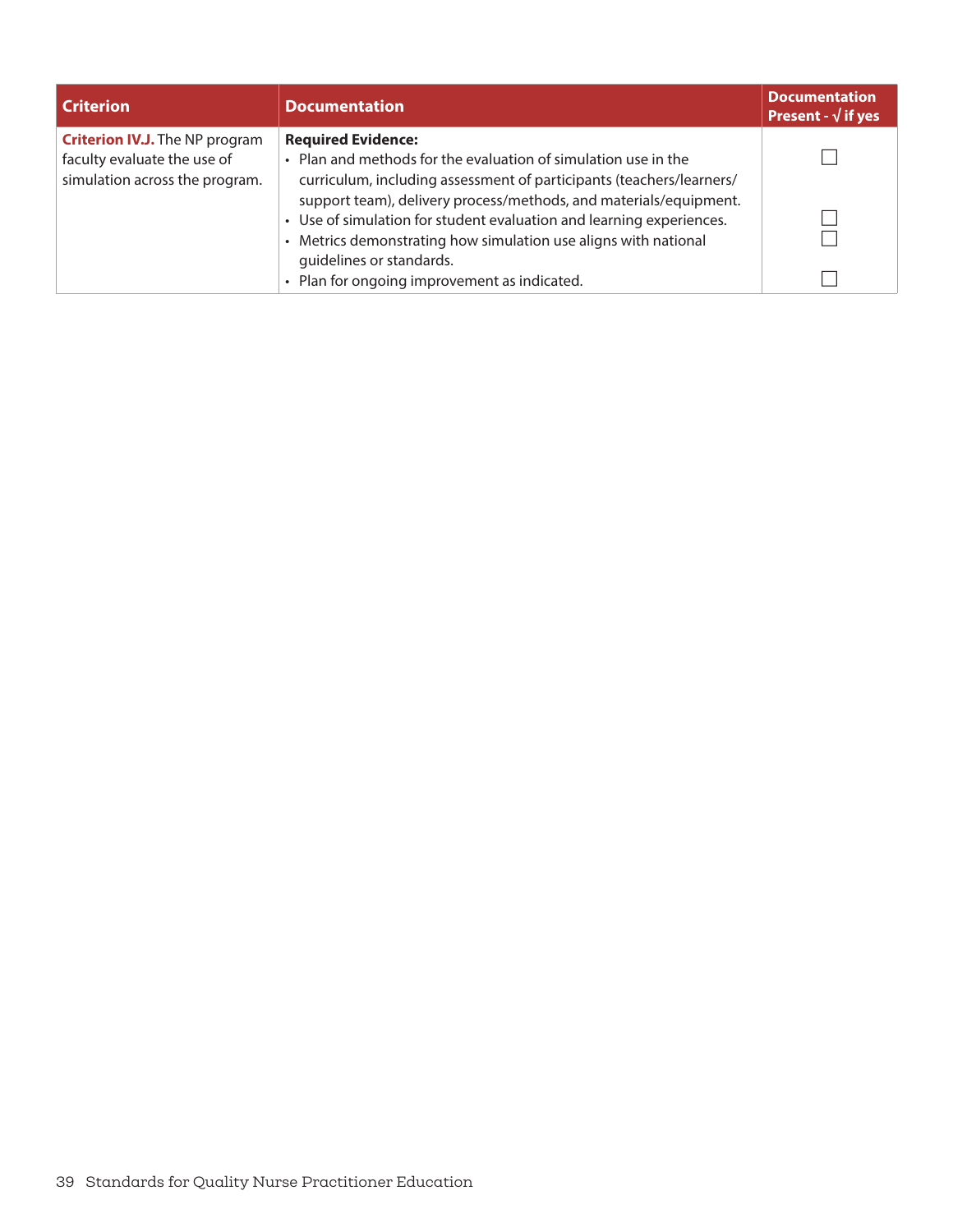| Criterion | Documentation | Documentation Present - √ if yes |
|---|---|---|
| **Criterion IV.J.** The NP program faculty evaluate the use of simulation across the program. | **Required Evidence:**<br>• Plan and methods for the evaluation of simulation use in the curriculum, including assessment of participants (teachers/learners/support team), delivery process/methods, and materials/equipment.<br>• Use of simulation for student evaluation and learning experiences.<br>• Metrics demonstrating how simulation use aligns with national guidelines or standards.<br>• Plan for ongoing improvement as indicated. | ☐<br><br><br>☐<br>☐<br><br>☐ |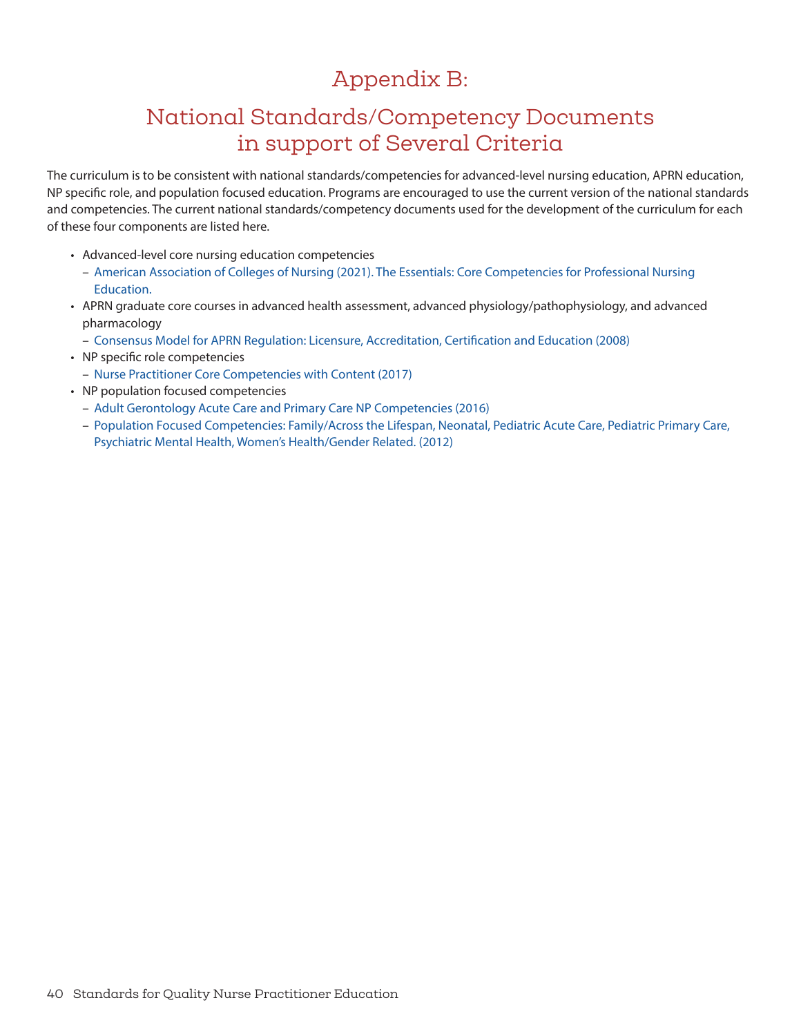# Appendix B:

## National Standards/Competency Documents in support of Several Criteria

The curriculum is to be consistent with national standards/competencies for advanced-level nursing education, APRN education, NP specific role, and population focused education. Programs are encouraged to use the current version of the national standards and competencies. The current national standards/competency documents used for the development of the curriculum for each of these four components are listed here.

- Advanced-level core nursing education competencies
  - American Association of Colleges of Nursing (2021). The Essentials: Core Competencies for Professional Nursing Education.
- APRN graduate core courses in advanced health assessment, advanced physiology/pathophysiology, and advanced pharmacology
  - Consensus Model for APRN Regulation: Licensure, Accreditation, Certification and Education (2008)
- NP specific role competencies
  - Nurse Practitioner Core Competencies with Content (2017)
- NP population focused competencies
  - Adult Gerontology Acute Care and Primary Care NP Competencies (2016)
  - Population Focused Competencies: Family/Across the Lifespan, Neonatal, Pediatric Acute Care, Pediatric Primary Care, Psychiatric Mental Health, Women's Health/Gender Related. (2012)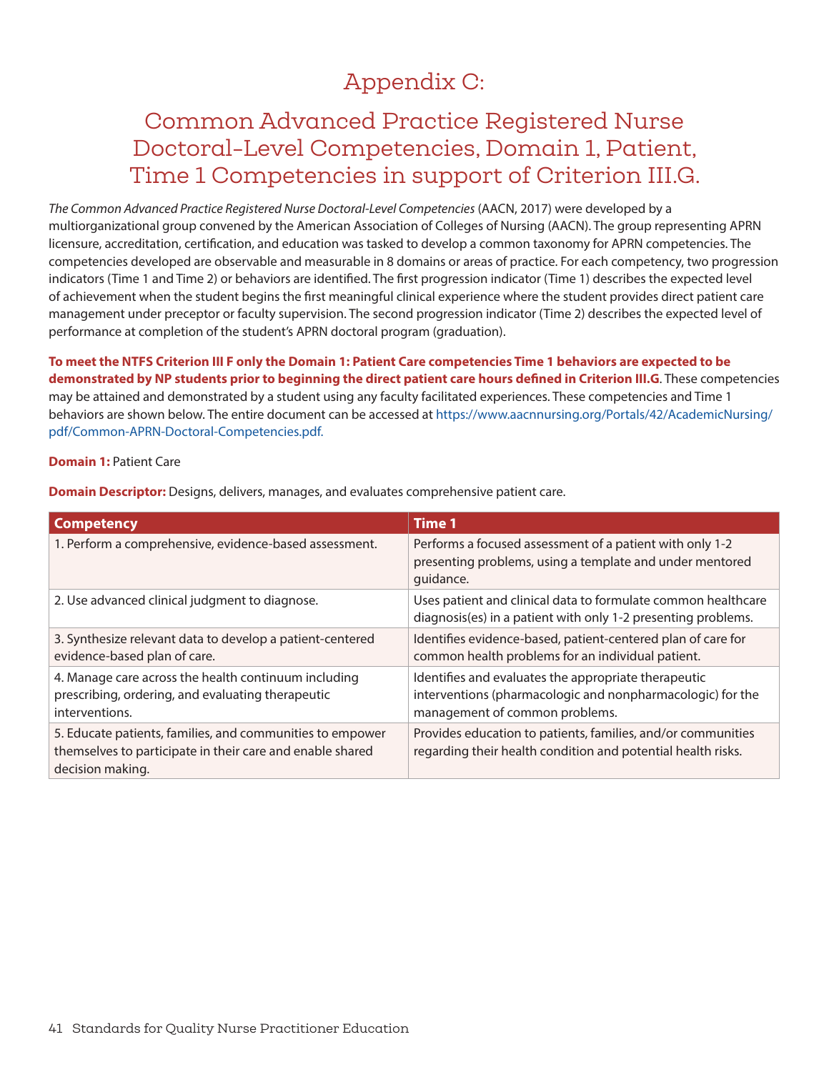# Appendix C:

## Common Advanced Practice Registered Nurse Doctoral-Level Competencies, Domain 1, Patient, Time 1 Competencies in support of Criterion III.G.

*The Common Advanced Practice Registered Nurse Doctoral-Level Competencies* (AACN, 2017) were developed by a multiorganizational group convened by the American Association of Colleges of Nursing (AACN). The group representing APRN licensure, accreditation, certification, and education was tasked to develop a common taxonomy for APRN competencies. The competencies developed are observable and measurable in 8 domains or areas of practice. For each competency, two progression indicators (Time 1 and Time 2) or behaviors are identified. The first progression indicator (Time 1) describes the expected level of achievement when the student begins the first meaningful clinical experience where the student provides direct patient care management under preceptor or faculty supervision. The second progression indicator (Time 2) describes the expected level of performance at completion of the student's APRN doctoral program (graduation).

**To meet the NTFS Criterion III F only the Domain 1: Patient Care competencies Time 1 behaviors are expected to be demonstrated by NP students prior to beginning the direct patient care hours defined in Criterion III.G**. These competencies may be attained and demonstrated by a student using any faculty facilitated experiences. These competencies and Time 1 behaviors are shown below. The entire document can be accessed at https://www.aacnnursing.org/Portals/42/AcademicNursing/pdf/Common-APRN-Doctoral-Competencies.pdf.

**Domain 1:** Patient Care

**Domain Descriptor:** Designs, delivers, manages, and evaluates comprehensive patient care.

| Competency | Time 1 |
|---|---|
| 1. Perform a comprehensive, evidence-based assessment. | Performs a focused assessment of a patient with only 1-2 presenting problems, using a template and under mentored guidance. |
| 2. Use advanced clinical judgment to diagnose. | Uses patient and clinical data to formulate common healthcare diagnosis(es) in a patient with only 1-2 presenting problems. |
| 3. Synthesize relevant data to develop a patient-centered evidence-based plan of care. | Identifies evidence-based, patient-centered plan of care for common health problems for an individual patient. |
| 4. Manage care across the health continuum including prescribing, ordering, and evaluating therapeutic interventions. | Identifies and evaluates the appropriate therapeutic interventions (pharmacologic and nonpharmacologic) for the management of common problems. |
| 5. Educate patients, families, and communities to empower themselves to participate in their care and enable shared decision making. | Provides education to patients, families, and/or communities regarding their health condition and potential health risks. |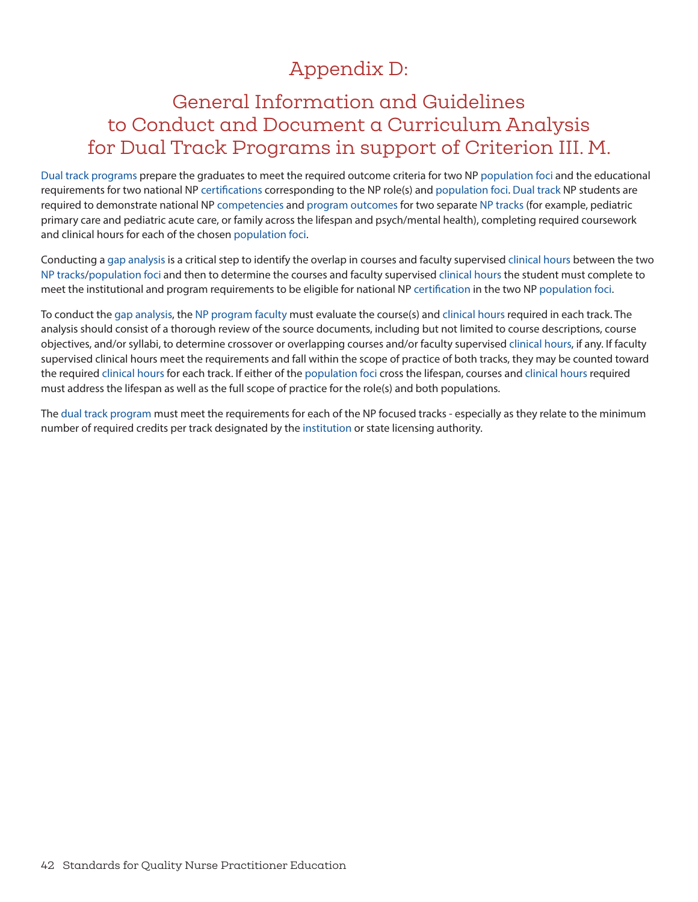# Appendix D:

## General Information and Guidelines to Conduct and Document a Curriculum Analysis for Dual Track Programs in support of Criterion III. M.

Dual track programs prepare the graduates to meet the required outcome criteria for two NP population foci and the educational requirements for two national NP certifications corresponding to the NP role(s) and population foci. Dual track NP students are required to demonstrate national NP competencies and program outcomes for two separate NP tracks (for example, pediatric primary care and pediatric acute care, or family across the lifespan and psych/mental health), completing required coursework and clinical hours for each of the chosen population foci.

Conducting a gap analysis is a critical step to identify the overlap in courses and faculty supervised clinical hours between the two NP tracks/population foci and then to determine the courses and faculty supervised clinical hours the student must complete to meet the institutional and program requirements to be eligible for national NP certification in the two NP population foci.

To conduct the gap analysis, the NP program faculty must evaluate the course(s) and clinical hours required in each track. The analysis should consist of a thorough review of the source documents, including but not limited to course descriptions, course objectives, and/or syllabi, to determine crossover or overlapping courses and/or faculty supervised clinical hours, if any. If faculty supervised clinical hours meet the requirements and fall within the scope of practice of both tracks, they may be counted toward the required clinical hours for each track. If either of the population foci cross the lifespan, courses and clinical hours required must address the lifespan as well as the full scope of practice for the role(s) and both populations.

The dual track program must meet the requirements for each of the NP focused tracks - especially as they relate to the minimum number of required credits per track designated by the institution or state licensing authority.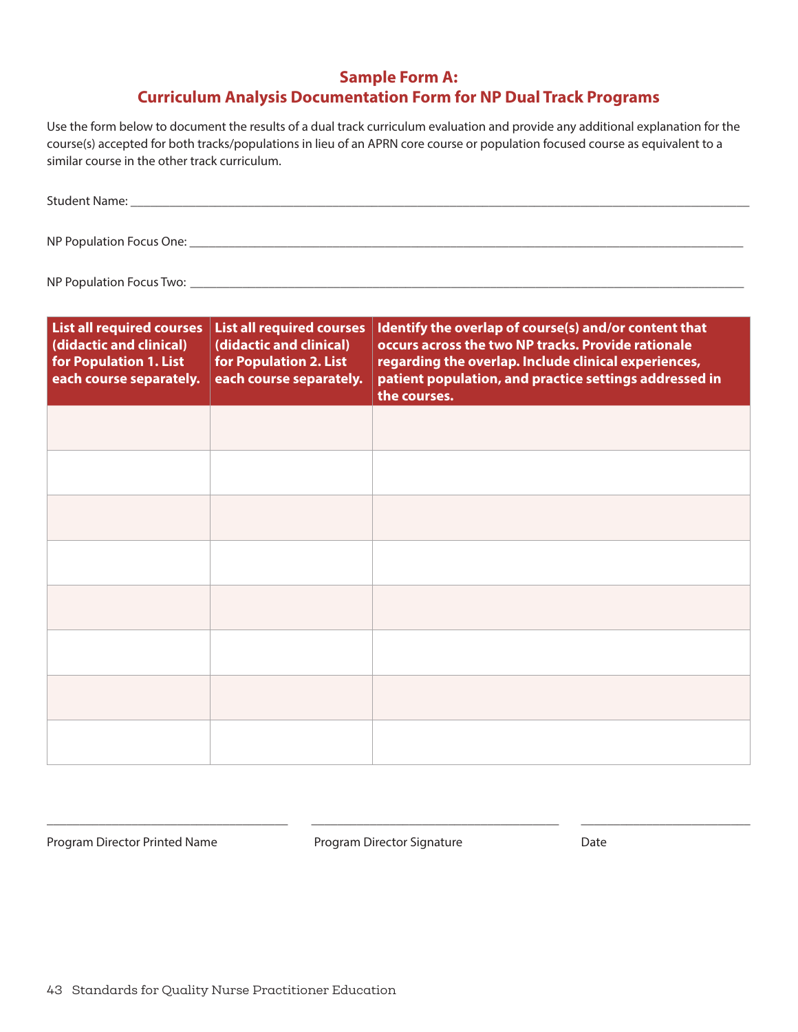## Sample Form A:
## Curriculum Analysis Documentation Form for NP Dual Track Programs

Use the form below to document the results of a dual track curriculum evaluation and provide any additional explanation for the course(s) accepted for both tracks/populations in lieu of an APRN core course or population focused course as equivalent to a similar course in the other track curriculum.

Student Name: ___________________________________________________________________________________________

NP Population Focus One: ______________________________________________________________________________

NP Population Focus Two: ______________________________________________________________________________

| List all required courses (didactic and clinical) for Population 1. List each course separately. | List all required courses (didactic and clinical) for Population 2. List each course separately. | Identify the overlap of course(s) and/or content that occurs across the two NP tracks. Provide rationale regarding the overlap. Include clinical experiences, patient population, and practice settings addressed in the courses. |
|---|---|---|
| | | |
| | | |
| | | |
| | | |
| | | |
| | | |
| | | |
| | | |

___________________________________ ___________________________________ __________________________

Program Director Printed Name | Program Director Signature | Date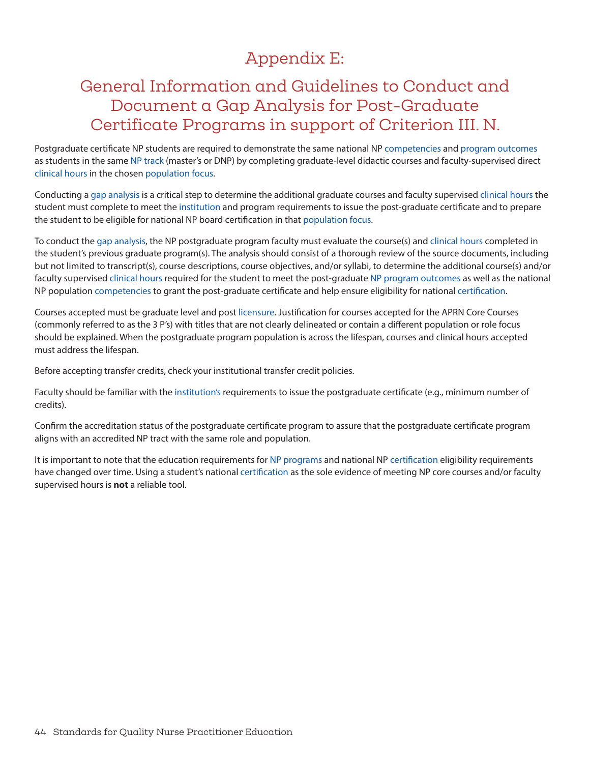# Appendix E:

## General Information and Guidelines to Conduct and Document a Gap Analysis for Post-Graduate Certificate Programs in support of Criterion III. N.

Postgraduate certificate NP students are required to demonstrate the same national NP competencies and program outcomes as students in the same NP track (master's or DNP) by completing graduate-level didactic courses and faculty-supervised direct clinical hours in the chosen population focus.

Conducting a gap analysis is a critical step to determine the additional graduate courses and faculty supervised clinical hours the student must complete to meet the institution and program requirements to issue the post-graduate certificate and to prepare the student to be eligible for national NP board certification in that population focus.

To conduct the gap analysis, the NP postgraduate program faculty must evaluate the course(s) and clinical hours completed in the student's previous graduate program(s). The analysis should consist of a thorough review of the source documents, including but not limited to transcript(s), course descriptions, course objectives, and/or syllabi, to determine the additional course(s) and/or faculty supervised clinical hours required for the student to meet the post-graduate NP program outcomes as well as the national NP population competencies to grant the post-graduate certificate and help ensure eligibility for national certification.

Courses accepted must be graduate level and post licensure. Justification for courses accepted for the APRN Core Courses (commonly referred to as the 3 P's) with titles that are not clearly delineated or contain a different population or role focus should be explained. When the postgraduate program population is across the lifespan, courses and clinical hours accepted must address the lifespan.

Before accepting transfer credits, check your institutional transfer credit policies.

Faculty should be familiar with the institution's requirements to issue the postgraduate certificate (e.g., minimum number of credits).

Confirm the accreditation status of the postgraduate certificate program to assure that the postgraduate certificate program aligns with an accredited NP tract with the same role and population.

It is important to note that the education requirements for NP programs and national NP certification eligibility requirements have changed over time. Using a student's national certification as the sole evidence of meeting NP core courses and/or faculty supervised hours is **not** a reliable tool.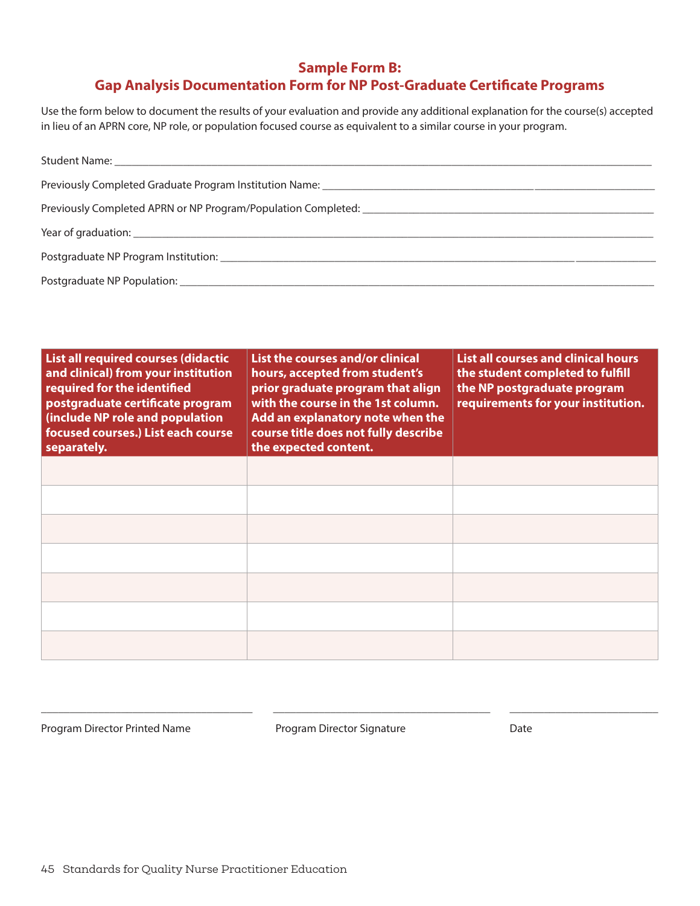## Sample Form B:
## Gap Analysis Documentation Form for NP Post-Graduate Certificate Programs

Use the form below to document the results of your evaluation and provide any additional explanation for the course(s) accepted in lieu of an APRN core, NP role, or population focused course as equivalent to a similar course in your program.

Student Name: ___________________________________________

Previously Completed Graduate Program Institution Name: ___________________________________________

Previously Completed APRN or NP Program/Population Completed: ___________________________________________

Year of graduation: ___________________________________________

Postgraduate NP Program Institution: ___________________________________________

Postgraduate NP Population: ___________________________________________

| List all required courses (didactic and clinical) from your institution required for the identified postgraduate certificate program (include NP role and population focused courses.) List each course separately. | List the courses and/or clinical hours, accepted from student's prior graduate program that align with the course in the 1st column. Add an explanatory note when the course title does not fully describe the expected content. | List all courses and clinical hours the student completed to fulfill the NP postgraduate program requirements for your institution. |
|---|---|---|
| | | |
| | | |
| | | |
| | | |
| | | |
| | | |
| | | |

___________________________ ___________________________ ___________________________

Program Director Printed Name | Program Director Signature | Date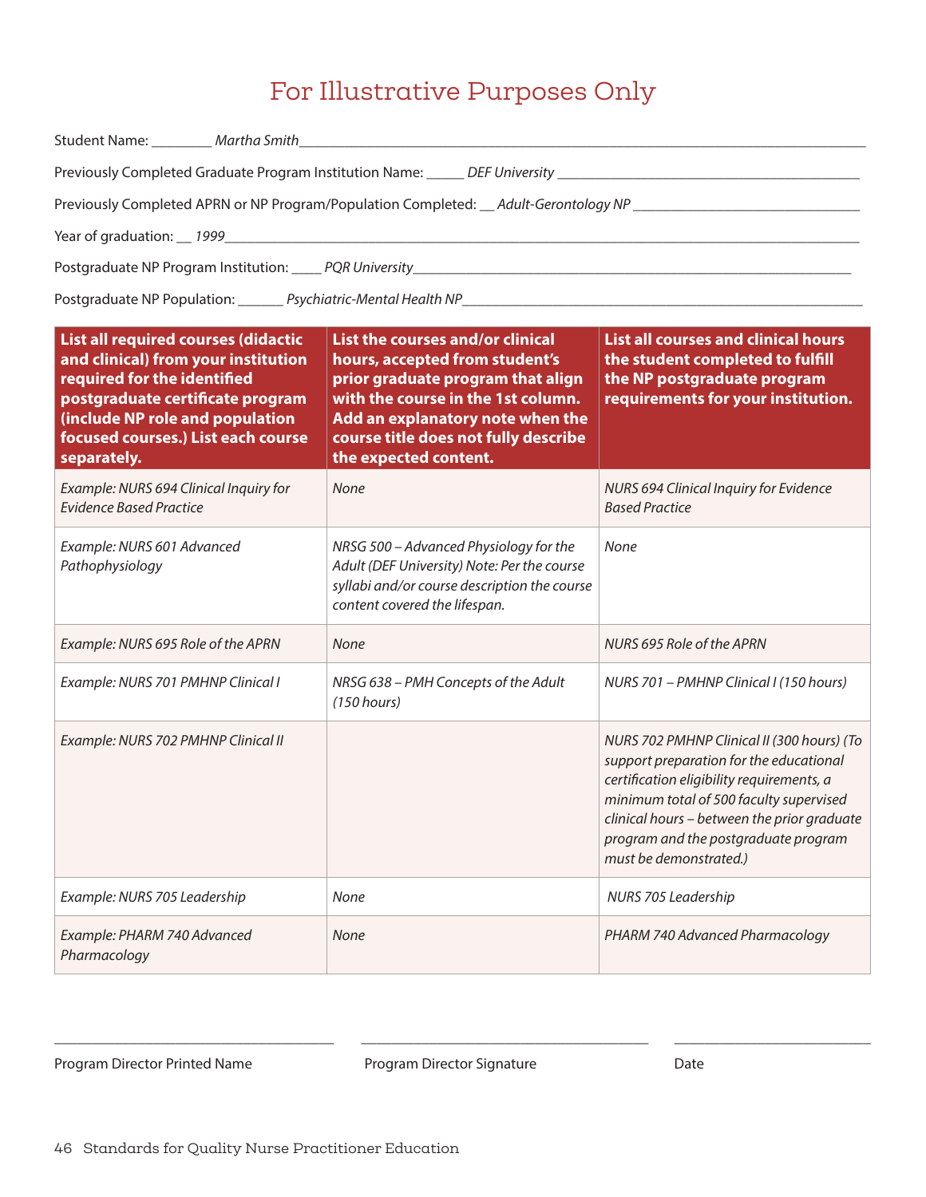# For Illustrative Purposes Only

Student Name: *Martha Smith*

Previously Completed Graduate Program Institution Name: *DEF University*

Previously Completed APRN or NP Program/Population Completed: *Adult-Gerontology NP*

Year of graduation: *1999*

Postgraduate NP Program Institution: *PQR University*

Postgraduate NP Population: *Psychiatric-Mental Health NP*

| List all required courses (didactic and clinical) from your institution required for the identified postgraduate certificate program (include NP role and population focused courses.) List each course separately. | List the courses and/or clinical hours, accepted from student's prior graduate program that align with the course in the 1st column. Add an explanatory note when the course title does not fully describe the expected content. | List all courses and clinical hours the student completed to fulfill the NP postgraduate program requirements for your institution. |
|---|---|---|
| *Example: NURS 694 Clinical Inquiry for Evidence Based Practice* | *None* | *NURS 694 Clinical Inquiry for Evidence Based Practice* |
| *Example: NURS 601 Advanced Pathophysiology* | *NRSG 500 – Advanced Physiology for the Adult (DEF University) Note: Per the course syllabi and/or course description the course content covered the lifespan.* | *None* |
| *Example: NURS 695 Role of the APRN* | *None* | *NURS 695 Role of the APRN* |
| *Example: NURS 701 PMHNP Clinical I* | *NRSG 638 – PMH Concepts of the Adult (150 hours)* | *NURS 701 – PMHNP Clinical I (150 hours)* |
| *Example: NURS 702 PMHNP Clinical II* | | *NURS 702 PMHNP Clinical II (300 hours) (To support preparation for the educational certification eligibility requirements, a minimum total of 500 faculty supervised clinical hours – between the prior graduate program and the postgraduate program must be demonstrated.)* |
| *Example: NURS 705 Leadership* | *None* | *NURS 705 Leadership* |
| *Example: PHARM 740 Advanced Pharmacology* | *None* | *PHARM 740 Advanced Pharmacology* |

_______________________________ _______________________________ _______________________

Program Director Printed Name Program Director Signature Date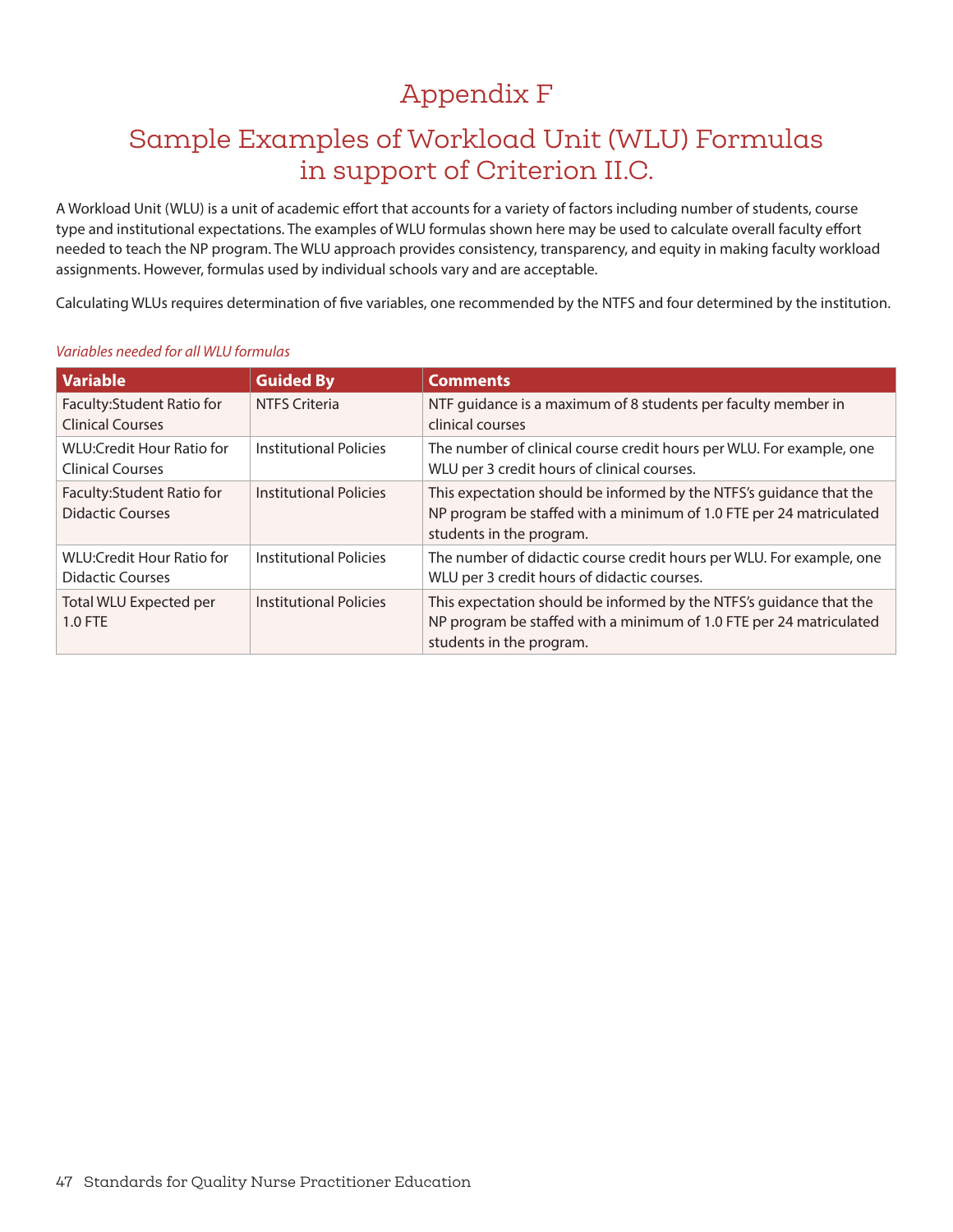# Appendix F

## Sample Examples of Workload Unit (WLU) Formulas in support of Criterion II.C.

A Workload Unit (WLU) is a unit of academic effort that accounts for a variety of factors including number of students, course type and institutional expectations. The examples of WLU formulas shown here may be used to calculate overall faculty effort needed to teach the NP program. The WLU approach provides consistency, transparency, and equity in making faculty workload assignments. However, formulas used by individual schools vary and are acceptable.

Calculating WLUs requires determination of five variables, one recommended by the NTFS and four determined by the institution.

*Variables needed for all WLU formulas*

| Variable | Guided By | Comments |
|---|---|---|
| Faculty:Student Ratio for Clinical Courses | NTFS Criteria | NTF guidance is a maximum of 8 students per faculty member in clinical courses |
| WLU:Credit Hour Ratio for Clinical Courses | Institutional Policies | The number of clinical course credit hours per WLU. For example, one WLU per 3 credit hours of clinical courses. |
| Faculty:Student Ratio for Didactic Courses | Institutional Policies | This expectation should be informed by the NTFS's guidance that the NP program be staffed with a minimum of 1.0 FTE per 24 matriculated students in the program. |
| WLU:Credit Hour Ratio for Didactic Courses | Institutional Policies | The number of didactic course credit hours per WLU. For example, one WLU per 3 credit hours of didactic courses. |
| Total WLU Expected per 1.0 FTE | Institutional Policies | This expectation should be informed by the NTFS's guidance that the NP program be staffed with a minimum of 1.0 FTE per 24 matriculated students in the program. |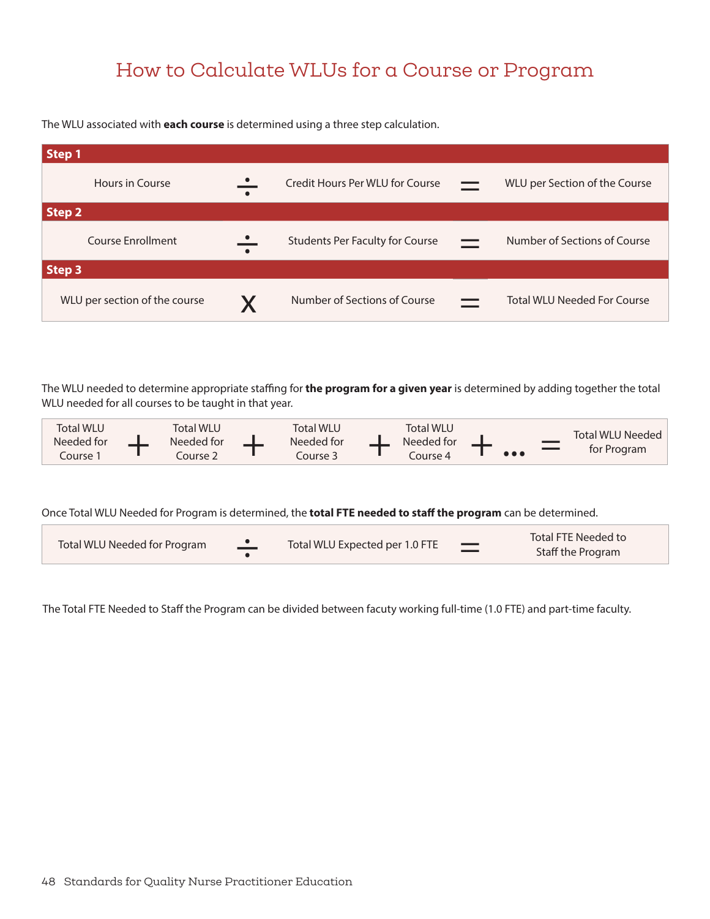# How to Calculate WLUs for a Course or Program

The WLU associated with **each course** is determined using a three step calculation.

| | | | | |
|---|---|---|---|---|
| **Step 1** | | | | |
| Hours in Course | ÷ | Credit Hours Per WLU for Course | = | WLU per Section of the Course |
| **Step 2** | | | | |
| Course Enrollment | ÷ | Students Per Faculty for Course | = | Number of Sections of Course |
| **Step 3** | | | | |
| WLU per section of the course | X | Number of Sections of Course | = | Total WLU Needed For Course |

The WLU needed to determine appropriate staffing for **the program for a given year** is determined by adding together the total WLU needed for all courses to be taught in that year.

| | | | | | | | | | | |
|---|---|---|---|---|---|---|---|---|---|---|
| Total WLU Needed for Course 1 | + | Total WLU Needed for Course 2 | + | Total WLU Needed for Course 3 | + | Total WLU Needed for Course 4 | + | ... | = | Total WLU Needed for Program |

Once Total WLU Needed for Program is determined, the **total FTE needed to staff the program** can be determined.

| | | | | |
|---|---|---|---|---|
| Total WLU Needed for Program | ÷ | Total WLU Expected per 1.0 FTE | = | Total FTE Needed to Staff the Program |

The Total FTE Needed to Staff the Program can be divided between facuty working full-time (1.0 FTE) and part-time faculty.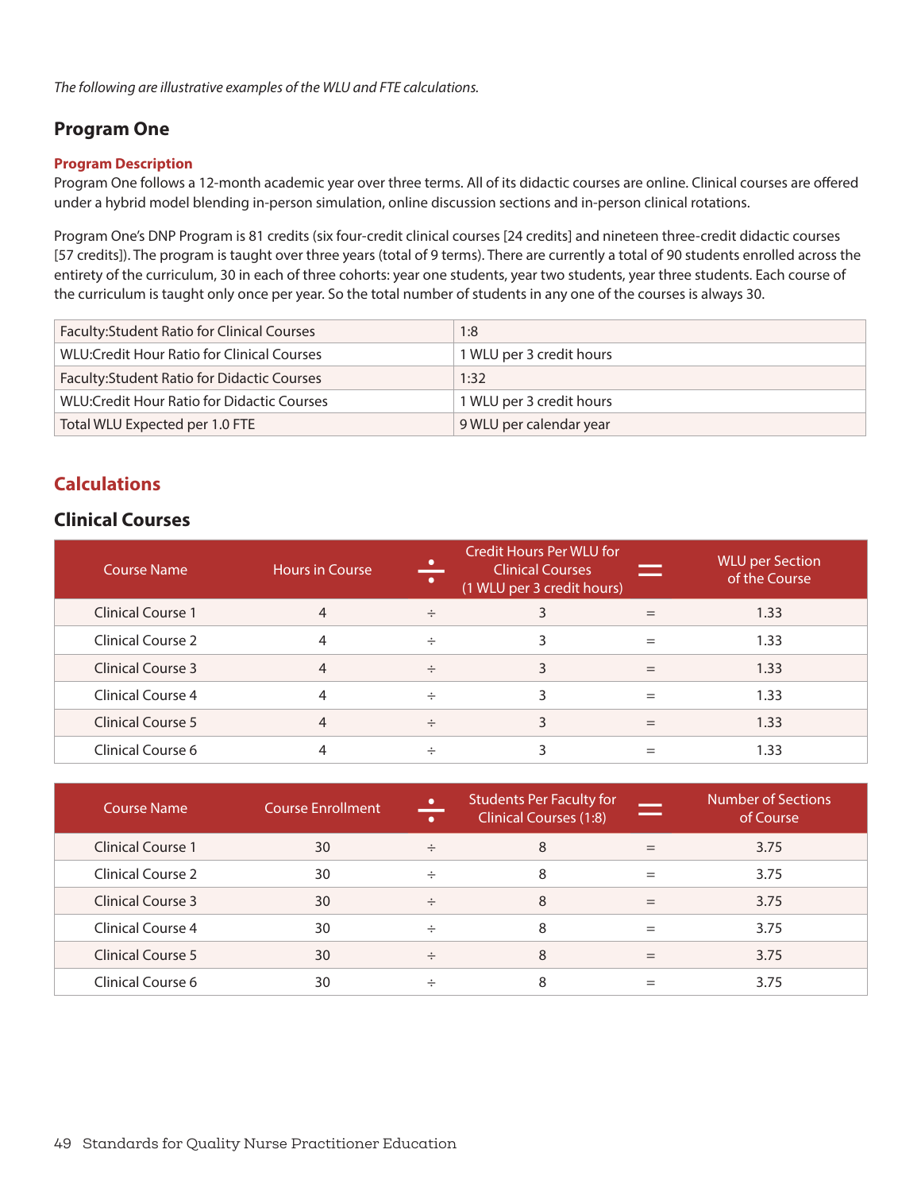*The following are illustrative examples of the WLU and FTE calculations.*

## Program One

### Program Description

Program One follows a 12-month academic year over three terms. All of its didactic courses are online. Clinical courses are offered under a hybrid model blending in-person simulation, online discussion sections and in-person clinical rotations.

Program One's DNP Program is 81 credits (six four-credit clinical courses [24 credits] and nineteen three-credit didactic courses [57 credits]). The program is taught over three years (total of 9 terms). There are currently a total of 90 students enrolled across the entirety of the curriculum, 30 in each of three cohorts: year one students, year two students, year three students. Each course of the curriculum is taught only once per year. So the total number of students in any one of the courses is always 30.

| | |
|---|---|
| Faculty:Student Ratio for Clinical Courses | 1:8 |
| WLU:Credit Hour Ratio for Clinical Courses | 1 WLU per 3 credit hours |
| Faculty:Student Ratio for Didactic Courses | 1:32 |
| WLU:Credit Hour Ratio for Didactic Courses | 1 WLU per 3 credit hours |
| Total WLU Expected per 1.0 FTE | 9 WLU per calendar year |

## Calculations

### Clinical Courses

| Course Name | Hours in Course | ÷ | Credit Hours Per WLU for Clinical Courses (1 WLU per 3 credit hours) | = | WLU per Section of the Course |
|---|---|---|---|---|---|
| Clinical Course 1 | 4 | ÷ | 3 | = | 1.33 |
| Clinical Course 2 | 4 | ÷ | 3 | = | 1.33 |
| Clinical Course 3 | 4 | ÷ | 3 | = | 1.33 |
| Clinical Course 4 | 4 | ÷ | 3 | = | 1.33 |
| Clinical Course 5 | 4 | ÷ | 3 | = | 1.33 |
| Clinical Course 6 | 4 | ÷ | 3 | = | 1.33 |

| Course Name | Course Enrollment | ÷ | Students Per Faculty for Clinical Courses (1:8) | = | Number of Sections of Course |
|---|---|---|---|---|---|
| Clinical Course 1 | 30 | ÷ | 8 | = | 3.75 |
| Clinical Course 2 | 30 | ÷ | 8 | = | 3.75 |
| Clinical Course 3 | 30 | ÷ | 8 | = | 3.75 |
| Clinical Course 4 | 30 | ÷ | 8 | = | 3.75 |
| Clinical Course 5 | 30 | ÷ | 8 | = | 3.75 |
| Clinical Course 6 | 30 | ÷ | 8 | = | 3.75 |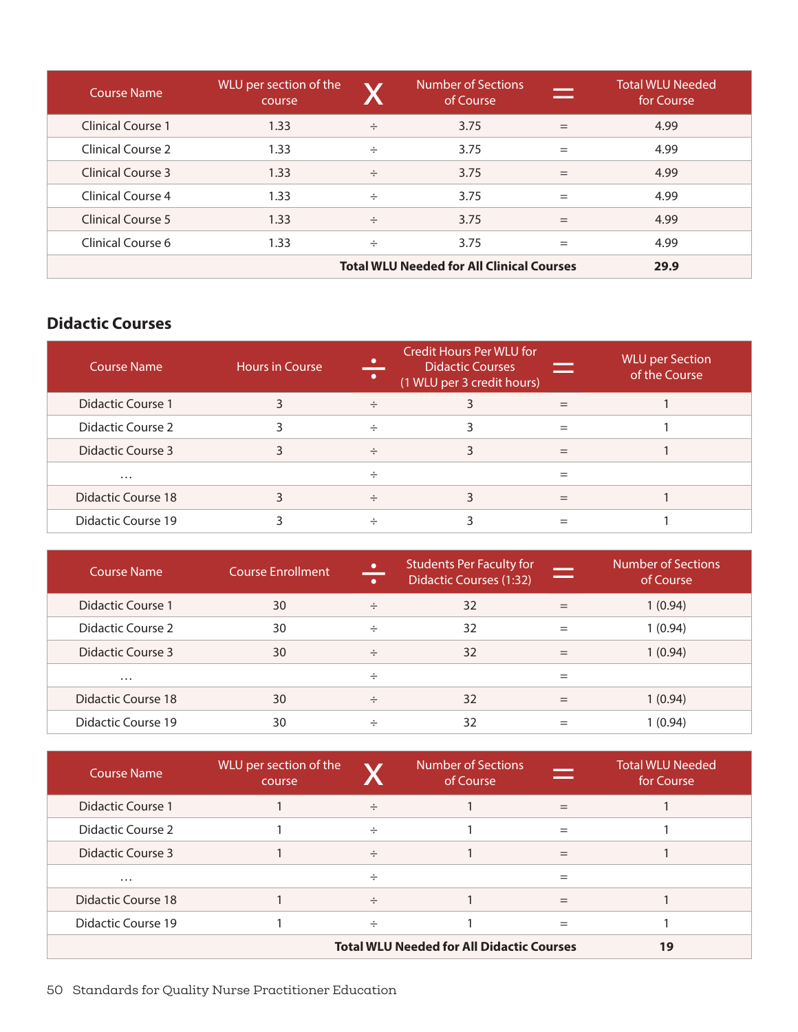| Course Name | WLU per section of the course | X | Number of Sections of Course | = | Total WLU Needed for Course |
|---|---|---|---|---|---|
| Clinical Course 1 | 1.33 | ÷ | 3.75 | = | 4.99 |
| Clinical Course 2 | 1.33 | ÷ | 3.75 | = | 4.99 |
| Clinical Course 3 | 1.33 | ÷ | 3.75 | = | 4.99 |
| Clinical Course 4 | 1.33 | ÷ | 3.75 | = | 4.99 |
| Clinical Course 5 | 1.33 | ÷ | 3.75 | = | 4.99 |
| Clinical Course 6 | 1.33 | ÷ | 3.75 | = | 4.99 |
| | | | **Total WLU Needed for All Clinical Courses** | | **29.9** |

## Didactic Courses

| Course Name | Hours in Course | ÷ | Credit Hours Per WLU for Didactic Courses (1 WLU per 3 credit hours) | = | WLU per Section of the Course |
|---|---|---|---|---|---|
| Didactic Course 1 | 3 | ÷ | 3 | = | 1 |
| Didactic Course 2 | 3 | ÷ | 3 | = | 1 |
| Didactic Course 3 | 3 | ÷ | 3 | = | 1 |
| … | | ÷ | | = | |
| Didactic Course 18 | 3 | ÷ | 3 | = | 1 |
| Didactic Course 19 | 3 | ÷ | 3 | = | 1 |

| Course Name | Course Enrollment | ÷ | Students Per Faculty for Didactic Courses (1:32) | = | Number of Sections of Course |
|---|---|---|---|---|---|
| Didactic Course 1 | 30 | ÷ | 32 | = | 1 (0.94) |
| Didactic Course 2 | 30 | ÷ | 32 | = | 1 (0.94) |
| Didactic Course 3 | 30 | ÷ | 32 | = | 1 (0.94) |
| … | | ÷ | | = | |
| Didactic Course 18 | 30 | ÷ | 32 | = | 1 (0.94) |
| Didactic Course 19 | 30 | ÷ | 32 | = | 1 (0.94) |

| Course Name | WLU per section of the course | X | Number of Sections of Course | = | Total WLU Needed for Course |
|---|---|---|---|---|---|
| Didactic Course 1 | 1 | ÷ | 1 | = | 1 |
| Didactic Course 2 | 1 | ÷ | 1 | = | 1 |
| Didactic Course 3 | 1 | ÷ | 1 | = | 1 |
| … | | ÷ | | = | |
| Didactic Course 18 | 1 | ÷ | 1 | = | 1 |
| Didactic Course 19 | 1 | ÷ | 1 | = | 1 |
| | | | **Total WLU Needed for All Didactic Courses** | | **19** |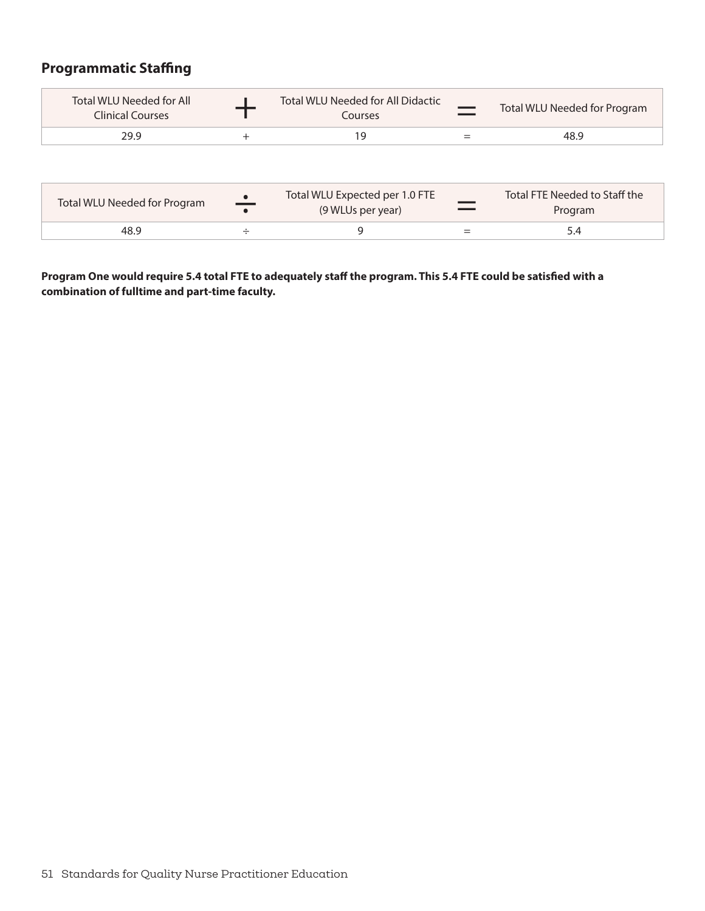## Programmatic Staffing

| Total WLU Needed for All Clinical Courses | + | Total WLU Needed for All Didactic Courses | = | Total WLU Needed for Program |
|---|---|---|---|---|
| 29.9 | + | 19 | = | 48.9 |

| Total WLU Needed for Program | ÷ | Total WLU Expected per 1.0 FTE (9 WLUs per year) | = | Total FTE Needed to Staff the Program |
|---|---|---|---|---|
| 48.9 | ÷ | 9 | = | 5.4 |

**Program One would require 5.4 total FTE to adequately staff the program. This 5.4 FTE could be satisfied with a combination of fulltime and part-time faculty.**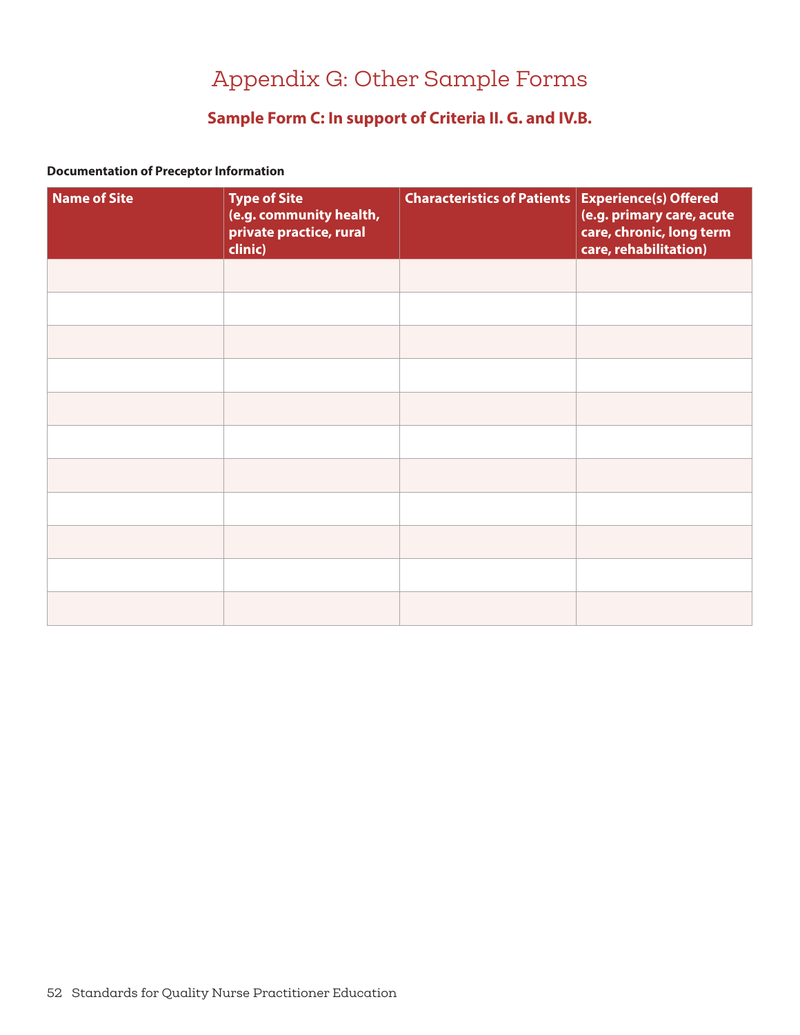# Appendix G: Other Sample Forms

## Sample Form C: In support of Criteria II. G. and IV.B.

**Documentation of Preceptor Information**

| Name of Site | Type of Site (e.g. community health, private practice, rural clinic) | Characteristics of Patients | Experience(s) Offered (e.g. primary care, acute care, chronic, long term care, rehabilitation) |
|---|---|---|---|
| | | | |
| | | | |
| | | | |
| | | | |
| | | | |
| | | | |
| | | | |
| | | | |
| | | | |
| | | | |
| | | | |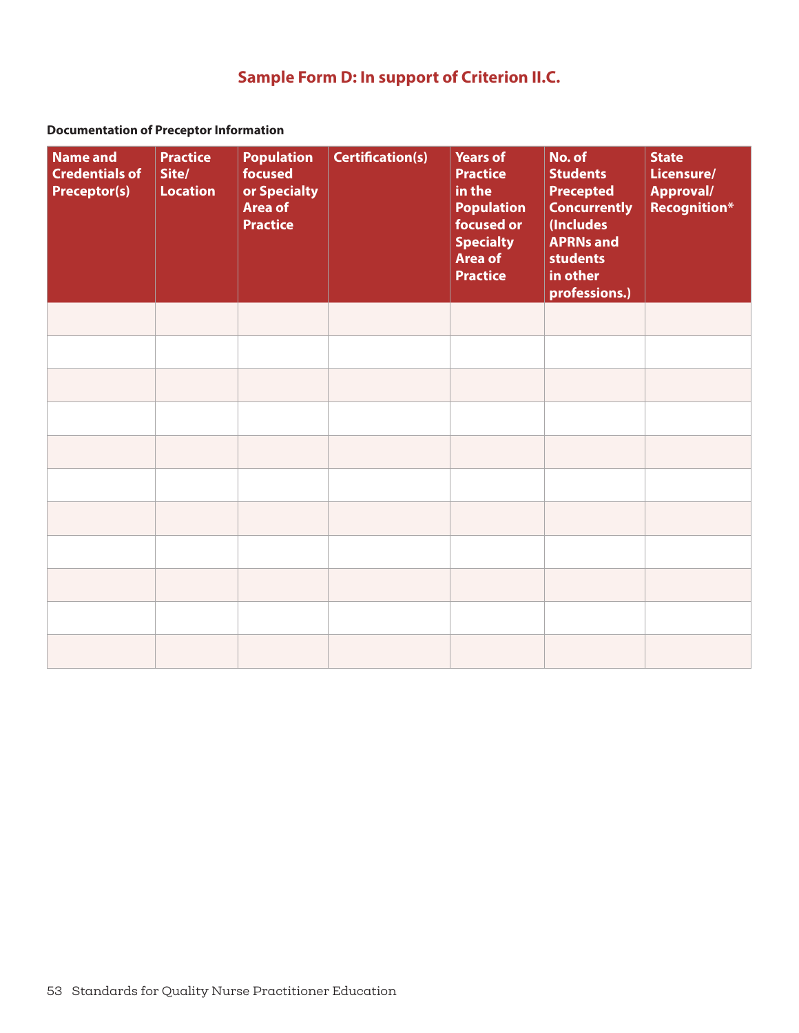## Sample Form D: In support of Criterion II.C.

**Documentation of Preceptor Information**

| Name and Credentials of Preceptor(s) | Practice Site/ Location | Population focused or Specialty Area of Practice | Certification(s) | Years of Practice in the Population focused or Specialty Area of Practice | No. of Students Precepted Concurrently (Includes APRNs and students in other professions.) | State Licensure/ Approval/ Recognition* |
|---|---|---|---|---|---|---|
| | | | | | | |
| | | | | | | |
| | | | | | | |
| | | | | | | |
| | | | | | | |
| | | | | | | |
| | | | | | | |
| | | | | | | |
| | | | | | | |
| | | | | | | |
| | | | | | | |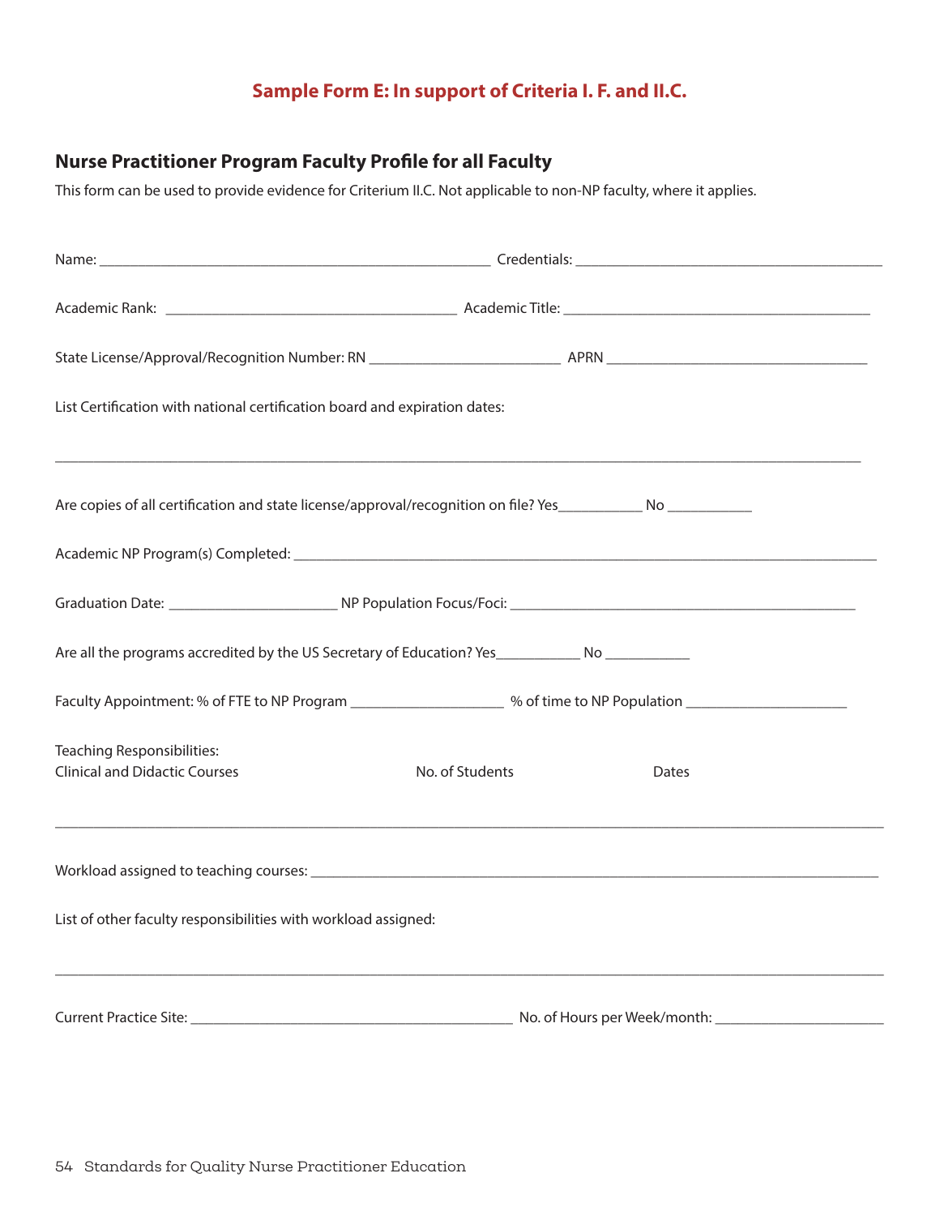## Sample Form E: In support of Criteria I. F. and II.C.

### Nurse Practitioner Program Faculty Profile for all Faculty

This form can be used to provide evidence for Criterium II.C. Not applicable to non-NP faculty, where it applies.

Name: ______________________________________________ Credentials: ____________________________________

Academic Rank: __________________________________ Academic Title: ____________________________________

State License/Approval/Recognition Number: RN _____________________ APRN _______________________________

List Certification with national certification board and expiration dates:

_____________________________________________________________________________________________

Are copies of all certification and state license/approval/recognition on file? Yes__________ No __________

Academic NP Program(s) Completed: _______________________________________________________________

Graduation Date: ____________________ NP Population Focus/Foci: _________________________________________

Are all the programs accredited by the US Secretary of Education? Yes__________ No __________

Faculty Appointment: % of FTE to NP Program __________________ % of time to NP Population ___________________

Teaching Responsibilities:

Clinical and Didactic Courses          No. of Students          Dates

_____________________________________________________________________________________________

Workload assigned to teaching courses: _______________________________________________________________

List of other faculty responsibilities with workload assigned:

_____________________________________________________________________________________________

Current Practice Site: ______________________________________ No. of Hours per Week/month: ____________________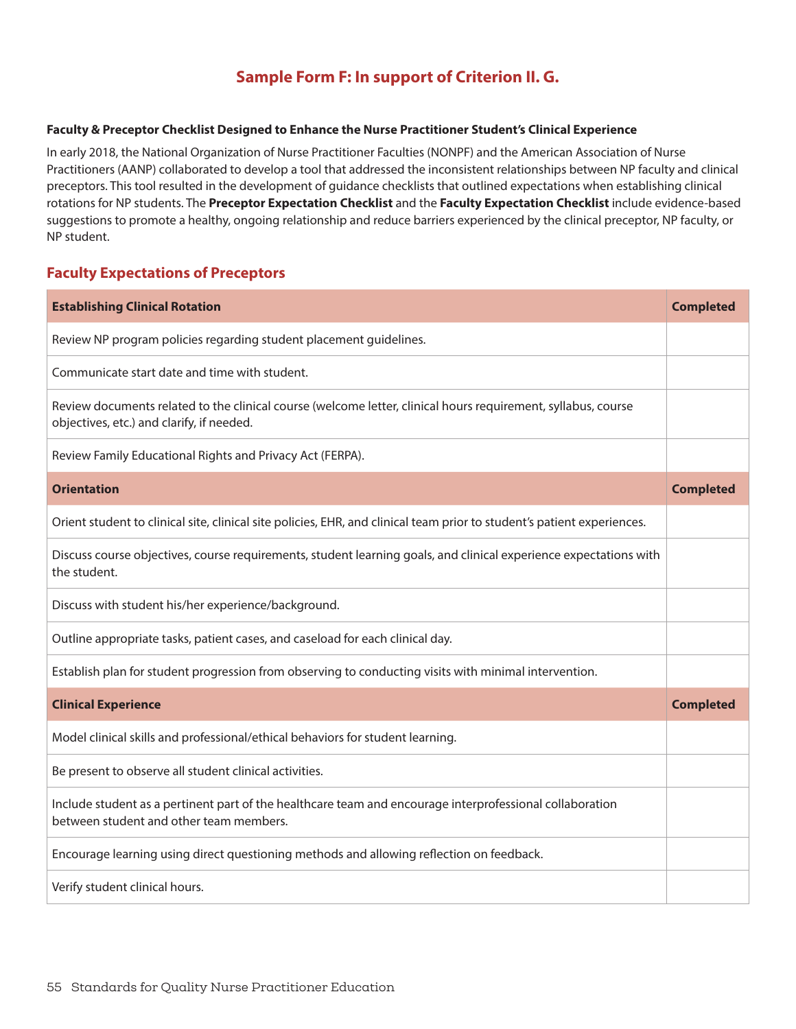## Sample Form F: In support of Criterion II. G.

**Faculty & Preceptor Checklist Designed to Enhance the Nurse Practitioner Student's Clinical Experience**

In early 2018, the National Organization of Nurse Practitioner Faculties (NONPF) and the American Association of Nurse Practitioners (AANP) collaborated to develop a tool that addressed the inconsistent relationships between NP faculty and clinical preceptors. This tool resulted in the development of guidance checklists that outlined expectations when establishing clinical rotations for NP students. The **Preceptor Expectation Checklist** and the **Faculty Expectation Checklist** include evidence-based suggestions to promote a healthy, ongoing relationship and reduce barriers experienced by the clinical preceptor, NP faculty, or NP student.

### Faculty Expectations of Preceptors

| Establishing Clinical Rotation | Completed |
|---|---|
| Review NP program policies regarding student placement guidelines. | |
| Communicate start date and time with student. | |
| Review documents related to the clinical course (welcome letter, clinical hours requirement, syllabus, course objectives, etc.) and clarify, if needed. | |
| Review Family Educational Rights and Privacy Act (FERPA). | |
| **Orientation** | **Completed** |
| Orient student to clinical site, clinical site policies, EHR, and clinical team prior to student's patient experiences. | |
| Discuss course objectives, course requirements, student learning goals, and clinical experience expectations with the student. | |
| Discuss with student his/her experience/background. | |
| Outline appropriate tasks, patient cases, and caseload for each clinical day. | |
| Establish plan for student progression from observing to conducting visits with minimal intervention. | |
| **Clinical Experience** | **Completed** |
| Model clinical skills and professional/ethical behaviors for student learning. | |
| Be present to observe all student clinical activities. | |
| Include student as a pertinent part of the healthcare team and encourage interprofessional collaboration between student and other team members. | |
| Encourage learning using direct questioning methods and allowing reflection on feedback. | |
| Verify student clinical hours. | |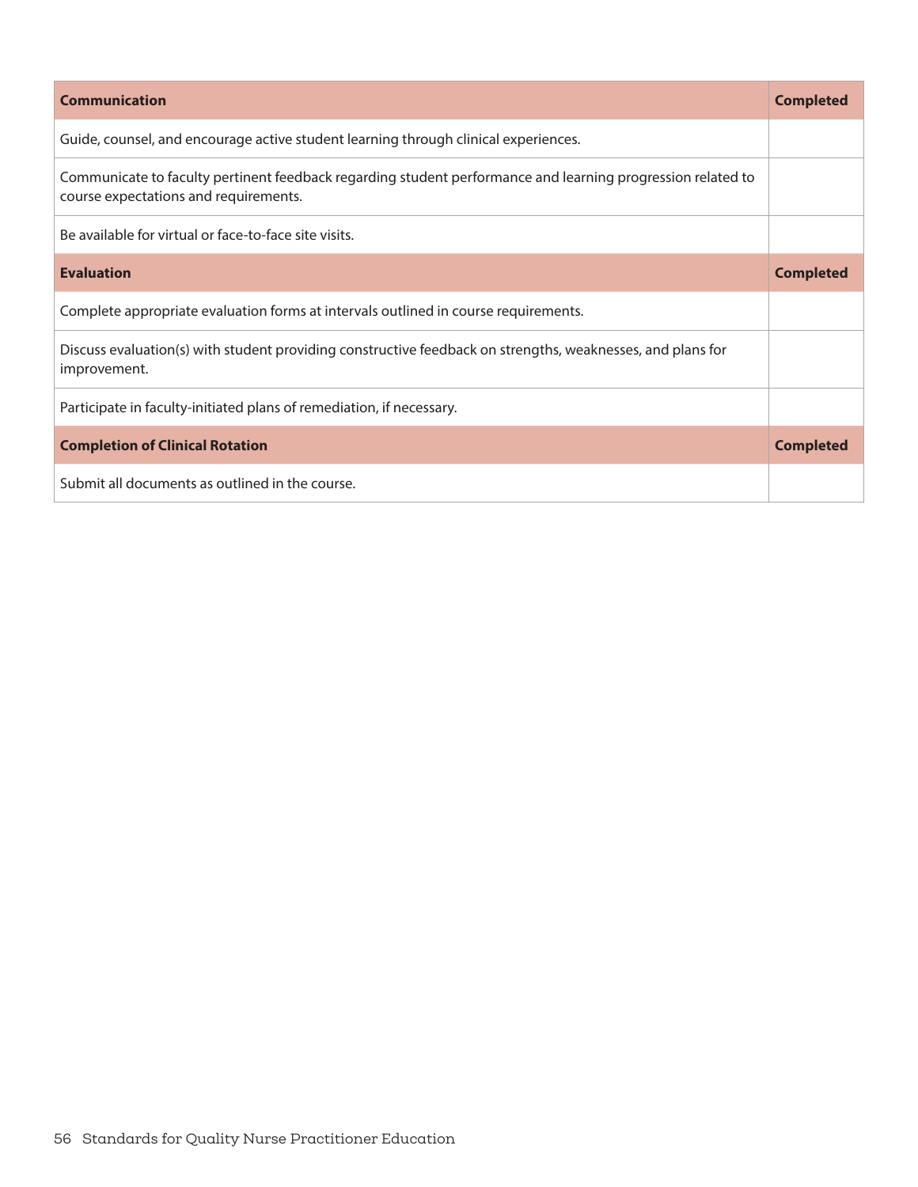| Communication | Completed |
|---|---|
| Guide, counsel, and encourage active student learning through clinical experiences. | |
| Communicate to faculty pertinent feedback regarding student performance and learning progression related to course expectations and requirements. | |
| Be available for virtual or face-to-face site visits. | |
| **Evaluation** | **Completed** |
| Complete appropriate evaluation forms at intervals outlined in course requirements. | |
| Discuss evaluation(s) with student providing constructive feedback on strengths, weaknesses, and plans for improvement. | |
| Participate in faculty-initiated plans of remediation, if necessary. | |
| **Completion of Clinical Rotation** | **Completed** |
| Submit all documents as outlined in the course. | |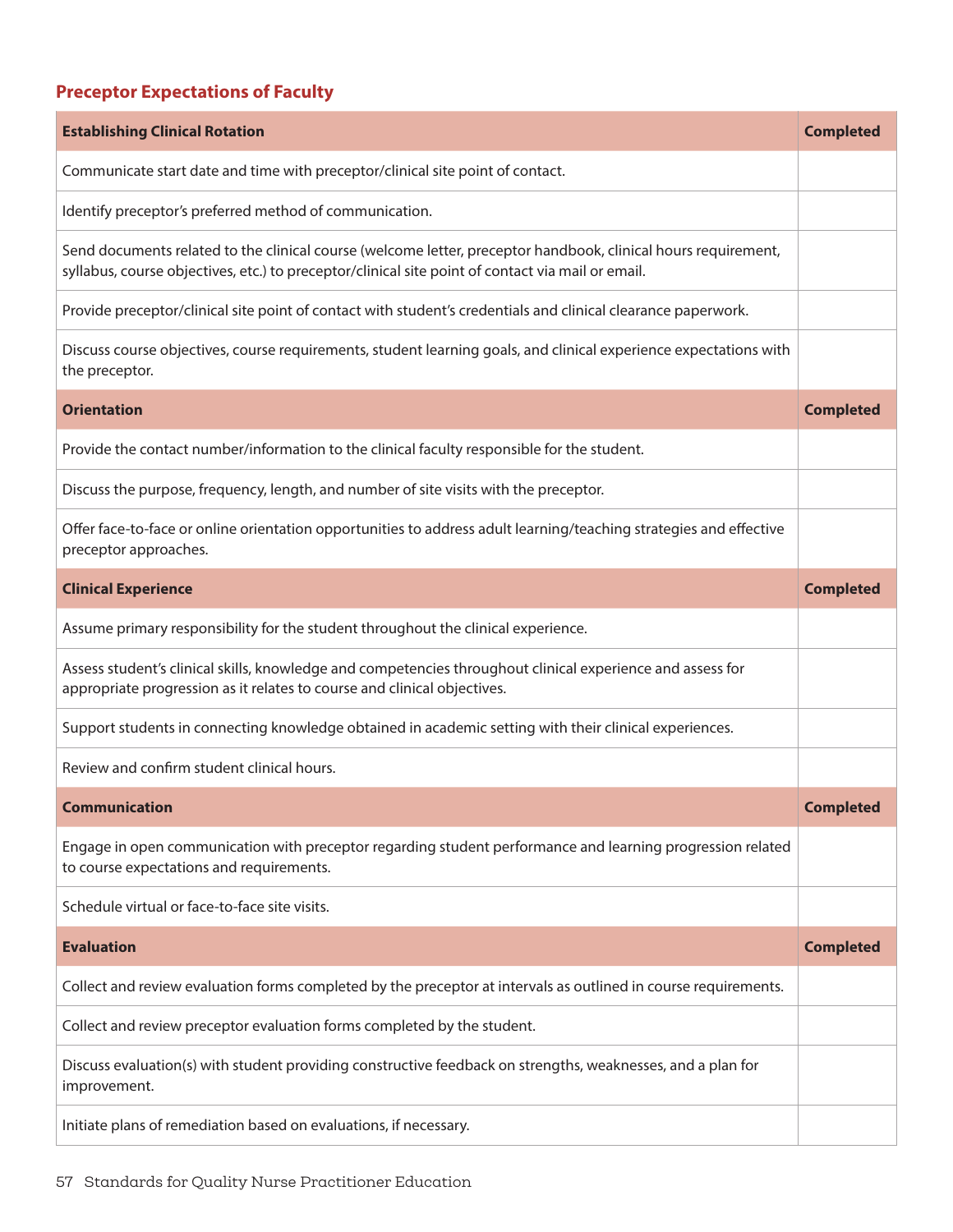## Preceptor Expectations of Faculty

| Establishing Clinical Rotation | Completed |
| --- | --- |
| Communicate start date and time with preceptor/clinical site point of contact. | |
| Identify preceptor's preferred method of communication. | |
| Send documents related to the clinical course (welcome letter, preceptor handbook, clinical hours requirement, syllabus, course objectives, etc.) to preceptor/clinical site point of contact via mail or email. | |
| Provide preceptor/clinical site point of contact with student's credentials and clinical clearance paperwork. | |
| Discuss course objectives, course requirements, student learning goals, and clinical experience expectations with the preceptor. | |
| **Orientation** | **Completed** |
| Provide the contact number/information to the clinical faculty responsible for the student. | |
| Discuss the purpose, frequency, length, and number of site visits with the preceptor. | |
| Offer face-to-face or online orientation opportunities to address adult learning/teaching strategies and effective preceptor approaches. | |
| **Clinical Experience** | **Completed** |
| Assume primary responsibility for the student throughout the clinical experience. | |
| Assess student's clinical skills, knowledge and competencies throughout clinical experience and assess for appropriate progression as it relates to course and clinical objectives. | |
| Support students in connecting knowledge obtained in academic setting with their clinical experiences. | |
| Review and confirm student clinical hours. | |
| **Communication** | **Completed** |
| Engage in open communication with preceptor regarding student performance and learning progression related to course expectations and requirements. | |
| Schedule virtual or face-to-face site visits. | |
| **Evaluation** | **Completed** |
| Collect and review evaluation forms completed by the preceptor at intervals as outlined in course requirements. | |
| Collect and review preceptor evaluation forms completed by the student. | |
| Discuss evaluation(s) with student providing constructive feedback on strengths, weaknesses, and a plan for improvement. | |
| Initiate plans of remediation based on evaluations, if necessary. | |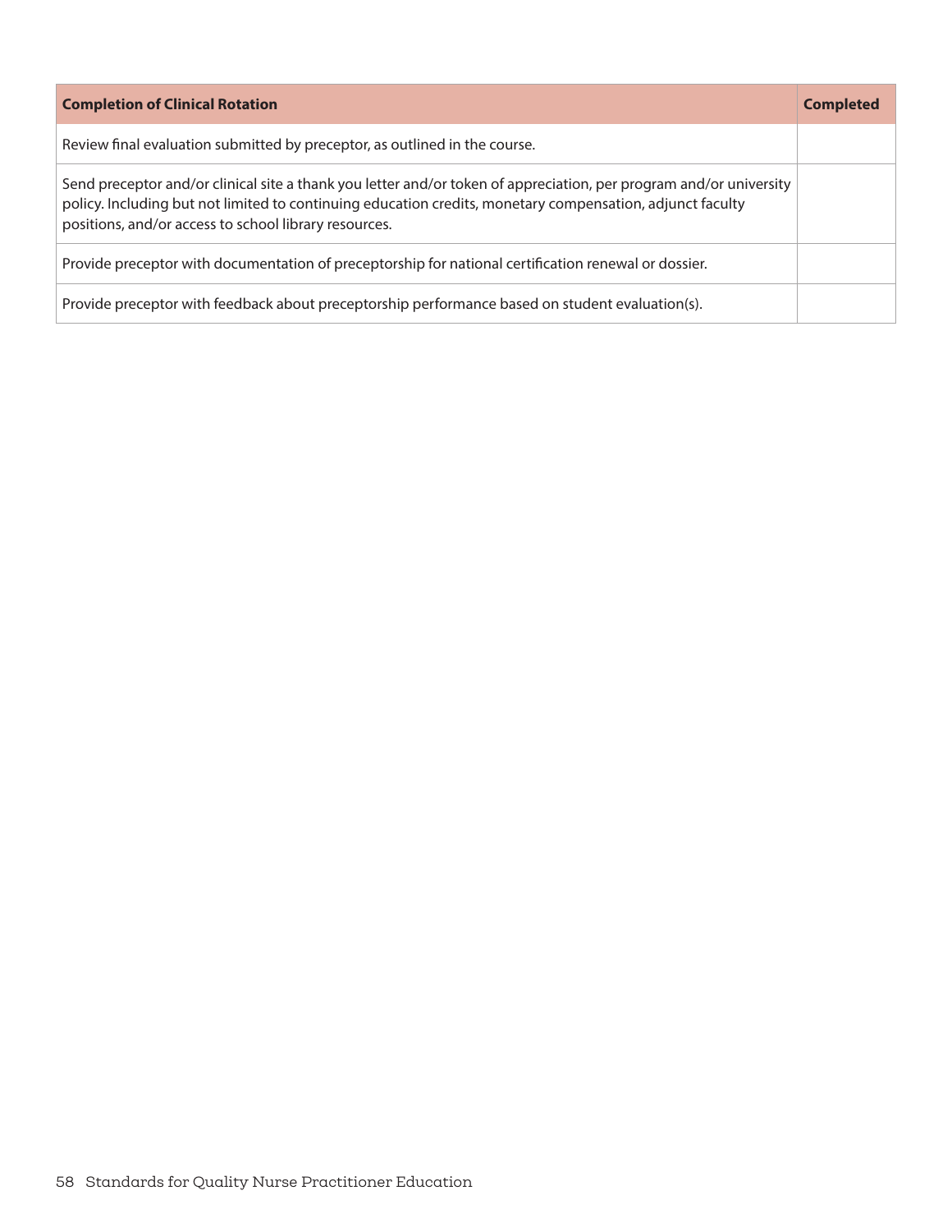| Completion of Clinical Rotation | Completed |
|---|---|
| Review final evaluation submitted by preceptor, as outlined in the course. | |
| Send preceptor and/or clinical site a thank you letter and/or token of appreciation, per program and/or university policy. Including but not limited to continuing education credits, monetary compensation, adjunct faculty positions, and/or access to school library resources. | |
| Provide preceptor with documentation of preceptorship for national certification renewal or dossier. | |
| Provide preceptor with feedback about preceptorship performance based on student evaluation(s). | |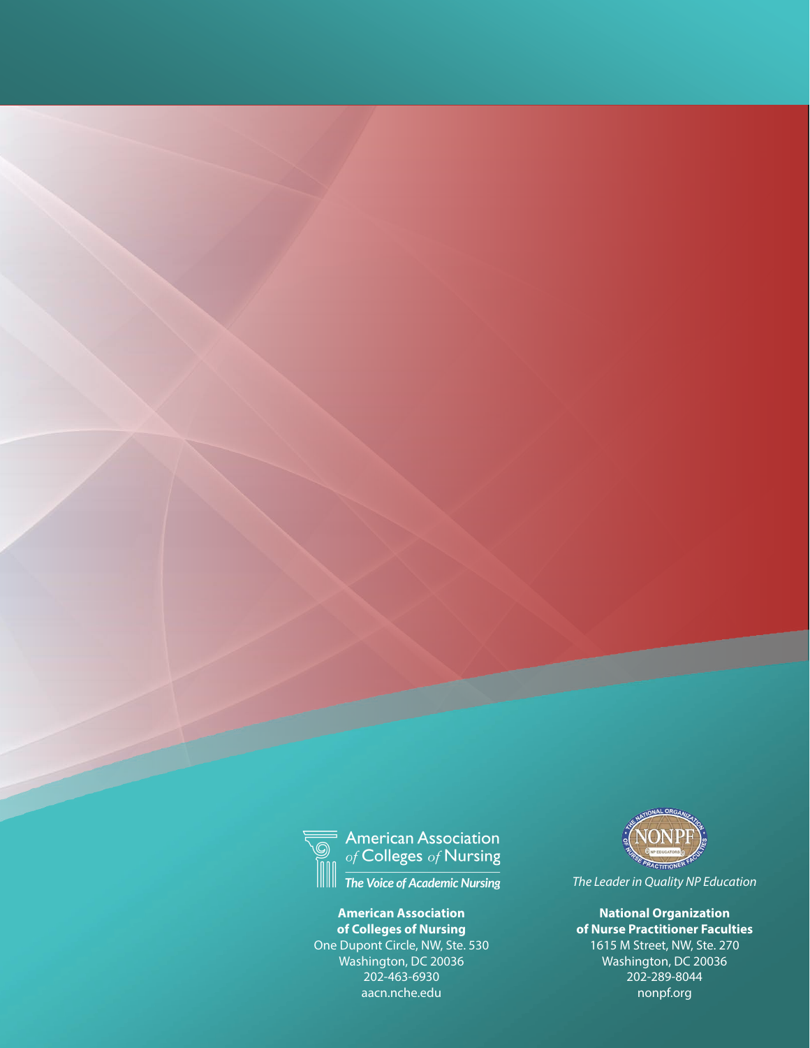American Association *of* Colleges *of* Nursing

*The Voice of Academic Nursing*

**American Association of Colleges of Nursing**
One Dupont Circle, NW, Ste. 530
Washington, DC 20036
202-463-6930
aacn.nche.edu

THE NATIONAL ORGANIZATION OF NURSE PRACTITIONER FACULTIES
NONPF
NP EDUCATORS

*The Leader in Quality NP Education*

**National Organization of Nurse Practitioner Faculties**
1615 M Street, NW, Ste. 270
Washington, DC 20036
202-289-8044
nonpf.org